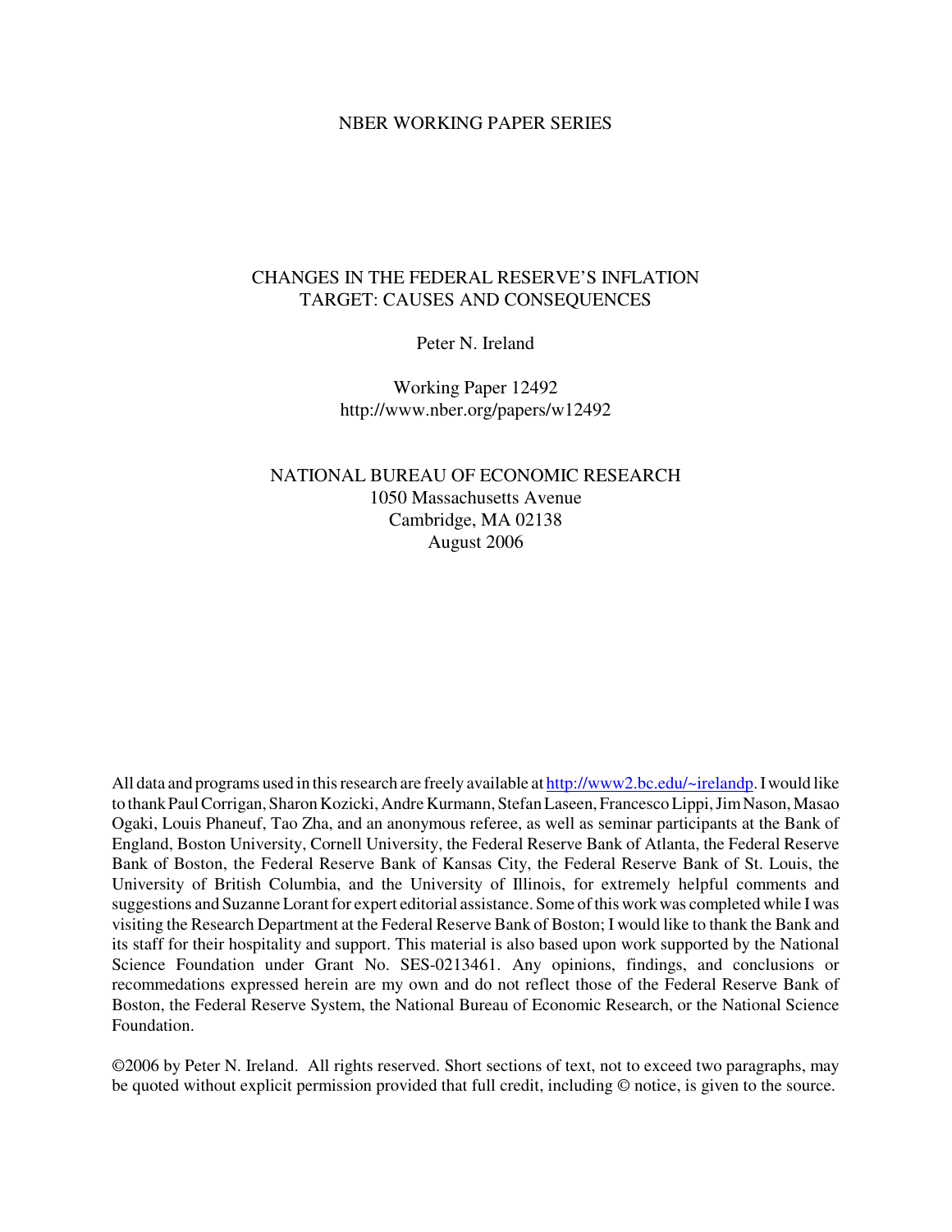NBER WORKING PAPER SERIES

# CHANGES IN THE FEDERAL RESERVE'S INFLATION TARGET: CAUSES AND CONSEQUENCES

Peter N. Ireland

Working Paper 12492
http://www.nber.org/papers/w12492

NATIONAL BUREAU OF ECONOMIC RESEARCH
1050 Massachusetts Avenue
Cambridge, MA 02138
August 2006

All data and programs used in this research are freely available at http://www2.bc.edu/~irelandp. I would like to thank Paul Corrigan, Sharon Kozicki, Andre Kurmann, Stefan Laseen, Francesco Lippi, Jim Nason, Masao Ogaki, Louis Phaneuf, Tao Zha, and an anonymous referee, as well as seminar participants at the Bank of England, Boston University, Cornell University, the Federal Reserve Bank of Atlanta, the Federal Reserve Bank of Boston, the Federal Reserve Bank of Kansas City, the Federal Reserve Bank of St. Louis, the University of British Columbia, and the University of Illinois, for extremely helpful comments and suggestions and Suzanne Lorant for expert editorial assistance. Some of this work was completed while I was visiting the Research Department at the Federal Reserve Bank of Boston; I would like to thank the Bank and its staff for their hospitality and support. This material is also based upon work supported by the National Science Foundation under Grant No. SES-0213461. Any opinions, findings, and conclusions or recommedations expressed herein are my own and do not reflect those of the Federal Reserve Bank of Boston, the Federal Reserve System, the National Bureau of Economic Research, or the National Science Foundation.

©2006 by Peter N. Ireland. All rights reserved. Short sections of text, not to exceed two paragraphs, may be quoted without explicit permission provided that full credit, including © notice, is given to the source.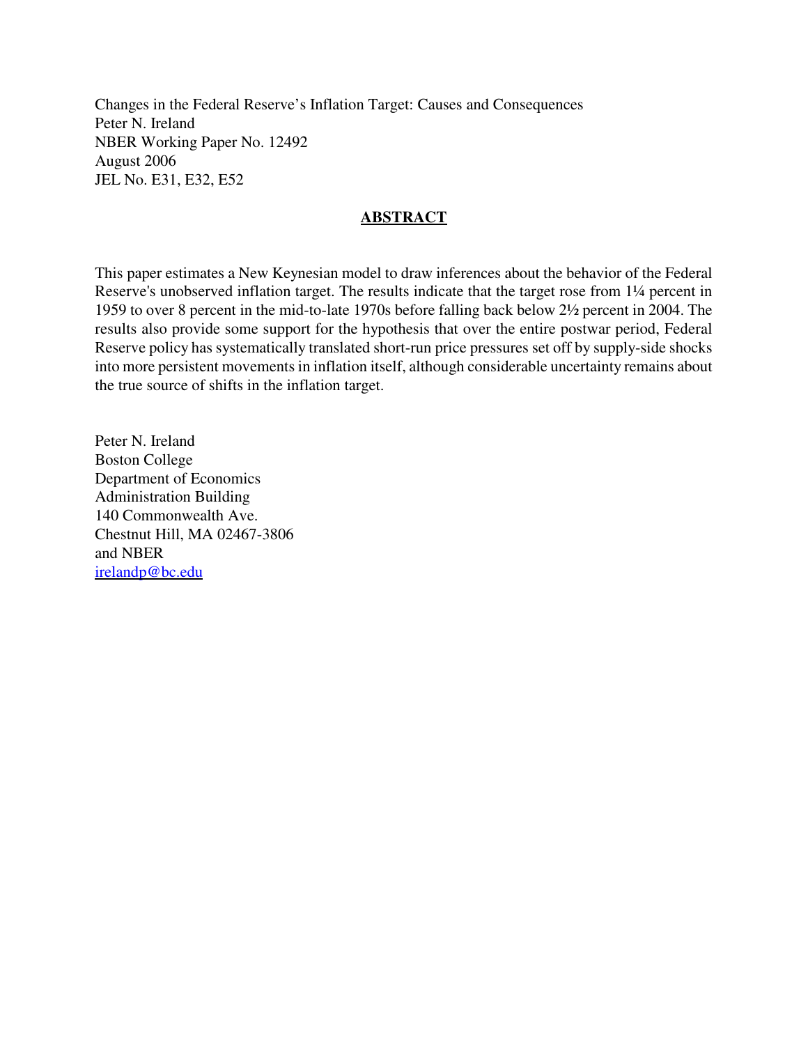Changes in the Federal Reserve's Inflation Target: Causes and Consequences
Peter N. Ireland
NBER Working Paper No. 12492
August 2006
JEL No. E31, E32, E52

## ABSTRACT

This paper estimates a New Keynesian model to draw inferences about the behavior of the Federal Reserve's unobserved inflation target. The results indicate that the target rose from 1¼ percent in 1959 to over 8 percent in the mid-to-late 1970s before falling back below 2½ percent in 2004. The results also provide some support for the hypothesis that over the entire postwar period, Federal Reserve policy has systematically translated short-run price pressures set off by supply-side shocks into more persistent movements in inflation itself, although considerable uncertainty remains about the true source of shifts in the inflation target.

Peter N. Ireland
Boston College
Department of Economics
Administration Building
140 Commonwealth Ave.
Chestnut Hill, MA 02467-3806
and NBER
irelandp@bc.edu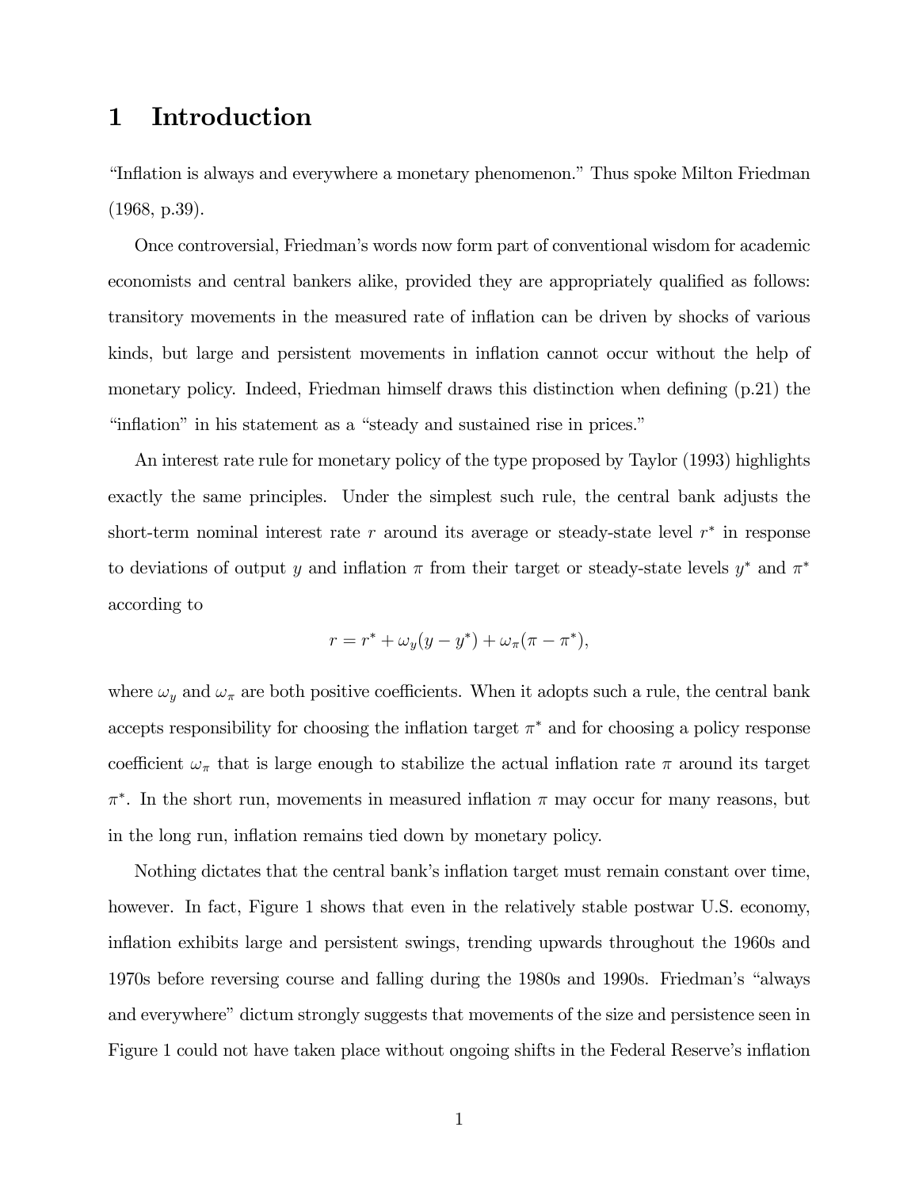# 1 Introduction

"Inflation is always and everywhere a monetary phenomenon." Thus spoke Milton Friedman (1968, p.39).

Once controversial, Friedman's words now form part of conventional wisdom for academic economists and central bankers alike, provided they are appropriately qualified as follows: transitory movements in the measured rate of inflation can be driven by shocks of various kinds, but large and persistent movements in inflation cannot occur without the help of monetary policy. Indeed, Friedman himself draws this distinction when defining (p.21) the "inflation" in his statement as a "steady and sustained rise in prices."

An interest rate rule for monetary policy of the type proposed by Taylor (1993) highlights exactly the same principles. Under the simplest such rule, the central bank adjusts the short-term nominal interest rate $r$ around its average or steady-state level $r^*$ in response to deviations of output $y$ and inflation $\pi$ from their target or steady-state levels $y^*$ and $\pi^*$ according to

$$r = r^* + \omega_y(y - y^*) + \omega_\pi(\pi - \pi^*),$$

where $\omega_y$ and $\omega_\pi$ are both positive coefficients. When it adopts such a rule, the central bank accepts responsibility for choosing the inflation target $\pi^*$ and for choosing a policy response coefficient $\omega_\pi$ that is large enough to stabilize the actual inflation rate $\pi$ around its target $\pi^*$. In the short run, movements in measured inflation $\pi$ may occur for many reasons, but in the long run, inflation remains tied down by monetary policy.

Nothing dictates that the central bank's inflation target must remain constant over time, however. In fact, Figure 1 shows that even in the relatively stable postwar U.S. economy, inflation exhibits large and persistent swings, trending upwards throughout the 1960s and 1970s before reversing course and falling during the 1980s and 1990s. Friedman's "always and everywhere" dictum strongly suggests that movements of the size and persistence seen in Figure 1 could not have taken place without ongoing shifts in the Federal Reserve's inflation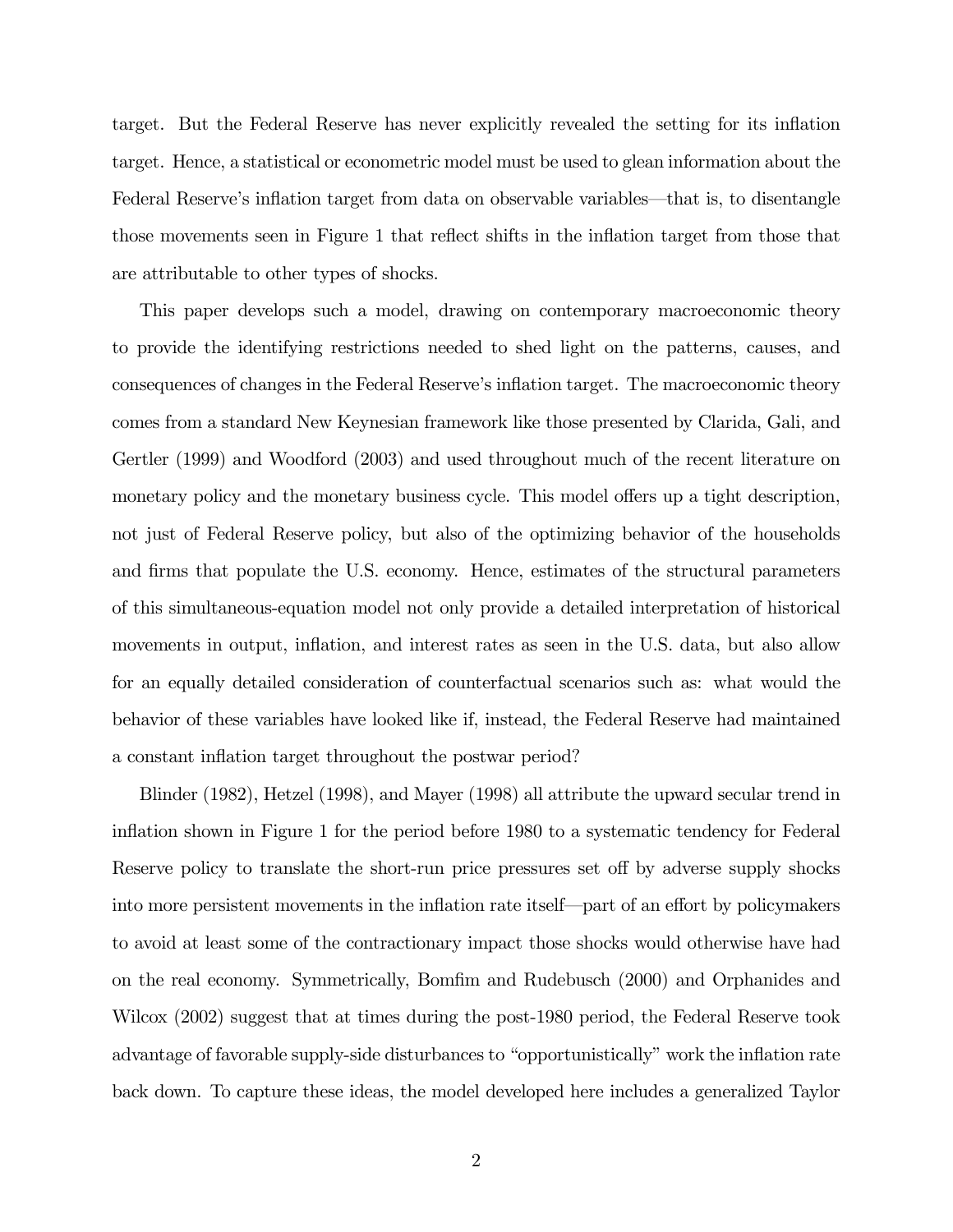target. But the Federal Reserve has never explicitly revealed the setting for its inflation target. Hence, a statistical or econometric model must be used to glean information about the Federal Reserve's inflation target from data on observable variables—that is, to disentangle those movements seen in Figure 1 that reflect shifts in the inflation target from those that are attributable to other types of shocks.

This paper develops such a model, drawing on contemporary macroeconomic theory to provide the identifying restrictions needed to shed light on the patterns, causes, and consequences of changes in the Federal Reserve's inflation target. The macroeconomic theory comes from a standard New Keynesian framework like those presented by Clarida, Gali, and Gertler (1999) and Woodford (2003) and used throughout much of the recent literature on monetary policy and the monetary business cycle. This model offers up a tight description, not just of Federal Reserve policy, but also of the optimizing behavior of the households and firms that populate the U.S. economy. Hence, estimates of the structural parameters of this simultaneous-equation model not only provide a detailed interpretation of historical movements in output, inflation, and interest rates as seen in the U.S. data, but also allow for an equally detailed consideration of counterfactual scenarios such as: what would the behavior of these variables have looked like if, instead, the Federal Reserve had maintained a constant inflation target throughout the postwar period?

Blinder (1982), Hetzel (1998), and Mayer (1998) all attribute the upward secular trend in inflation shown in Figure 1 for the period before 1980 to a systematic tendency for Federal Reserve policy to translate the short-run price pressures set off by adverse supply shocks into more persistent movements in the inflation rate itself—part of an effort by policymakers to avoid at least some of the contractionary impact those shocks would otherwise have had on the real economy. Symmetrically, Bomfim and Rudebusch (2000) and Orphanides and Wilcox (2002) suggest that at times during the post-1980 period, the Federal Reserve took advantage of favorable supply-side disturbances to "opportunistically" work the inflation rate back down. To capture these ideas, the model developed here includes a generalized Taylor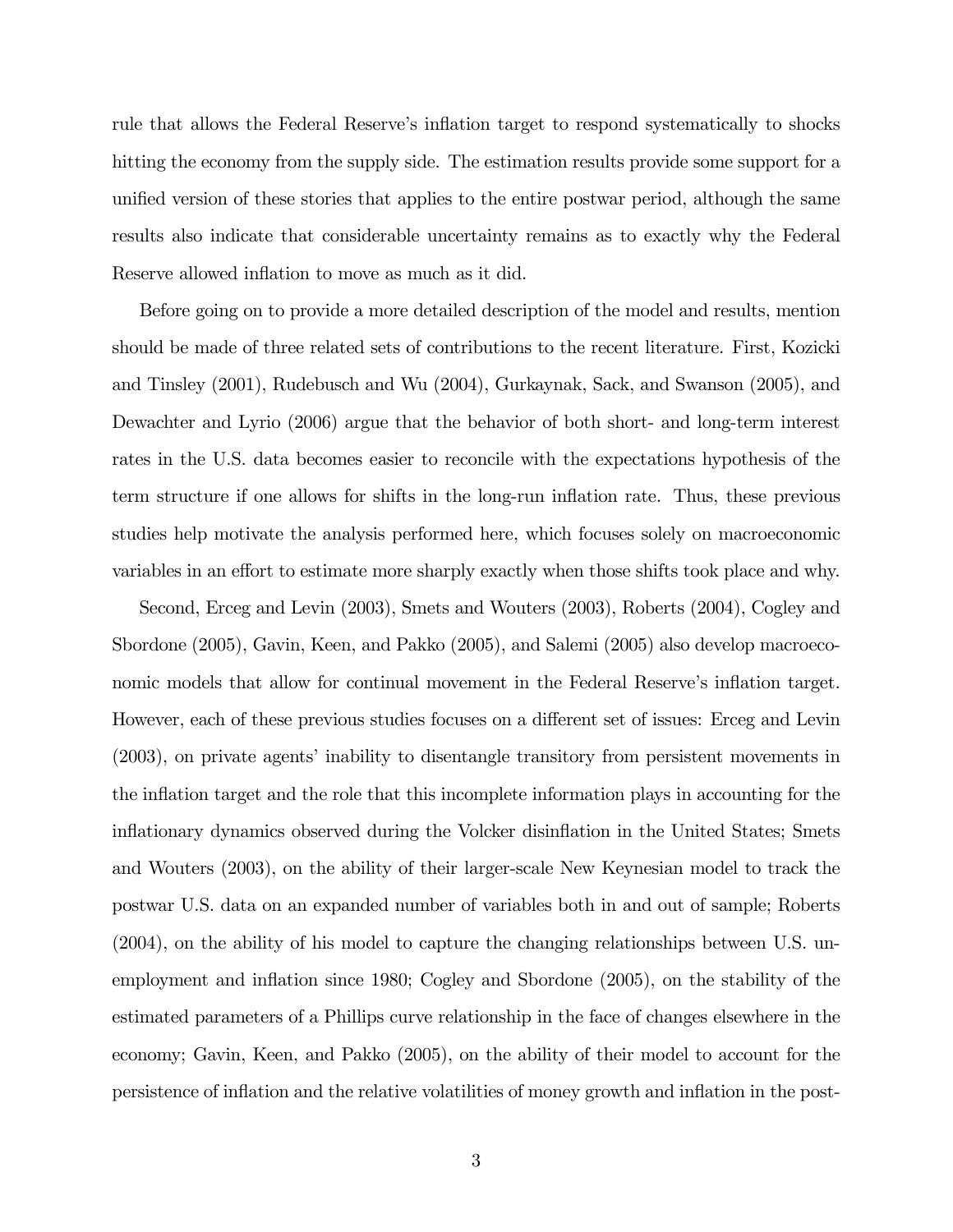rule that allows the Federal Reserve's inflation target to respond systematically to shocks hitting the economy from the supply side. The estimation results provide some support for a unified version of these stories that applies to the entire postwar period, although the same results also indicate that considerable uncertainty remains as to exactly why the Federal Reserve allowed inflation to move as much as it did.

Before going on to provide a more detailed description of the model and results, mention should be made of three related sets of contributions to the recent literature. First, Kozicki and Tinsley (2001), Rudebusch and Wu (2004), Gurkaynak, Sack, and Swanson (2005), and Dewachter and Lyrio (2006) argue that the behavior of both short- and long-term interest rates in the U.S. data becomes easier to reconcile with the expectations hypothesis of the term structure if one allows for shifts in the long-run inflation rate. Thus, these previous studies help motivate the analysis performed here, which focuses solely on macroeconomic variables in an effort to estimate more sharply exactly when those shifts took place and why.

Second, Erceg and Levin (2003), Smets and Wouters (2003), Roberts (2004), Cogley and Sbordone (2005), Gavin, Keen, and Pakko (2005), and Salemi (2005) also develop macroeconomic models that allow for continual movement in the Federal Reserve's inflation target. However, each of these previous studies focuses on a different set of issues: Erceg and Levin (2003), on private agents' inability to disentangle transitory from persistent movements in the inflation target and the role that this incomplete information plays in accounting for the inflationary dynamics observed during the Volcker disinflation in the United States; Smets and Wouters (2003), on the ability of their larger-scale New Keynesian model to track the postwar U.S. data on an expanded number of variables both in and out of sample; Roberts (2004), on the ability of his model to capture the changing relationships between U.S. unemployment and inflation since 1980; Cogley and Sbordone (2005), on the stability of the estimated parameters of a Phillips curve relationship in the face of changes elsewhere in the economy; Gavin, Keen, and Pakko (2005), on the ability of their model to account for the persistence of inflation and the relative volatilities of money growth and inflation in the post-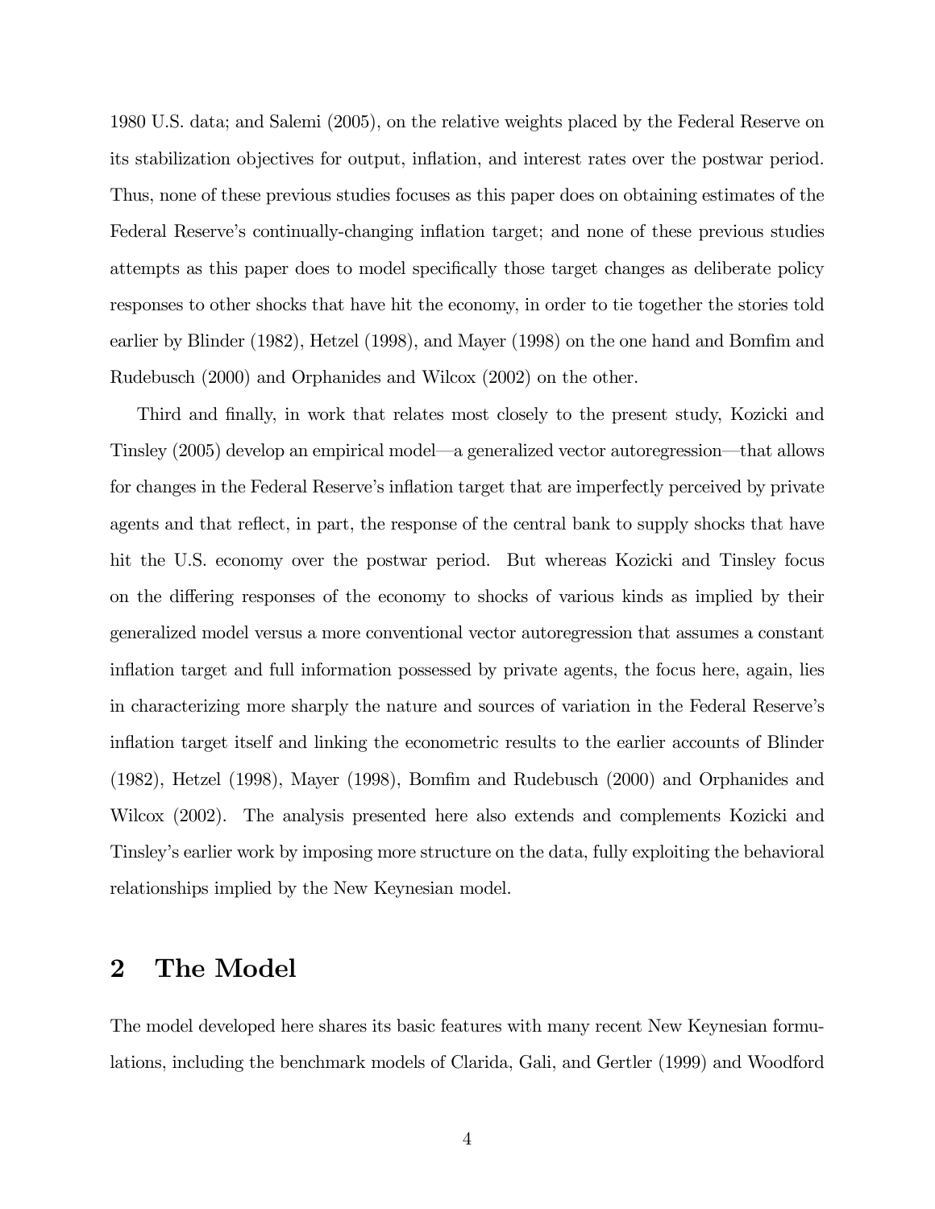1980 U.S. data; and Salemi (2005), on the relative weights placed by the Federal Reserve on its stabilization objectives for output, inflation, and interest rates over the postwar period. Thus, none of these previous studies focuses as this paper does on obtaining estimates of the Federal Reserve's continually-changing inflation target; and none of these previous studies attempts as this paper does to model specifically those target changes as deliberate policy responses to other shocks that have hit the economy, in order to tie together the stories told earlier by Blinder (1982), Hetzel (1998), and Mayer (1998) on the one hand and Bomfim and Rudebusch (2000) and Orphanides and Wilcox (2002) on the other.

Third and finally, in work that relates most closely to the present study, Kozicki and Tinsley (2005) develop an empirical model—a generalized vector autoregression—that allows for changes in the Federal Reserve's inflation target that are imperfectly perceived by private agents and that reflect, in part, the response of the central bank to supply shocks that have hit the U.S. economy over the postwar period. But whereas Kozicki and Tinsley focus on the differing responses of the economy to shocks of various kinds as implied by their generalized model versus a more conventional vector autoregression that assumes a constant inflation target and full information possessed by private agents, the focus here, again, lies in characterizing more sharply the nature and sources of variation in the Federal Reserve's inflation target itself and linking the econometric results to the earlier accounts of Blinder (1982), Hetzel (1998), Mayer (1998), Bomfim and Rudebusch (2000) and Orphanides and Wilcox (2002). The analysis presented here also extends and complements Kozicki and Tinsley's earlier work by imposing more structure on the data, fully exploiting the behavioral relationships implied by the New Keynesian model.

## 2 The Model

The model developed here shares its basic features with many recent New Keynesian formulations, including the benchmark models of Clarida, Gali, and Gertler (1999) and Woodford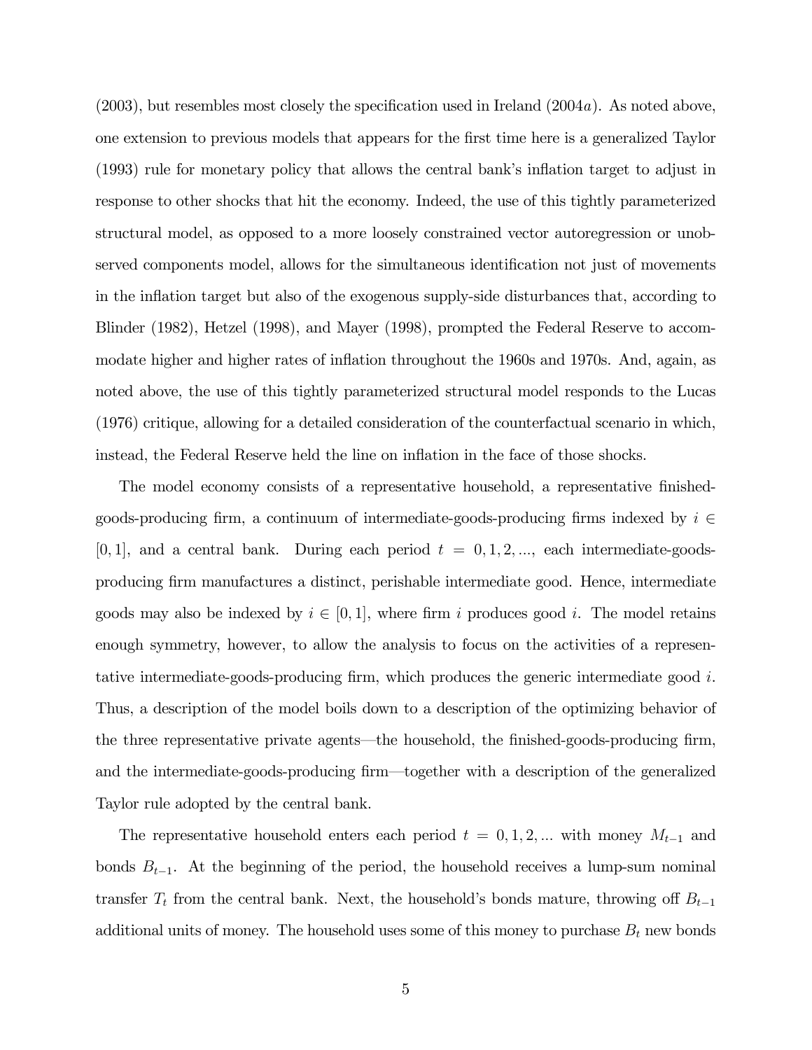(2003), but resembles most closely the specification used in Ireland (2004*a*). As noted above, one extension to previous models that appears for the first time here is a generalized Taylor (1993) rule for monetary policy that allows the central bank's inflation target to adjust in response to other shocks that hit the economy. Indeed, the use of this tightly parameterized structural model, as opposed to a more loosely constrained vector autoregression or unobserved components model, allows for the simultaneous identification not just of movements in the inflation target but also of the exogenous supply-side disturbances that, according to Blinder (1982), Hetzel (1998), and Mayer (1998), prompted the Federal Reserve to accommodate higher and higher rates of inflation throughout the 1960s and 1970s. And, again, as noted above, the use of this tightly parameterized structural model responds to the Lucas (1976) critique, allowing for a detailed consideration of the counterfactual scenario in which, instead, the Federal Reserve held the line on inflation in the face of those shocks.

The model economy consists of a representative household, a representative finished-goods-producing firm, a continuum of intermediate-goods-producing firms indexed by $i \in [0, 1]$, and a central bank. During each period $t = 0, 1, 2, ...$, each intermediate-goods-producing firm manufactures a distinct, perishable intermediate good. Hence, intermediate goods may also be indexed by $i \in [0, 1]$, where firm $i$ produces good $i$. The model retains enough symmetry, however, to allow the analysis to focus on the activities of a representative intermediate-goods-producing firm, which produces the generic intermediate good $i$. Thus, a description of the model boils down to a description of the optimizing behavior of the three representative private agents—the household, the finished-goods-producing firm, and the intermediate-goods-producing firm—together with a description of the generalized Taylor rule adopted by the central bank.

The representative household enters each period $t = 0, 1, 2, ...$ with money $M_{t-1}$ and bonds $B_{t-1}$. At the beginning of the period, the household receives a lump-sum nominal transfer $T_t$ from the central bank. Next, the household's bonds mature, throwing off $B_{t-1}$ additional units of money. The household uses some of this money to purchase $B_t$ new bonds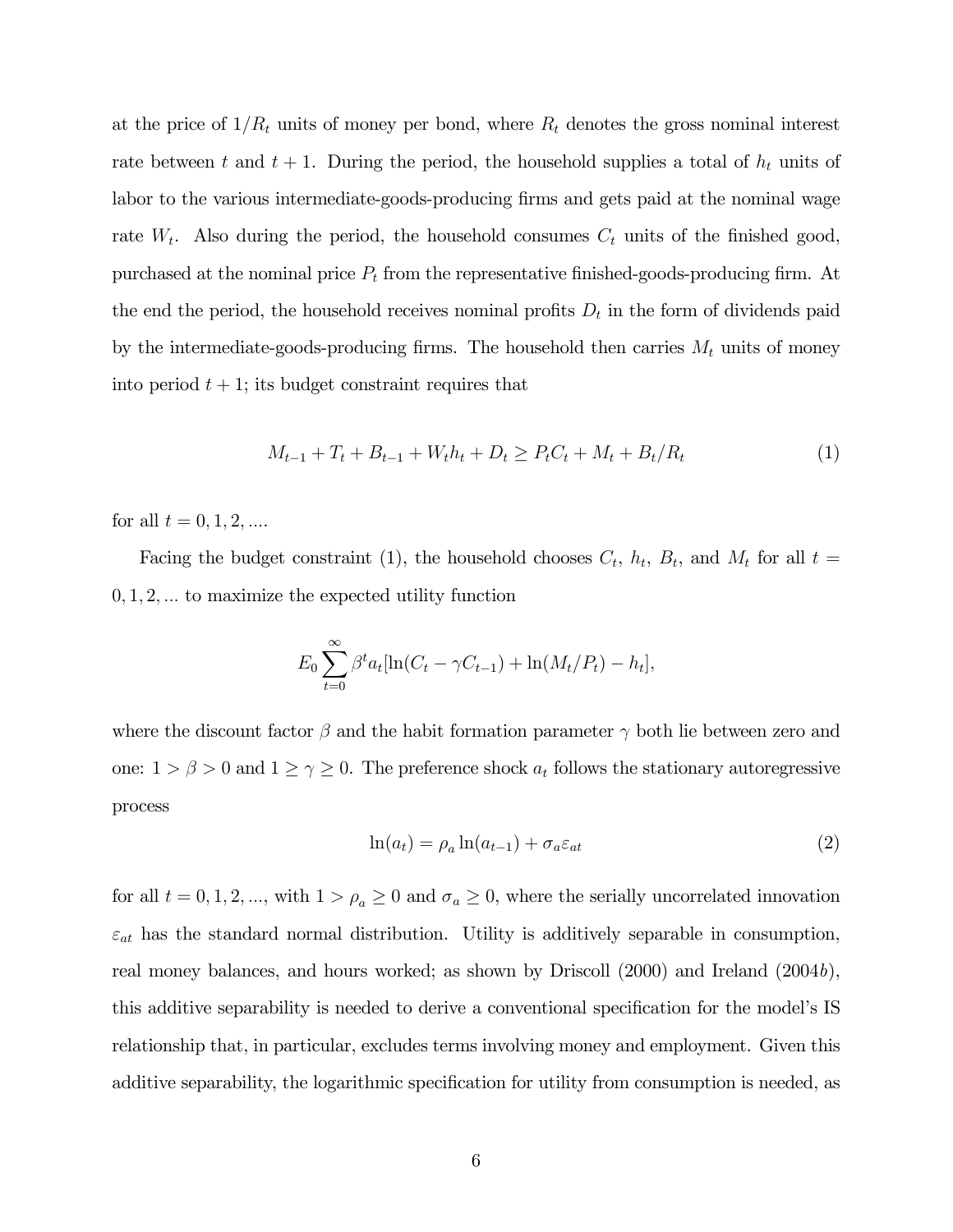at the price of $1/R_t$ units of money per bond, where $R_t$ denotes the gross nominal interest rate between $t$ and $t+1$. During the period, the household supplies a total of $h_t$ units of labor to the various intermediate-goods-producing firms and gets paid at the nominal wage rate $W_t$. Also during the period, the household consumes $C_t$ units of the finished good, purchased at the nominal price $P_t$ from the representative finished-goods-producing firm. At the end the period, the household receives nominal profits $D_t$ in the form of dividends paid by the intermediate-goods-producing firms. The household then carries $M_t$ units of money into period $t+1$; its budget constraint requires that

$$M_{t-1} + T_t + B_{t-1} + W_t h_t + D_t \geq P_t C_t + M_t + B_t/R_t \tag{1}$$

for all $t = 0, 1, 2, ....$

Facing the budget constraint (1), the household chooses $C_t$, $h_t$, $B_t$, and $M_t$ for all $t = 0, 1, 2, ...$ to maximize the expected utility function

$$E_0 \sum_{t=0}^{\infty} \beta^t a_t [\ln(C_t - \gamma C_{t-1}) + \ln(M_t/P_t) - h_t],$$

where the discount factor $\beta$ and the habit formation parameter $\gamma$ both lie between zero and one: $1 > \beta > 0$ and $1 \geq \gamma \geq 0$. The preference shock $a_t$ follows the stationary autoregressive process

$$\ln(a_t) = \rho_a \ln(a_{t-1}) + \sigma_a \varepsilon_{at} \tag{2}$$

for all $t = 0, 1, 2, ...$, with $1 > \rho_a \geq 0$ and $\sigma_a \geq 0$, where the serially uncorrelated innovation $\varepsilon_{at}$ has the standard normal distribution. Utility is additively separable in consumption, real money balances, and hours worked; as shown by Driscoll (2000) and Ireland (2004*b*), this additive separability is needed to derive a conventional specification for the model's IS relationship that, in particular, excludes terms involving money and employment. Given this additive separability, the logarithmic specification for utility from consumption is needed, as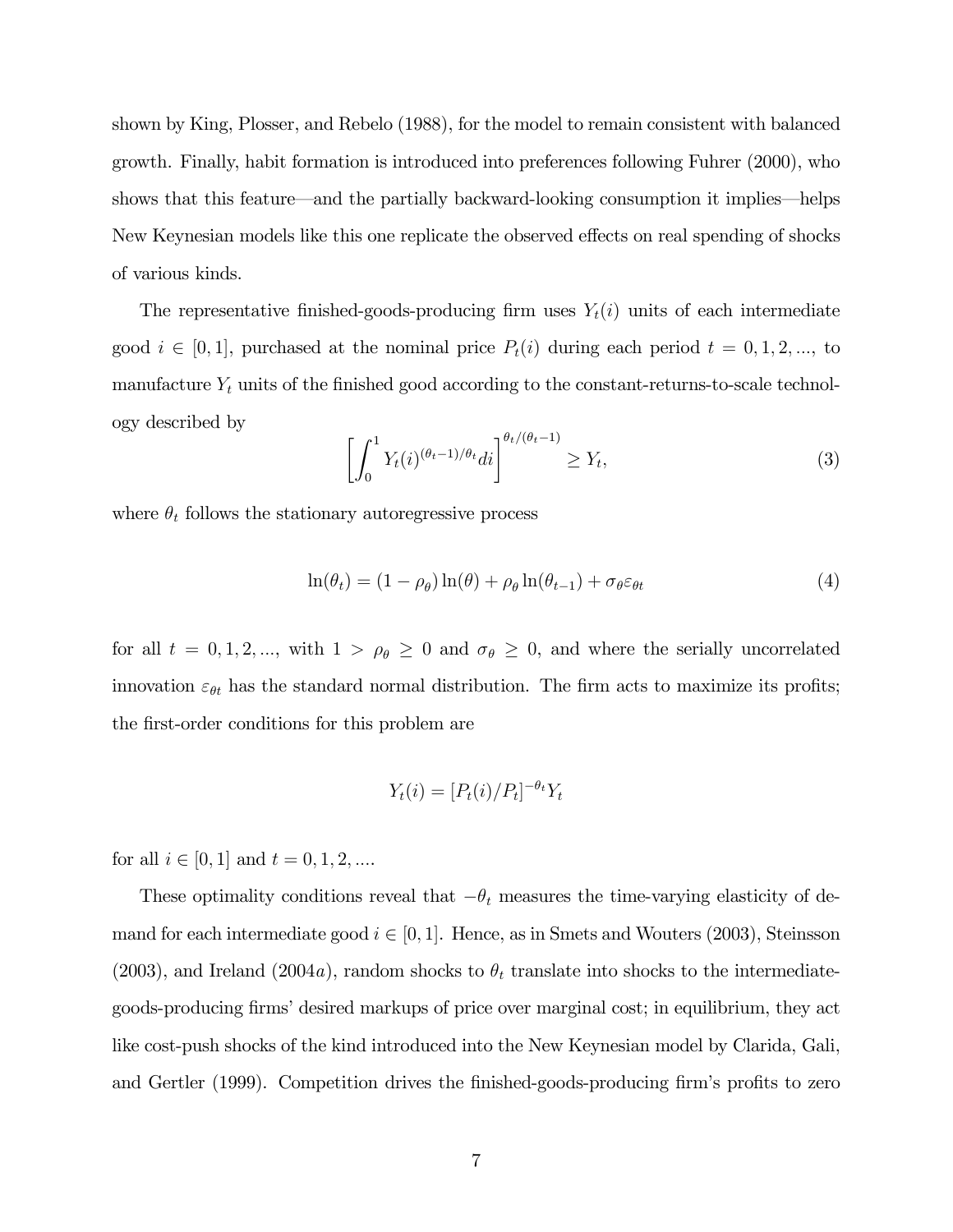shown by King, Plosser, and Rebelo (1988), for the model to remain consistent with balanced growth. Finally, habit formation is introduced into preferences following Fuhrer (2000), who shows that this feature—and the partially backward-looking consumption it implies—helps New Keynesian models like this one replicate the observed effects on real spending of shocks of various kinds.

The representative finished-goods-producing firm uses $Y_t(i)$ units of each intermediate good $i \in [0, 1]$, purchased at the nominal price $P_t(i)$ during each period $t = 0, 1, 2, ...$, to manufacture $Y_t$ units of the finished good according to the constant-returns-to-scale technology described by

$$\left[\int_0^1 Y_t(i)^{(\theta_t - 1)/\theta_t} di\right]^{\theta_t/(\theta_t - 1)} \geq Y_t, \tag{3}$$

where $\theta_t$ follows the stationary autoregressive process

$$\ln(\theta_t) = (1 - \rho_\theta)\ln(\theta) + \rho_\theta \ln(\theta_{t-1}) + \sigma_\theta \varepsilon_{\theta t} \tag{4}$$

for all $t = 0, 1, 2, ...$, with $1 > \rho_\theta \geq 0$ and $\sigma_\theta \geq 0$, and where the serially uncorrelated innovation $\varepsilon_{\theta t}$ has the standard normal distribution. The firm acts to maximize its profits; the first-order conditions for this problem are

$$Y_t(i) = [P_t(i)/P_t]^{-\theta_t} Y_t$$

for all $i \in [0, 1]$ and $t = 0, 1, 2, ....$

These optimality conditions reveal that $-\theta_t$ measures the time-varying elasticity of demand for each intermediate good $i \in [0, 1]$. Hence, as in Smets and Wouters (2003), Steinsson (2003), and Ireland (2004*a*), random shocks to $\theta_t$ translate into shocks to the intermediate-goods-producing firms' desired markups of price over marginal cost; in equilibrium, they act like cost-push shocks of the kind introduced into the New Keynesian model by Clarida, Gali, and Gertler (1999). Competition drives the finished-goods-producing firm's profits to zero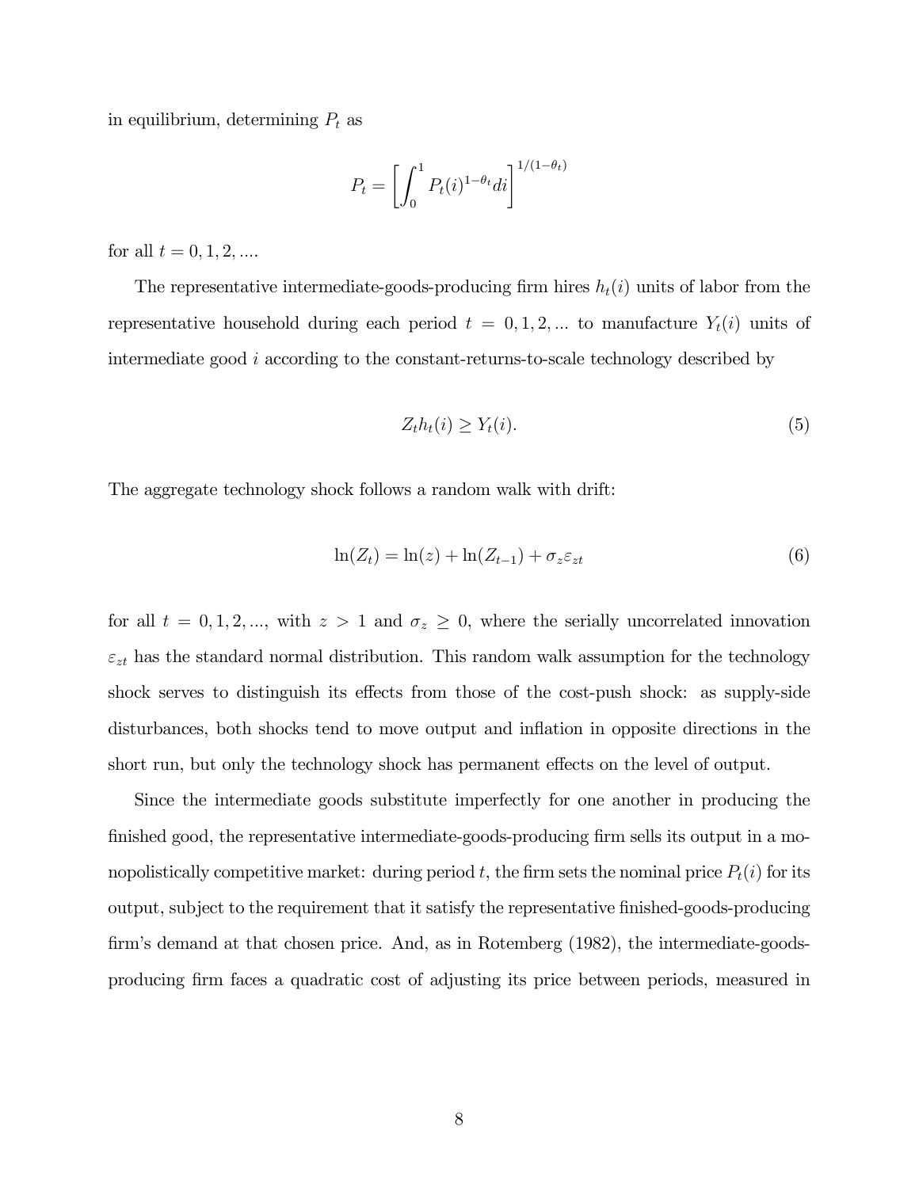in equilibrium, determining $P_t$ as

$$P_t = \left[ \int_0^1 P_t(i)^{1-\theta_t} di \right]^{1/(1-\theta_t)}$$

for all $t = 0, 1, 2, ....$

The representative intermediate-goods-producing firm hires $h_t(i)$ units of labor from the representative household during each period $t = 0, 1, 2, ...$ to manufacture $Y_t(i)$ units of intermediate good $i$ according to the constant-returns-to-scale technology described by

$$Z_t h_t(i) \geq Y_t(i). \tag{5}$$

The aggregate technology shock follows a random walk with drift:

$$\ln(Z_t) = \ln(z) + \ln(Z_{t-1}) + \sigma_z \varepsilon_{zt} \tag{6}$$

for all $t = 0, 1, 2, ...$, with $z > 1$ and $\sigma_z \geq 0$, where the serially uncorrelated innovation $\varepsilon_{zt}$ has the standard normal distribution. This random walk assumption for the technology shock serves to distinguish its effects from those of the cost-push shock: as supply-side disturbances, both shocks tend to move output and inflation in opposite directions in the short run, but only the technology shock has permanent effects on the level of output.

Since the intermediate goods substitute imperfectly for one another in producing the finished good, the representative intermediate-goods-producing firm sells its output in a monopolistically competitive market: during period $t$, the firm sets the nominal price $P_t(i)$ for its output, subject to the requirement that it satisfy the representative finished-goods-producing firm's demand at that chosen price. And, as in Rotemberg (1982), the intermediate-goods-producing firm faces a quadratic cost of adjusting its price between periods, measured in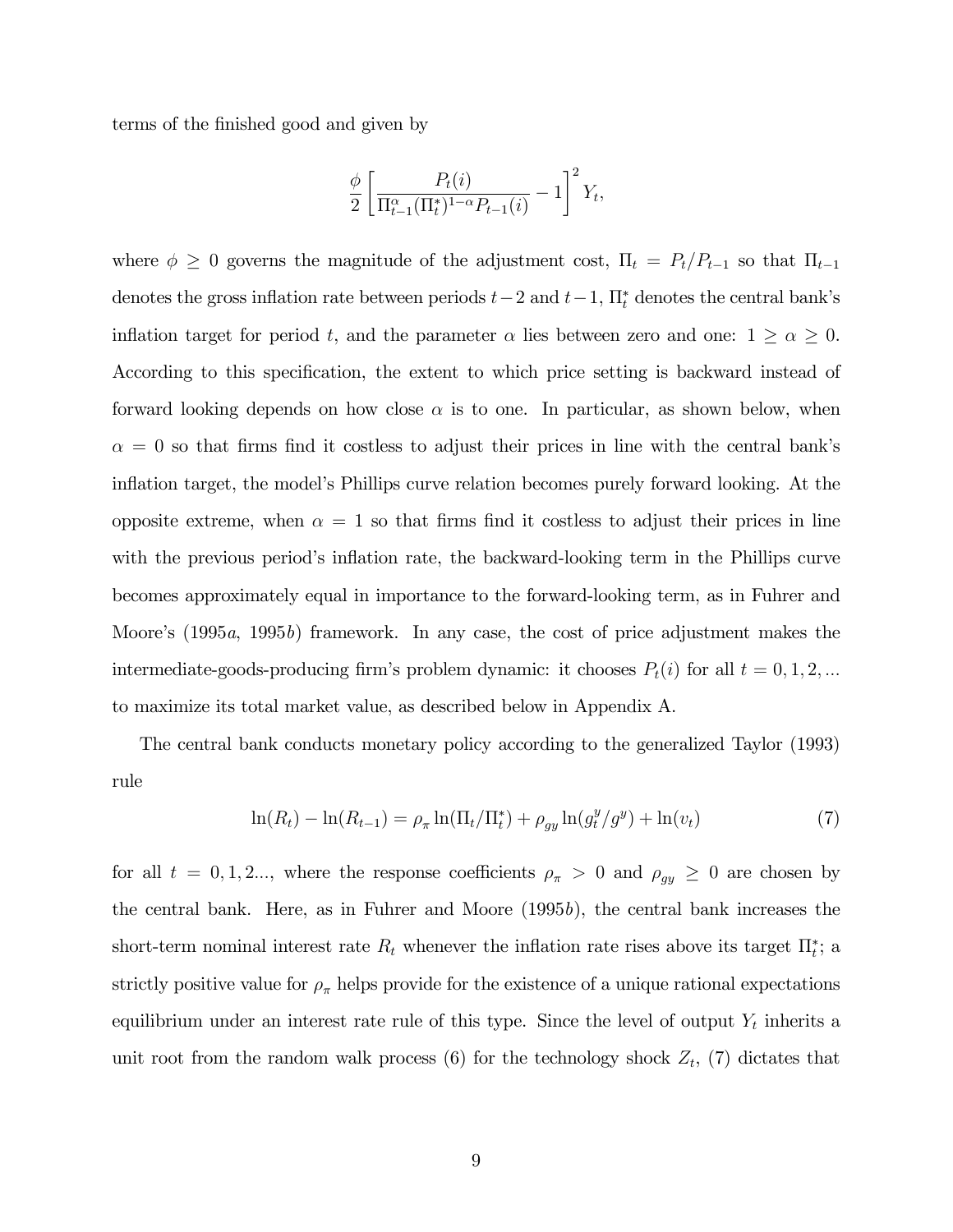terms of the finished good and given by

$$\frac{\phi}{2}\left[\frac{P_t(i)}{\Pi_{t-1}^{\alpha}(\Pi_t^*)^{1-\alpha}P_{t-1}(i)}-1\right]^2 Y_t,$$

where $\phi \geq 0$ governs the magnitude of the adjustment cost, $\Pi_t = P_t/P_{t-1}$ so that $\Pi_{t-1}$ denotes the gross inflation rate between periods $t-2$ and $t-1$, $\Pi_t^*$ denotes the central bank's inflation target for period $t$, and the parameter $\alpha$ lies between zero and one: $1 \geq \alpha \geq 0$. According to this specification, the extent to which price setting is backward instead of forward looking depends on how close $\alpha$ is to one. In particular, as shown below, when $\alpha = 0$ so that firms find it costless to adjust their prices in line with the central bank's inflation target, the model's Phillips curve relation becomes purely forward looking. At the opposite extreme, when $\alpha = 1$ so that firms find it costless to adjust their prices in line with the previous period's inflation rate, the backward-looking term in the Phillips curve becomes approximately equal in importance to the forward-looking term, as in Fuhrer and Moore's (1995*a*, 1995*b*) framework. In any case, the cost of price adjustment makes the intermediate-goods-producing firm's problem dynamic: it chooses $P_t(i)$ for all $t = 0, 1, 2, ...$ to maximize its total market value, as described below in Appendix A.

The central bank conducts monetary policy according to the generalized Taylor (1993) rule

$$\ln(R_t) - \ln(R_{t-1}) = \rho_\pi \ln(\Pi_t/\Pi_t^*) + \rho_{gy} \ln(g_t^y/g^y) + \ln(v_t) \tag{7}$$

for all $t = 0, 1, 2...$, where the response coefficients $\rho_\pi > 0$ and $\rho_{gy} \geq 0$ are chosen by the central bank. Here, as in Fuhrer and Moore (1995*b*), the central bank increases the short-term nominal interest rate $R_t$ whenever the inflation rate rises above its target $\Pi_t^*$; a strictly positive value for $\rho_\pi$ helps provide for the existence of a unique rational expectations equilibrium under an interest rate rule of this type. Since the level of output $Y_t$ inherits a unit root from the random walk process (6) for the technology shock $Z_t$, (7) dictates that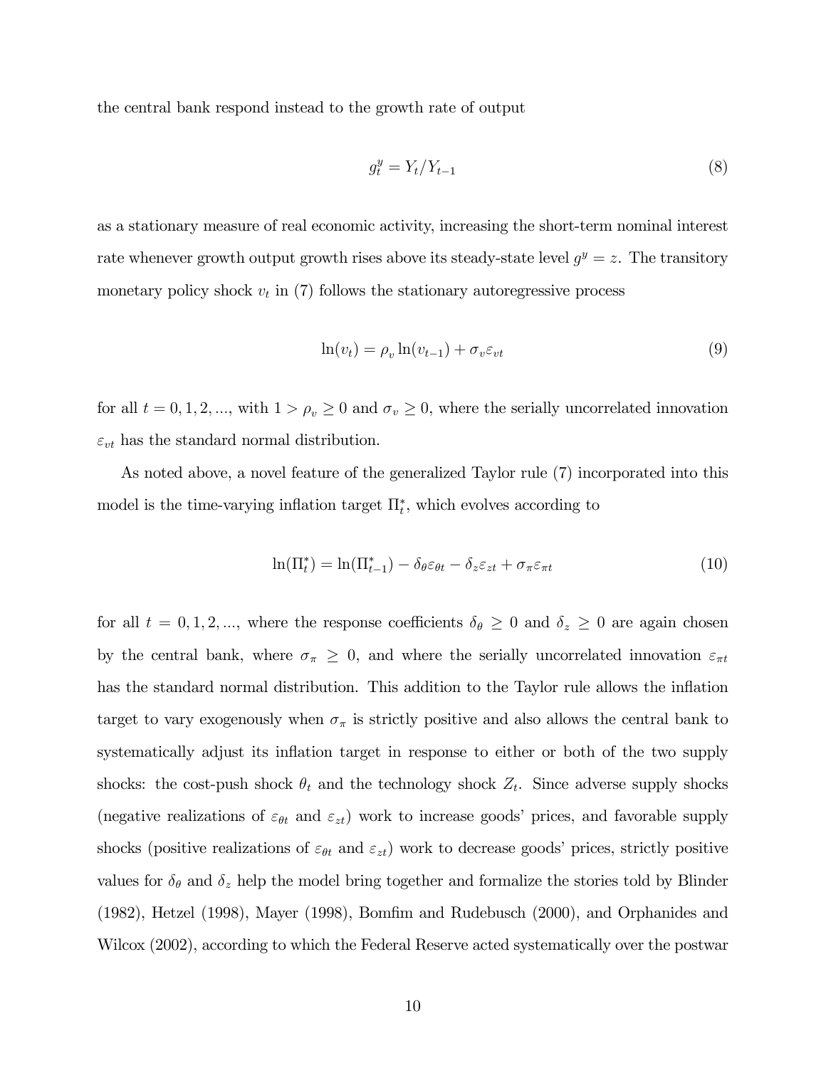the central bank respond instead to the growth rate of output

$$g_t^y = Y_t/Y_{t-1} \tag{8}$$

as a stationary measure of real economic activity, increasing the short-term nominal interest rate whenever growth output growth rises above its steady-state level $g^y = z$. The transitory monetary policy shock $v_t$ in (7) follows the stationary autoregressive process

$$\ln(v_t) = \rho_v \ln(v_{t-1}) + \sigma_v \varepsilon_{vt} \tag{9}$$

for all $t = 0, 1, 2, ...$, with $1 > \rho_v \geq 0$ and $\sigma_v \geq 0$, where the serially uncorrelated innovation $\varepsilon_{vt}$ has the standard normal distribution.

As noted above, a novel feature of the generalized Taylor rule (7) incorporated into this model is the time-varying inflation target $\Pi_t^*$, which evolves according to

$$\ln(\Pi_t^*) = \ln(\Pi_{t-1}^*) - \delta_\theta \varepsilon_{\theta t} - \delta_z \varepsilon_{zt} + \sigma_\pi \varepsilon_{\pi t} \tag{10}$$

for all $t = 0, 1, 2, ...$, where the response coefficients $\delta_\theta \geq 0$ and $\delta_z \geq 0$ are again chosen by the central bank, where $\sigma_\pi \geq 0$, and where the serially uncorrelated innovation $\varepsilon_{\pi t}$ has the standard normal distribution. This addition to the Taylor rule allows the inflation target to vary exogenously when $\sigma_\pi$ is strictly positive and also allows the central bank to systematically adjust its inflation target in response to either or both of the two supply shocks: the cost-push shock $\theta_t$ and the technology shock $Z_t$. Since adverse supply shocks (negative realizations of $\varepsilon_{\theta t}$ and $\varepsilon_{zt}$) work to increase goods' prices, and favorable supply shocks (positive realizations of $\varepsilon_{\theta t}$ and $\varepsilon_{zt}$) work to decrease goods' prices, strictly positive values for $\delta_\theta$ and $\delta_z$ help the model bring together and formalize the stories told by Blinder (1982), Hetzel (1998), Mayer (1998), Bomfim and Rudebusch (2000), and Orphanides and Wilcox (2002), according to which the Federal Reserve acted systematically over the postwar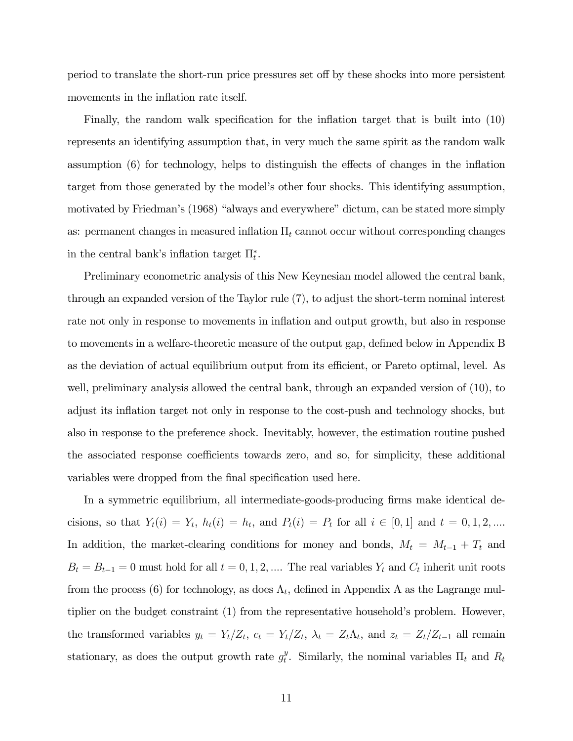period to translate the short-run price pressures set off by these shocks into more persistent movements in the inflation rate itself.

Finally, the random walk specification for the inflation target that is built into (10) represents an identifying assumption that, in very much the same spirit as the random walk assumption (6) for technology, helps to distinguish the effects of changes in the inflation target from those generated by the model's other four shocks. This identifying assumption, motivated by Friedman's (1968) "always and everywhere" dictum, can be stated more simply as: permanent changes in measured inflation $\Pi_t$ cannot occur without corresponding changes in the central bank's inflation target $\Pi_t^*$.

Preliminary econometric analysis of this New Keynesian model allowed the central bank, through an expanded version of the Taylor rule (7), to adjust the short-term nominal interest rate not only in response to movements in inflation and output growth, but also in response to movements in a welfare-theoretic measure of the output gap, defined below in Appendix B as the deviation of actual equilibrium output from its efficient, or Pareto optimal, level. As well, preliminary analysis allowed the central bank, through an expanded version of (10), to adjust its inflation target not only in response to the cost-push and technology shocks, but also in response to the preference shock. Inevitably, however, the estimation routine pushed the associated response coefficients towards zero, and so, for simplicity, these additional variables were dropped from the final specification used here.

In a symmetric equilibrium, all intermediate-goods-producing firms make identical decisions, so that $Y_t(i) = Y_t$, $h_t(i) = h_t$, and $P_t(i) = P_t$ for all $i \in [0, 1]$ and $t = 0, 1, 2, ...$. In addition, the market-clearing conditions for money and bonds, $M_t = M_{t-1} + T_t$ and $B_t = B_{t-1} = 0$ must hold for all $t = 0, 1, 2, ...$. The real variables $Y_t$ and $C_t$ inherit unit roots from the process (6) for technology, as does $\Lambda_t$, defined in Appendix A as the Lagrange multiplier on the budget constraint (1) from the representative household's problem. However, the transformed variables $y_t = Y_t/Z_t$, $c_t = Y_t/Z_t$, $\lambda_t = Z_t\Lambda_t$, and $z_t = Z_t/Z_{t-1}$ all remain stationary, as does the output growth rate $g_t^y$. Similarly, the nominal variables $\Pi_t$ and $R_t$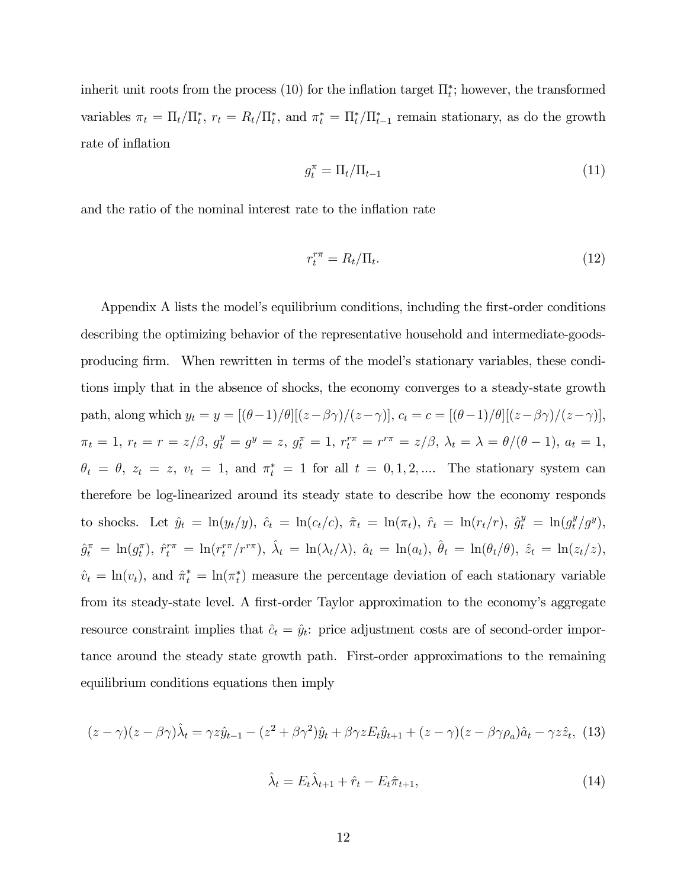inherit unit roots from the process (10) for the inflation target $\Pi_t^*$; however, the transformed variables $\pi_t = \Pi_t/\Pi_t^*$, $r_t = R_t/\Pi_t^*$, and $\pi_t^* = \Pi_t^*/\Pi_{t-1}^*$ remain stationary, as do the growth rate of inflation

$$g_t^\pi = \Pi_t/\Pi_{t-1} \tag{11}$$

and the ratio of the nominal interest rate to the inflation rate

$$r_t^{r\pi} = R_t/\Pi_t. \tag{12}$$

Appendix A lists the model's equilibrium conditions, including the first-order conditions describing the optimizing behavior of the representative household and intermediate-goods-producing firm. When rewritten in terms of the model's stationary variables, these conditions imply that in the absence of shocks, the economy converges to a steady-state growth path, along which $y_t = y = [(\theta-1)/\theta][(z-\beta\gamma)/(z-\gamma)]$, $c_t = c = [(\theta-1)/\theta][(z-\beta\gamma)/(z-\gamma)]$, $\pi_t = 1$, $r_t = r = z/\beta$, $g_t^y = g^y = z$, $g_t^\pi = 1$, $r_t^{r\pi} = r^{r\pi} = z/\beta$, $\lambda_t = \lambda = \theta/(\theta-1)$, $a_t = 1$, $\theta_t = \theta$, $z_t = z$, $v_t = 1$, and $\pi_t^* = 1$ for all $t = 0, 1, 2, \ldots$. The stationary system can therefore be log-linearized around its steady state to describe how the economy responds to shocks. Let $\hat{y}_t = \ln(y_t/y)$, $\hat{c}_t = \ln(c_t/c)$, $\hat{\pi}_t = \ln(\pi_t)$, $\hat{r}_t = \ln(r_t/r)$, $\hat{g}_t^y = \ln(g_t^y/g^y)$, $\hat{g}_t^\pi = \ln(g_t^\pi)$, $\hat{r}_t^{r\pi} = \ln(r_t^{r\pi}/r^{r\pi})$, $\hat{\lambda}_t = \ln(\lambda_t/\lambda)$, $\hat{a}_t = \ln(a_t)$, $\hat{\theta}_t = \ln(\theta_t/\theta)$, $\hat{z}_t = \ln(z_t/z)$, $\hat{v}_t = \ln(v_t)$, and $\hat{\pi}_t^* = \ln(\pi_t^*)$ measure the percentage deviation of each stationary variable from its steady-state level. A first-order Taylor approximation to the economy's aggregate resource constraint implies that $\hat{c}_t = \hat{y}_t$: price adjustment costs are of second-order importance around the steady state growth path. First-order approximations to the remaining equilibrium conditions equations then imply

$$(z-\gamma)(z-\beta\gamma)\hat{\lambda}_t = \gamma z \hat{y}_{t-1} - (z^2 + \beta\gamma^2)\hat{y}_t + \beta\gamma z E_t \hat{y}_{t+1} + (z-\gamma)(z-\beta\gamma\rho_a)\hat{a}_t - \gamma z \hat{z}_t, \tag{13}$$

$$\hat{\lambda}_t = E_t \hat{\lambda}_{t+1} + \hat{r}_t - E_t \hat{\pi}_{t+1}, \tag{14}$$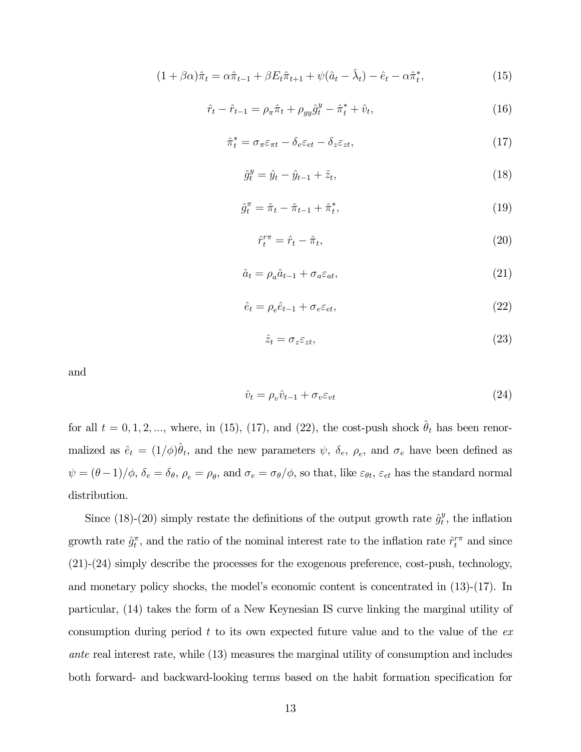$$(1 + \beta\alpha)\hat{\pi}_t = \alpha\hat{\pi}_{t-1} + \beta E_t\hat{\pi}_{t+1} + \psi(\hat{a}_t - \hat{\lambda}_t) - \hat{e}_t - \alpha\hat{\pi}_t^*, \tag{15}$$

$$\hat{r}_t - \hat{r}_{t-1} = \rho_\pi\hat{\pi}_t + \rho_{gy}\hat{g}_t^y - \hat{\pi}_t^* + \hat{v}_t, \tag{16}$$

$$\hat{\pi}_t^* = \sigma_\pi\varepsilon_{\pi t} - \delta_e\varepsilon_{et} - \delta_z\varepsilon_{zt}, \tag{17}$$

$$\hat{g}_t^y = \hat{y}_t - \hat{y}_{t-1} + \hat{z}_t, \tag{18}$$

$$\hat{g}_t^\pi = \hat{\pi}_t - \hat{\pi}_{t-1} + \hat{\pi}_t^*, \tag{19}$$

$$\hat{r}_t^{r\pi} = \hat{r}_t - \hat{\pi}_t, \tag{20}$$

$$\hat{a}_t = \rho_a\hat{a}_{t-1} + \sigma_a\varepsilon_{at}, \tag{21}$$

$$\hat{e}_t = \rho_e\hat{e}_{t-1} + \sigma_e\varepsilon_{et}, \tag{22}$$

$$\hat{z}_t = \sigma_z\varepsilon_{zt}, \tag{23}$$

and

$$\hat{v}_t = \rho_v\hat{v}_{t-1} + \sigma_v\varepsilon_{vt} \tag{24}$$

for all $t = 0, 1, 2, ...$, where, in (15), (17), and (22), the cost-push shock $\hat{\theta}_t$ has been renormalized as $\hat{e}_t = (1/\phi)\hat{\theta}_t$, and the new parameters $\psi$, $\delta_e$, $\rho_e$, and $\sigma_e$ have been defined as $\psi = (\theta - 1)/\phi$, $\delta_e = \delta_\theta$, $\rho_e = \rho_\theta$, and $\sigma_e = \sigma_\theta/\phi$, so that, like $\varepsilon_{\theta t}$, $\varepsilon_{et}$ has the standard normal distribution.

Since (18)-(20) simply restate the definitions of the output growth rate $\hat{g}_t^y$, the inflation growth rate $\hat{g}_t^\pi$, and the ratio of the nominal interest rate to the inflation rate $\hat{r}_t^{r\pi}$ and since (21)-(24) simply describe the processes for the exogenous preference, cost-push, technology, and monetary policy shocks, the model's economic content is concentrated in (13)-(17). In particular, (14) takes the form of a New Keynesian IS curve linking the marginal utility of consumption during period $t$ to its own expected future value and to the value of the *ex ante* real interest rate, while (13) measures the marginal utility of consumption and includes both forward- and backward-looking terms based on the habit formation specification for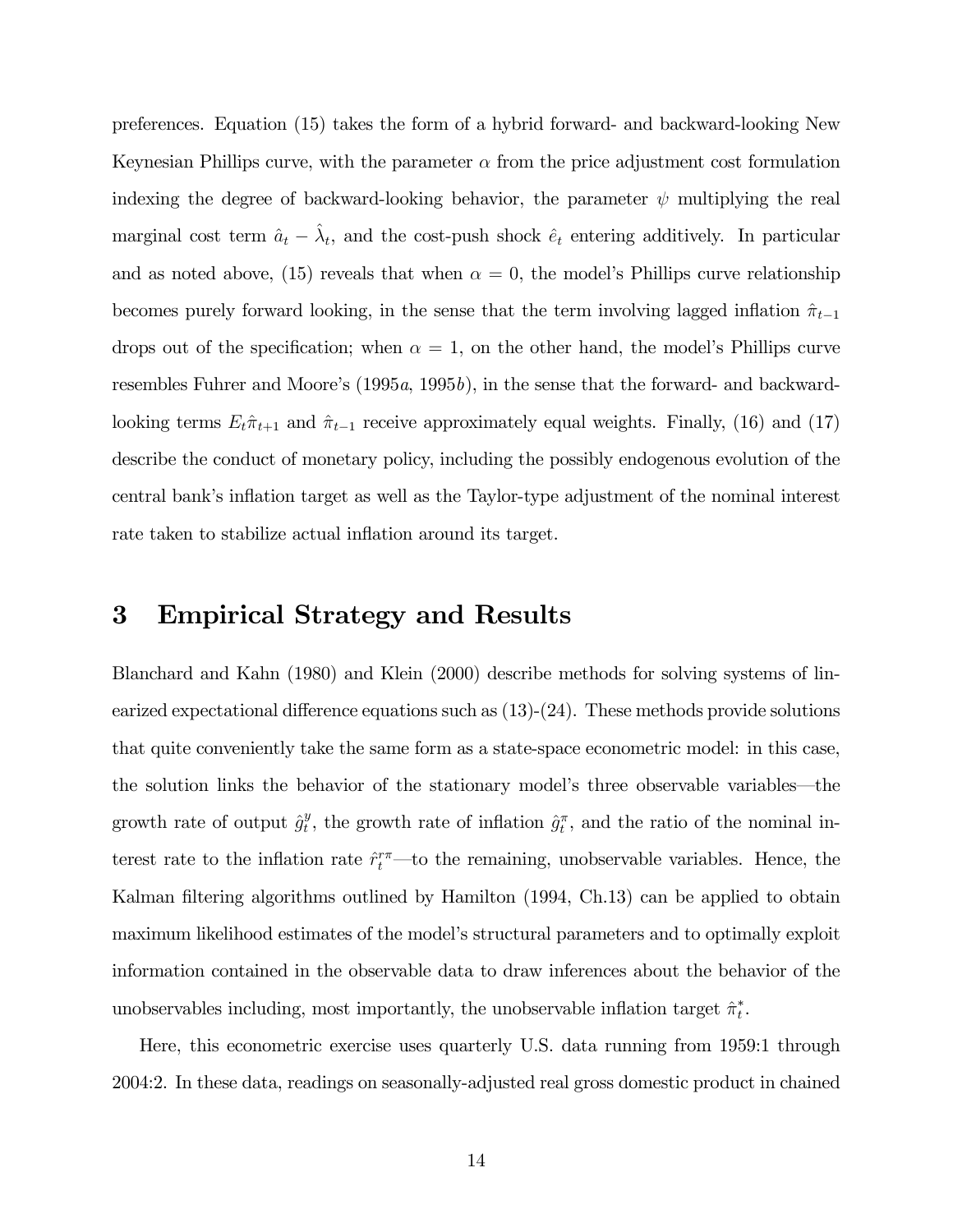preferences. Equation (15) takes the form of a hybrid forward- and backward-looking New Keynesian Phillips curve, with the parameter $\alpha$ from the price adjustment cost formulation indexing the degree of backward-looking behavior, the parameter $\psi$ multiplying the real marginal cost term $\hat{a}_t - \hat{\lambda}_t$, and the cost-push shock $\hat{e}_t$ entering additively. In particular and as noted above, (15) reveals that when $\alpha = 0$, the model's Phillips curve relationship becomes purely forward looking, in the sense that the term involving lagged inflation $\hat{\pi}_{t-1}$ drops out of the specification; when $\alpha = 1$, on the other hand, the model's Phillips curve resembles Fuhrer and Moore's (1995*a*, 1995*b*), in the sense that the forward- and backward-looking terms $E_t\hat{\pi}_{t+1}$ and $\hat{\pi}_{t-1}$ receive approximately equal weights. Finally, (16) and (17) describe the conduct of monetary policy, including the possibly endogenous evolution of the central bank's inflation target as well as the Taylor-type adjustment of the nominal interest rate taken to stabilize actual inflation around its target.

# 3 Empirical Strategy and Results

Blanchard and Kahn (1980) and Klein (2000) describe methods for solving systems of linearized expectational difference equations such as (13)-(24). These methods provide solutions that quite conveniently take the same form as a state-space econometric model: in this case, the solution links the behavior of the stationary model's three observable variables—the growth rate of output $\hat{g}_t^y$, the growth rate of inflation $\hat{g}_t^\pi$, and the ratio of the nominal interest rate to the inflation rate $\hat{r}_t^{r\pi}$—to the remaining, unobservable variables. Hence, the Kalman filtering algorithms outlined by Hamilton (1994, Ch.13) can be applied to obtain maximum likelihood estimates of the model's structural parameters and to optimally exploit information contained in the observable data to draw inferences about the behavior of the unobservables including, most importantly, the unobservable inflation target $\hat{\pi}_t^*$.

Here, this econometric exercise uses quarterly U.S. data running from 1959:1 through 2004:2. In these data, readings on seasonally-adjusted real gross domestic product in chained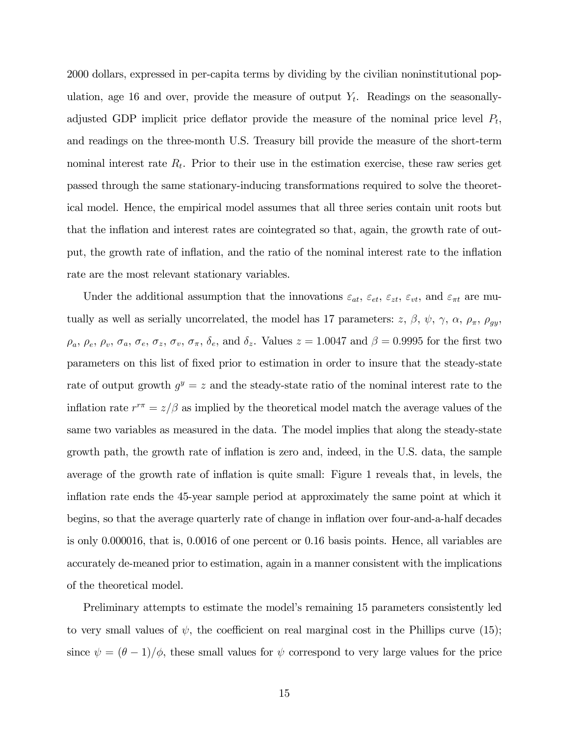2000 dollars, expressed in per-capita terms by dividing by the civilian noninstitutional population, age 16 and over, provide the measure of output $Y_t$. Readings on the seasonally-adjusted GDP implicit price deflator provide the measure of the nominal price level $P_t$, and readings on the three-month U.S. Treasury bill provide the measure of the short-term nominal interest rate $R_t$. Prior to their use in the estimation exercise, these raw series get passed through the same stationary-inducing transformations required to solve the theoretical model. Hence, the empirical model assumes that all three series contain unit roots but that the inflation and interest rates are cointegrated so that, again, the growth rate of output, the growth rate of inflation, and the ratio of the nominal interest rate to the inflation rate are the most relevant stationary variables.

Under the additional assumption that the innovations $\varepsilon_{at}$, $\varepsilon_{et}$, $\varepsilon_{zt}$, $\varepsilon_{vt}$, and $\varepsilon_{\pi t}$ are mutually as well as serially uncorrelated, the model has 17 parameters: $z$, $\beta$, $\psi$, $\gamma$, $\alpha$, $\rho_\pi$, $\rho_{gy}$, $\rho_a$, $\rho_e$, $\rho_v$, $\sigma_a$, $\sigma_e$, $\sigma_z$, $\sigma_v$, $\sigma_\pi$, $\delta_e$, and $\delta_z$. Values $z = 1.0047$ and $\beta = 0.9995$ for the first two parameters on this list of fixed prior to estimation in order to insure that the steady-state rate of output growth $g^y = z$ and the steady-state ratio of the nominal interest rate to the inflation rate $r^{r\pi} = z/\beta$ as implied by the theoretical model match the average values of the same two variables as measured in the data. The model implies that along the steady-state growth path, the growth rate of inflation is zero and, indeed, in the U.S. data, the sample average of the growth rate of inflation is quite small: Figure 1 reveals that, in levels, the inflation rate ends the 45-year sample period at approximately the same point at which it begins, so that the average quarterly rate of change in inflation over four-and-a-half decades is only 0.000016, that is, 0.0016 of one percent or 0.16 basis points. Hence, all variables are accurately de-meaned prior to estimation, again in a manner consistent with the implications of the theoretical model.

Preliminary attempts to estimate the model's remaining 15 parameters consistently led to very small values of $\psi$, the coefficient on real marginal cost in the Phillips curve (15); since $\psi = (\theta - 1)/\phi$, these small values for $\psi$ correspond to very large values for the price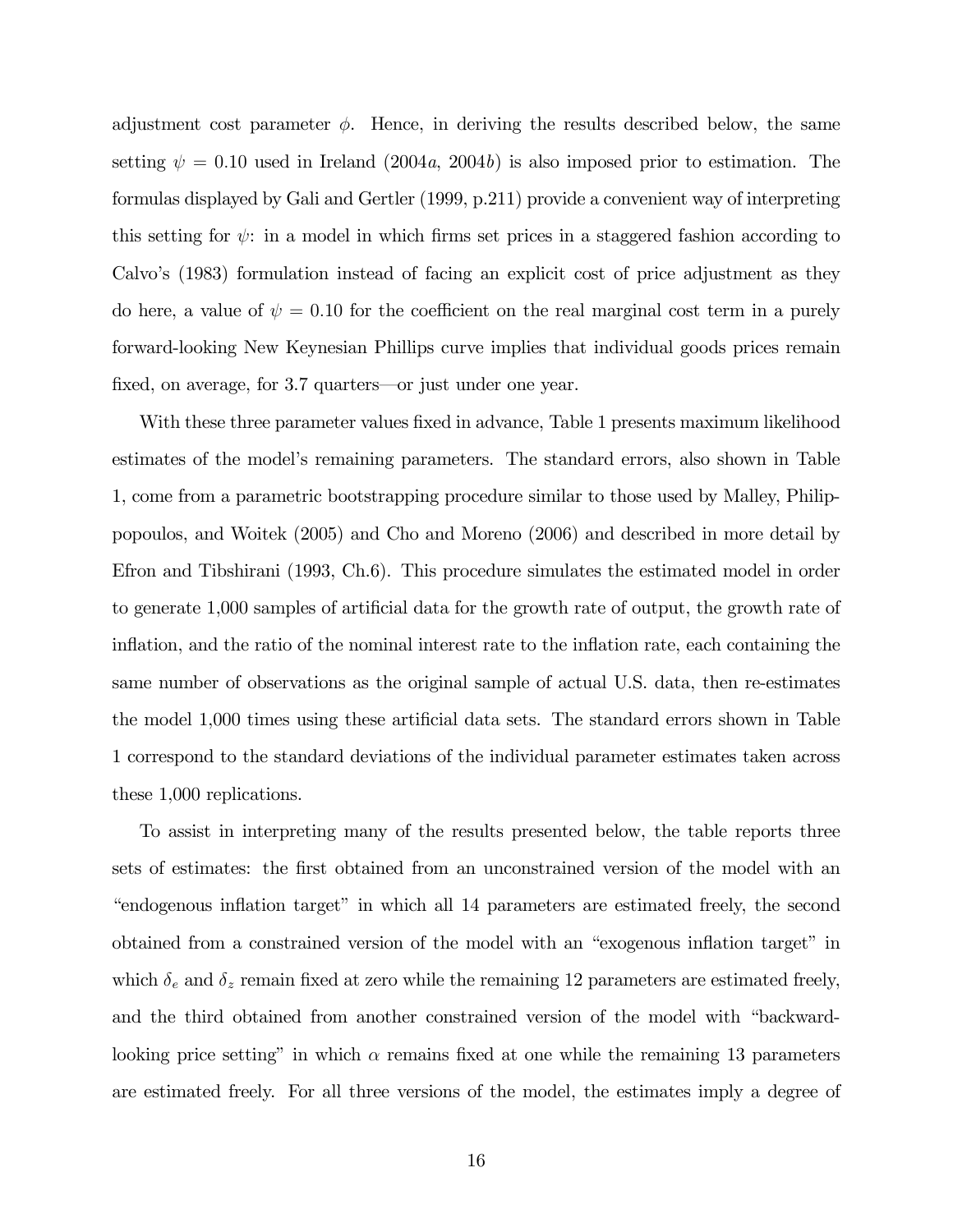adjustment cost parameter $\phi$. Hence, in deriving the results described below, the same setting $\psi = 0.10$ used in Ireland (2004*a*, 2004*b*) is also imposed prior to estimation. The formulas displayed by Gali and Gertler (1999, p.211) provide a convenient way of interpreting this setting for $\psi$: in a model in which firms set prices in a staggered fashion according to Calvo's (1983) formulation instead of facing an explicit cost of price adjustment as they do here, a value of $\psi = 0.10$ for the coefficient on the real marginal cost term in a purely forward-looking New Keynesian Phillips curve implies that individual goods prices remain fixed, on average, for 3.7 quarters—or just under one year.

With these three parameter values fixed in advance, Table 1 presents maximum likelihood estimates of the model's remaining parameters. The standard errors, also shown in Table 1, come from a parametric bootstrapping procedure similar to those used by Malley, Philippopoulos, and Woitek (2005) and Cho and Moreno (2006) and described in more detail by Efron and Tibshirani (1993, Ch.6). This procedure simulates the estimated model in order to generate 1,000 samples of artificial data for the growth rate of output, the growth rate of inflation, and the ratio of the nominal interest rate to the inflation rate, each containing the same number of observations as the original sample of actual U.S. data, then re-estimates the model 1,000 times using these artificial data sets. The standard errors shown in Table 1 correspond to the standard deviations of the individual parameter estimates taken across these 1,000 replications.

To assist in interpreting many of the results presented below, the table reports three sets of estimates: the first obtained from an unconstrained version of the model with an "endogenous inflation target" in which all 14 parameters are estimated freely, the second obtained from a constrained version of the model with an "exogenous inflation target" in which $\delta_e$ and $\delta_z$ remain fixed at zero while the remaining 12 parameters are estimated freely, and the third obtained from another constrained version of the model with "backward-looking price setting" in which $\alpha$ remains fixed at one while the remaining 13 parameters are estimated freely. For all three versions of the model, the estimates imply a degree of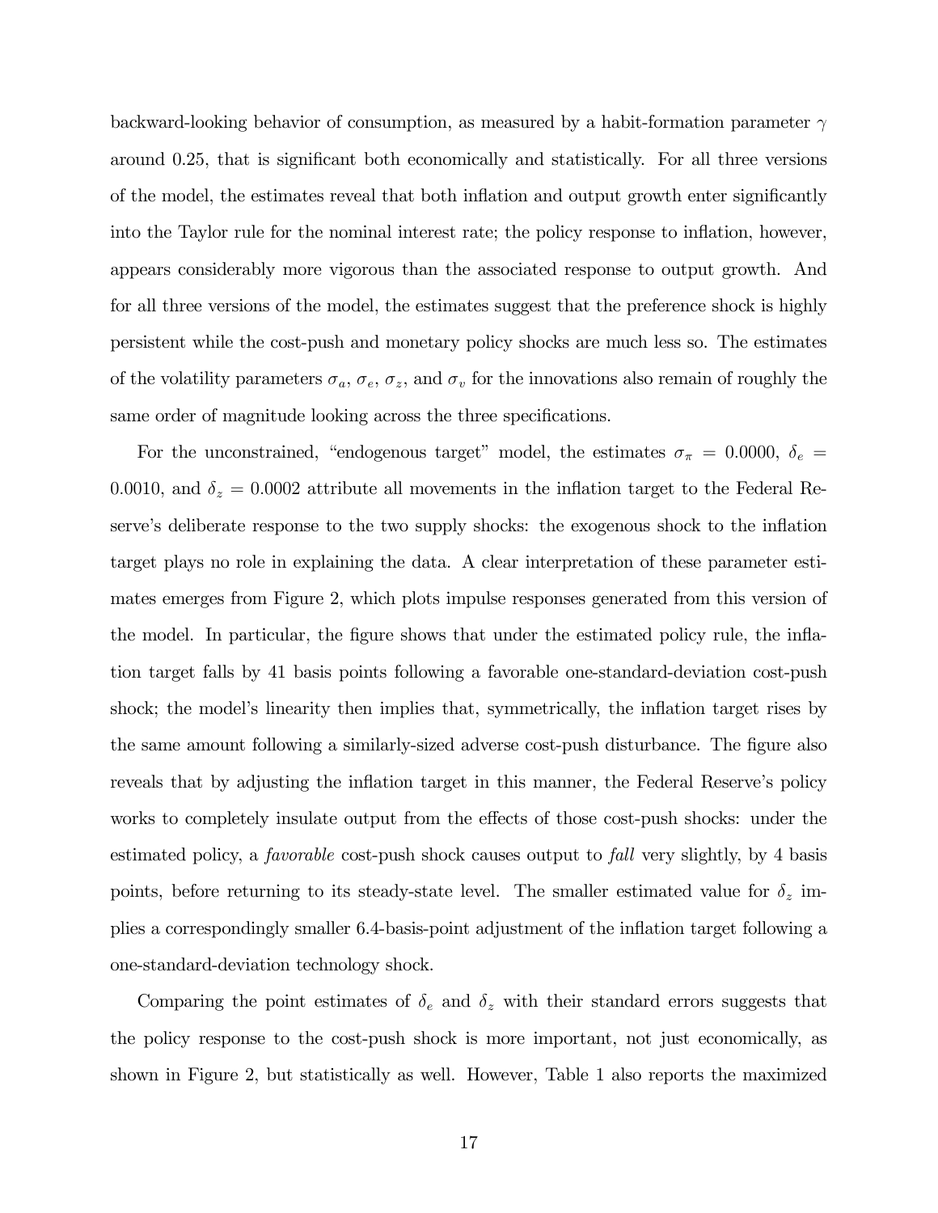backward-looking behavior of consumption, as measured by a habit-formation parameter $\gamma$ around 0.25, that is significant both economically and statistically. For all three versions of the model, the estimates reveal that both inflation and output growth enter significantly into the Taylor rule for the nominal interest rate; the policy response to inflation, however, appears considerably more vigorous than the associated response to output growth. And for all three versions of the model, the estimates suggest that the preference shock is highly persistent while the cost-push and monetary policy shocks are much less so. The estimates of the volatility parameters $\sigma_a$, $\sigma_e$, $\sigma_z$, and $\sigma_v$ for the innovations also remain of roughly the same order of magnitude looking across the three specifications.

For the unconstrained, "endogenous target" model, the estimates $\sigma_\pi = 0.0000$, $\delta_e = 0.0010$, and $\delta_z = 0.0002$ attribute all movements in the inflation target to the Federal Reserve's deliberate response to the two supply shocks: the exogenous shock to the inflation target plays no role in explaining the data. A clear interpretation of these parameter estimates emerges from Figure 2, which plots impulse responses generated from this version of the model. In particular, the figure shows that under the estimated policy rule, the inflation target falls by 41 basis points following a favorable one-standard-deviation cost-push shock; the model's linearity then implies that, symmetrically, the inflation target rises by the same amount following a similarly-sized adverse cost-push disturbance. The figure also reveals that by adjusting the inflation target in this manner, the Federal Reserve's policy works to completely insulate output from the effects of those cost-push shocks: under the estimated policy, a *favorable* cost-push shock causes output to *fall* very slightly, by 4 basis points, before returning to its steady-state level. The smaller estimated value for $\delta_z$ implies a correspondingly smaller 6.4-basis-point adjustment of the inflation target following a one-standard-deviation technology shock.

Comparing the point estimates of $\delta_e$ and $\delta_z$ with their standard errors suggests that the policy response to the cost-push shock is more important, not just economically, as shown in Figure 2, but statistically as well. However, Table 1 also reports the maximized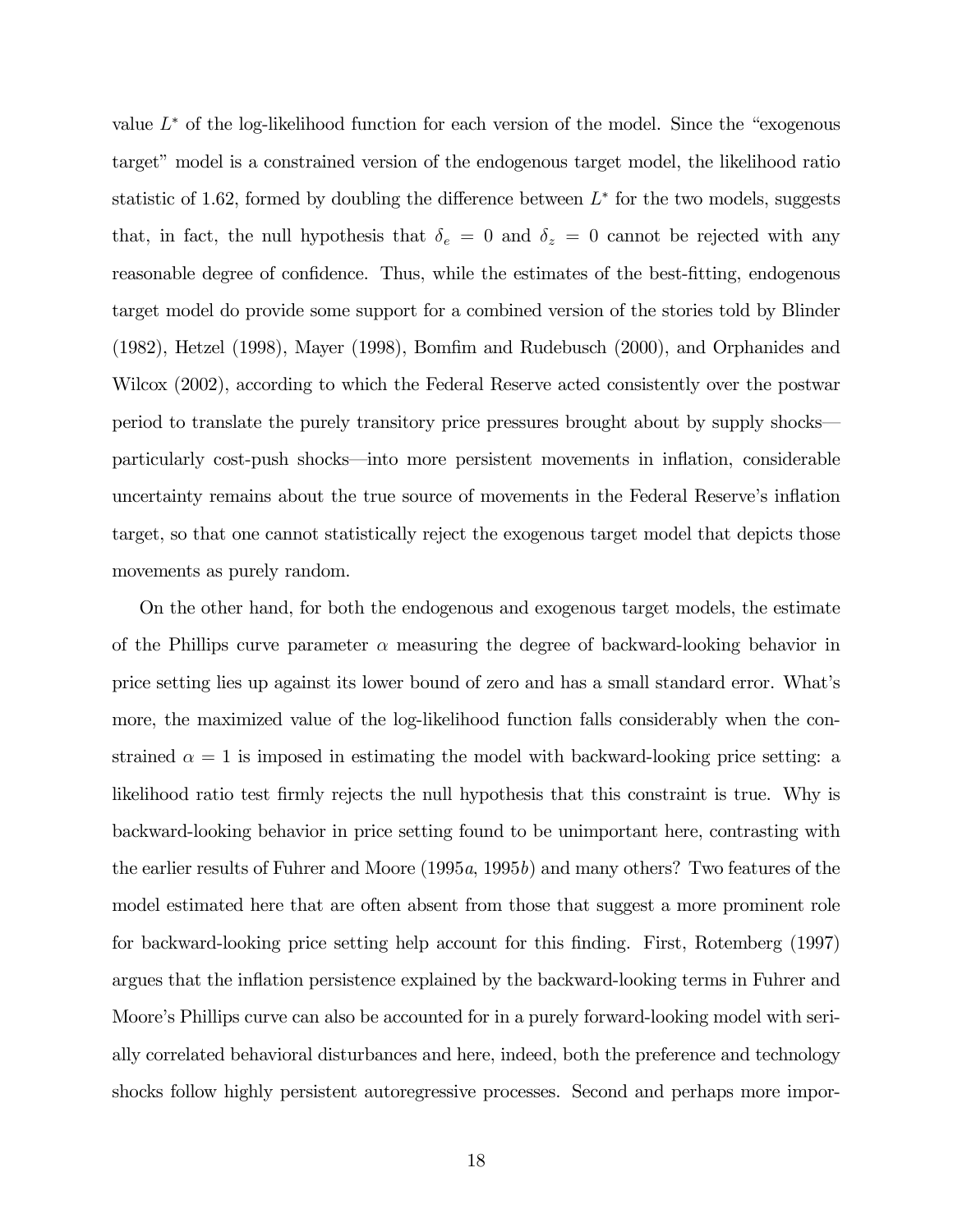value $L^*$ of the log-likelihood function for each version of the model. Since the "exogenous target" model is a constrained version of the endogenous target model, the likelihood ratio statistic of 1.62, formed by doubling the difference between $L^*$ for the two models, suggests that, in fact, the null hypothesis that $\delta_e = 0$ and $\delta_z = 0$ cannot be rejected with any reasonable degree of confidence. Thus, while the estimates of the best-fitting, endogenous target model do provide some support for a combined version of the stories told by Blinder (1982), Hetzel (1998), Mayer (1998), Bomfim and Rudebusch (2000), and Orphanides and Wilcox (2002), according to which the Federal Reserve acted consistently over the postwar period to translate the purely transitory price pressures brought about by supply shocks—particularly cost-push shocks—into more persistent movements in inflation, considerable uncertainty remains about the true source of movements in the Federal Reserve's inflation target, so that one cannot statistically reject the exogenous target model that depicts those movements as purely random.

On the other hand, for both the endogenous and exogenous target models, the estimate of the Phillips curve parameter $\alpha$ measuring the degree of backward-looking behavior in price setting lies up against its lower bound of zero and has a small standard error. What's more, the maximized value of the log-likelihood function falls considerably when the constrained $\alpha = 1$ is imposed in estimating the model with backward-looking price setting: a likelihood ratio test firmly rejects the null hypothesis that this constraint is true. Why is backward-looking behavior in price setting found to be unimportant here, contrasting with the earlier results of Fuhrer and Moore (1995*a*, 1995*b*) and many others? Two features of the model estimated here that are often absent from those that suggest a more prominent role for backward-looking price setting help account for this finding. First, Rotemberg (1997) argues that the inflation persistence explained by the backward-looking terms in Fuhrer and Moore's Phillips curve can also be accounted for in a purely forward-looking model with serially correlated behavioral disturbances and here, indeed, both the preference and technology shocks follow highly persistent autoregressive processes. Second and perhaps more impor-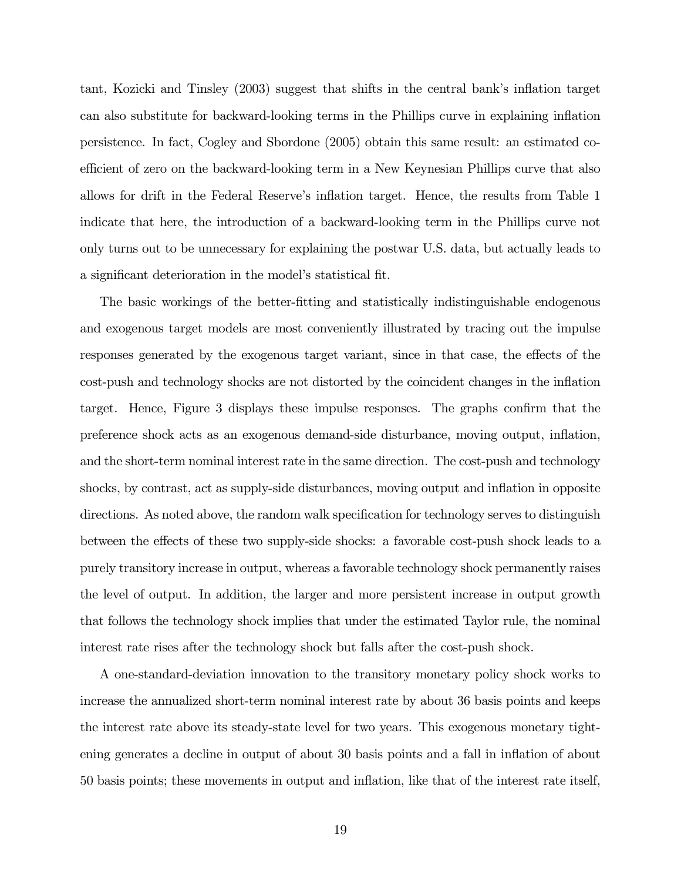tant, Kozicki and Tinsley (2003) suggest that shifts in the central bank's inflation target can also substitute for backward-looking terms in the Phillips curve in explaining inflation persistence. In fact, Cogley and Sbordone (2005) obtain this same result: an estimated coefficient of zero on the backward-looking term in a New Keynesian Phillips curve that also allows for drift in the Federal Reserve's inflation target. Hence, the results from Table 1 indicate that here, the introduction of a backward-looking term in the Phillips curve not only turns out to be unnecessary for explaining the postwar U.S. data, but actually leads to a significant deterioration in the model's statistical fit.

The basic workings of the better-fitting and statistically indistinguishable endogenous and exogenous target models are most conveniently illustrated by tracing out the impulse responses generated by the exogenous target variant, since in that case, the effects of the cost-push and technology shocks are not distorted by the coincident changes in the inflation target. Hence, Figure 3 displays these impulse responses. The graphs confirm that the preference shock acts as an exogenous demand-side disturbance, moving output, inflation, and the short-term nominal interest rate in the same direction. The cost-push and technology shocks, by contrast, act as supply-side disturbances, moving output and inflation in opposite directions. As noted above, the random walk specification for technology serves to distinguish between the effects of these two supply-side shocks: a favorable cost-push shock leads to a purely transitory increase in output, whereas a favorable technology shock permanently raises the level of output. In addition, the larger and more persistent increase in output growth that follows the technology shock implies that under the estimated Taylor rule, the nominal interest rate rises after the technology shock but falls after the cost-push shock.

A one-standard-deviation innovation to the transitory monetary policy shock works to increase the annualized short-term nominal interest rate by about 36 basis points and keeps the interest rate above its steady-state level for two years. This exogenous monetary tightening generates a decline in output of about 30 basis points and a fall in inflation of about 50 basis points; these movements in output and inflation, like that of the interest rate itself,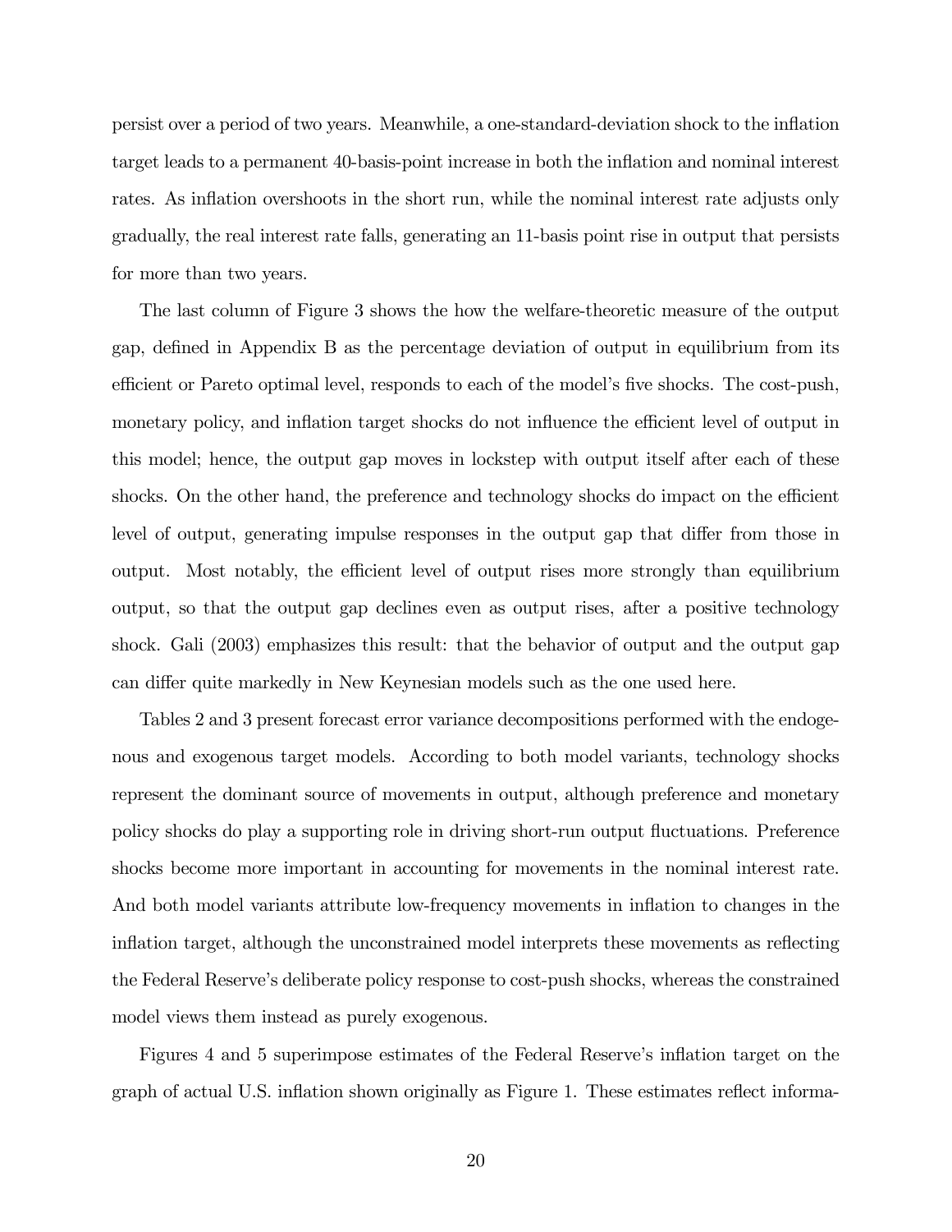persist over a period of two years. Meanwhile, a one-standard-deviation shock to the inflation target leads to a permanent 40-basis-point increase in both the inflation and nominal interest rates. As inflation overshoots in the short run, while the nominal interest rate adjusts only gradually, the real interest rate falls, generating an 11-basis point rise in output that persists for more than two years.

The last column of Figure 3 shows the how the welfare-theoretic measure of the output gap, defined in Appendix B as the percentage deviation of output in equilibrium from its efficient or Pareto optimal level, responds to each of the model's five shocks. The cost-push, monetary policy, and inflation target shocks do not influence the efficient level of output in this model; hence, the output gap moves in lockstep with output itself after each of these shocks. On the other hand, the preference and technology shocks do impact on the efficient level of output, generating impulse responses in the output gap that differ from those in output. Most notably, the efficient level of output rises more strongly than equilibrium output, so that the output gap declines even as output rises, after a positive technology shock. Gali (2003) emphasizes this result: that the behavior of output and the output gap can differ quite markedly in New Keynesian models such as the one used here.

Tables 2 and 3 present forecast error variance decompositions performed with the endogenous and exogenous target models. According to both model variants, technology shocks represent the dominant source of movements in output, although preference and monetary policy shocks do play a supporting role in driving short-run output fluctuations. Preference shocks become more important in accounting for movements in the nominal interest rate. And both model variants attribute low-frequency movements in inflation to changes in the inflation target, although the unconstrained model interprets these movements as reflecting the Federal Reserve's deliberate policy response to cost-push shocks, whereas the constrained model views them instead as purely exogenous.

Figures 4 and 5 superimpose estimates of the Federal Reserve's inflation target on the graph of actual U.S. inflation shown originally as Figure 1. These estimates reflect informa-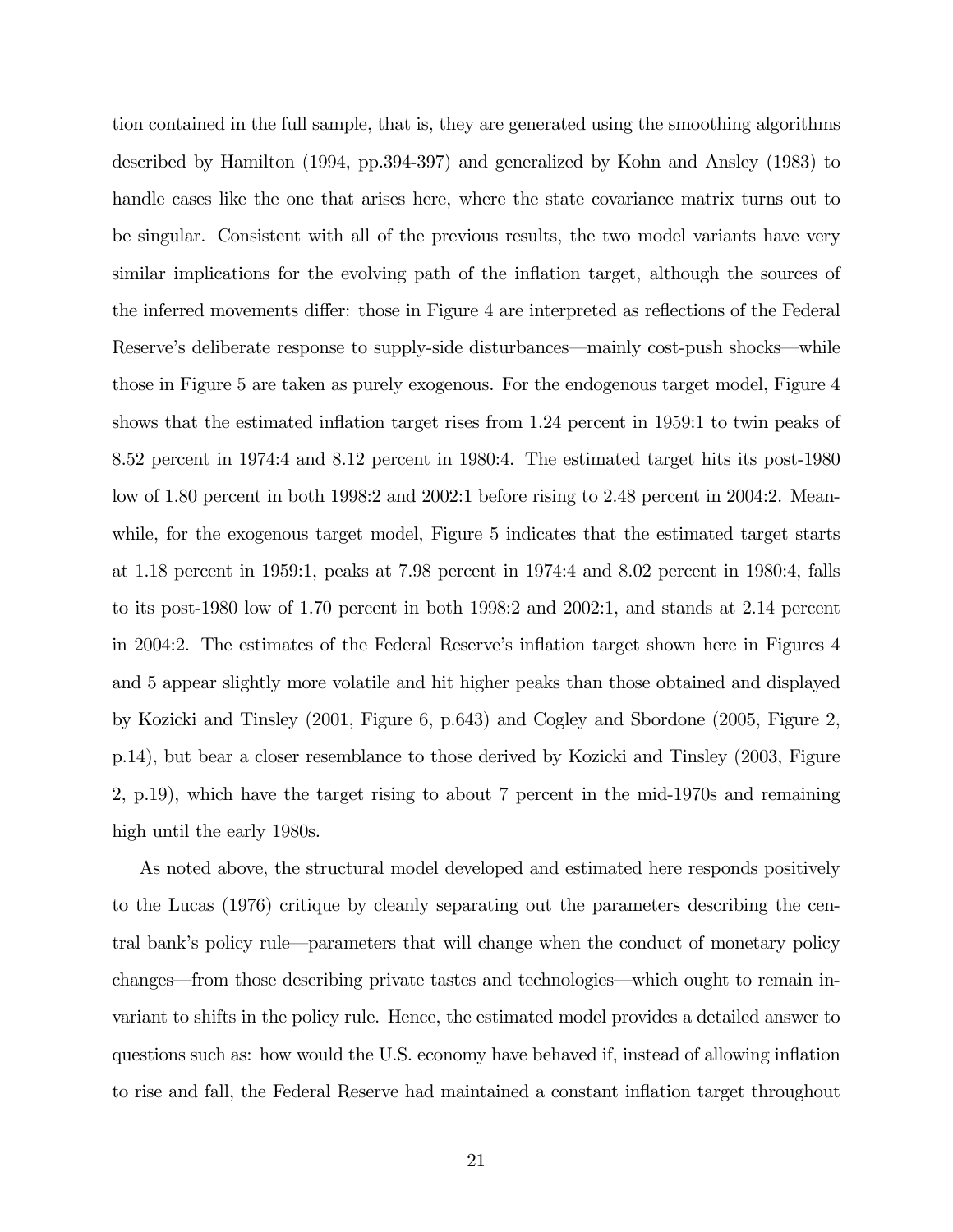tion contained in the full sample, that is, they are generated using the smoothing algorithms described by Hamilton (1994, pp.394-397) and generalized by Kohn and Ansley (1983) to handle cases like the one that arises here, where the state covariance matrix turns out to be singular. Consistent with all of the previous results, the two model variants have very similar implications for the evolving path of the inflation target, although the sources of the inferred movements differ: those in Figure 4 are interpreted as reflections of the Federal Reserve's deliberate response to supply-side disturbances—mainly cost-push shocks—while those in Figure 5 are taken as purely exogenous. For the endogenous target model, Figure 4 shows that the estimated inflation target rises from 1.24 percent in 1959:1 to twin peaks of 8.52 percent in 1974:4 and 8.12 percent in 1980:4. The estimated target hits its post-1980 low of 1.80 percent in both 1998:2 and 2002:1 before rising to 2.48 percent in 2004:2. Meanwhile, for the exogenous target model, Figure 5 indicates that the estimated target starts at 1.18 percent in 1959:1, peaks at 7.98 percent in 1974:4 and 8.02 percent in 1980:4, falls to its post-1980 low of 1.70 percent in both 1998:2 and 2002:1, and stands at 2.14 percent in 2004:2. The estimates of the Federal Reserve's inflation target shown here in Figures 4 and 5 appear slightly more volatile and hit higher peaks than those obtained and displayed by Kozicki and Tinsley (2001, Figure 6, p.643) and Cogley and Sbordone (2005, Figure 2, p.14), but bear a closer resemblance to those derived by Kozicki and Tinsley (2003, Figure 2, p.19), which have the target rising to about 7 percent in the mid-1970s and remaining high until the early 1980s.

As noted above, the structural model developed and estimated here responds positively to the Lucas (1976) critique by cleanly separating out the parameters describing the central bank's policy rule—parameters that will change when the conduct of monetary policy changes—from those describing private tastes and technologies—which ought to remain invariant to shifts in the policy rule. Hence, the estimated model provides a detailed answer to questions such as: how would the U.S. economy have behaved if, instead of allowing inflation to rise and fall, the Federal Reserve had maintained a constant inflation target throughout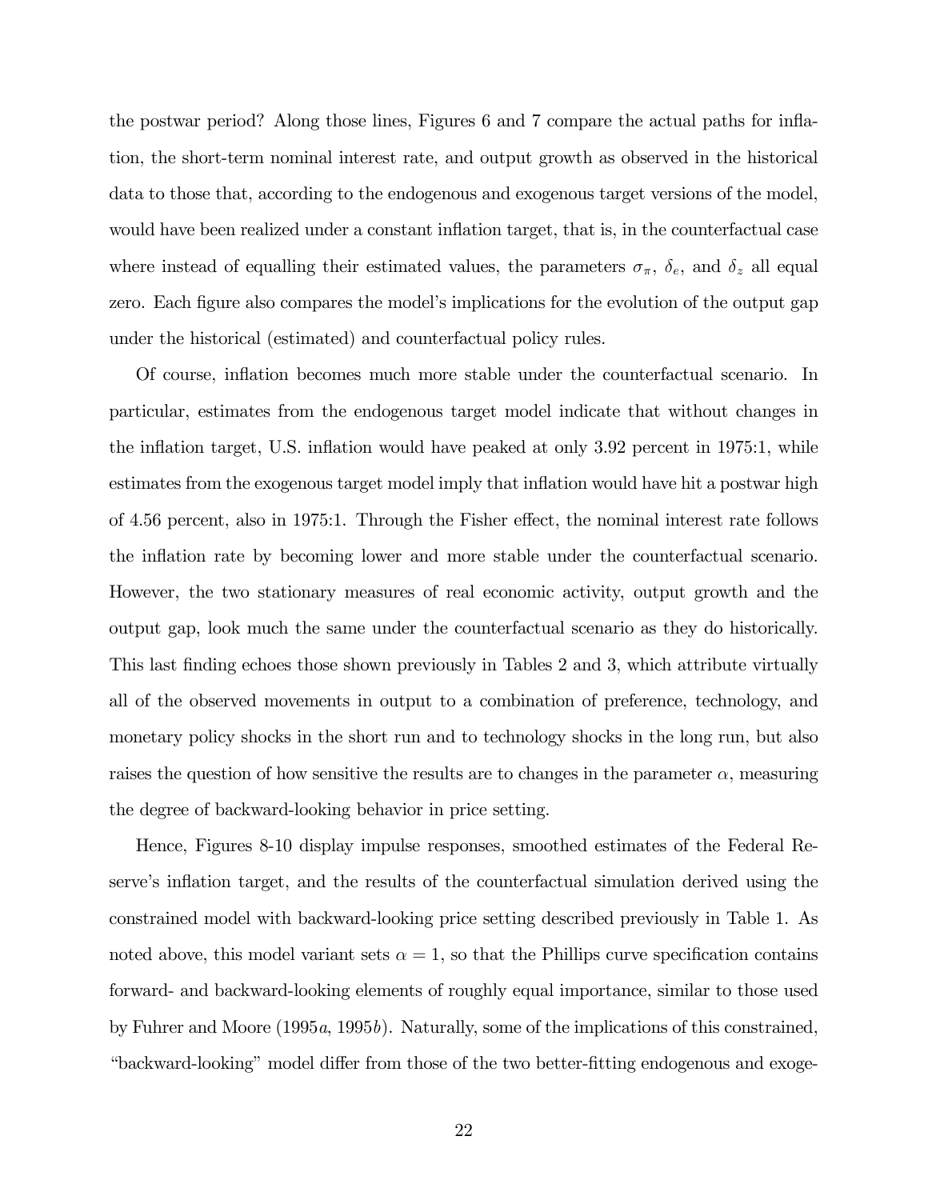the postwar period? Along those lines, Figures 6 and 7 compare the actual paths for inflation, the short-term nominal interest rate, and output growth as observed in the historical data to those that, according to the endogenous and exogenous target versions of the model, would have been realized under a constant inflation target, that is, in the counterfactual case where instead of equalling their estimated values, the parameters $\sigma_\pi$, $\delta_e$, and $\delta_z$ all equal zero. Each figure also compares the model's implications for the evolution of the output gap under the historical (estimated) and counterfactual policy rules.

Of course, inflation becomes much more stable under the counterfactual scenario. In particular, estimates from the endogenous target model indicate that without changes in the inflation target, U.S. inflation would have peaked at only 3.92 percent in 1975:1, while estimates from the exogenous target model imply that inflation would have hit a postwar high of 4.56 percent, also in 1975:1. Through the Fisher effect, the nominal interest rate follows the inflation rate by becoming lower and more stable under the counterfactual scenario. However, the two stationary measures of real economic activity, output growth and the output gap, look much the same under the counterfactual scenario as they do historically. This last finding echoes those shown previously in Tables 2 and 3, which attribute virtually all of the observed movements in output to a combination of preference, technology, and monetary policy shocks in the short run and to technology shocks in the long run, but also raises the question of how sensitive the results are to changes in the parameter $\alpha$, measuring the degree of backward-looking behavior in price setting.

Hence, Figures 8-10 display impulse responses, smoothed estimates of the Federal Reserve's inflation target, and the results of the counterfactual simulation derived using the constrained model with backward-looking price setting described previously in Table 1. As noted above, this model variant sets $\alpha = 1$, so that the Phillips curve specification contains forward- and backward-looking elements of roughly equal importance, similar to those used by Fuhrer and Moore (1995*a*, 1995*b*). Naturally, some of the implications of this constrained, "backward-looking" model differ from those of the two better-fitting endogenous and exoge-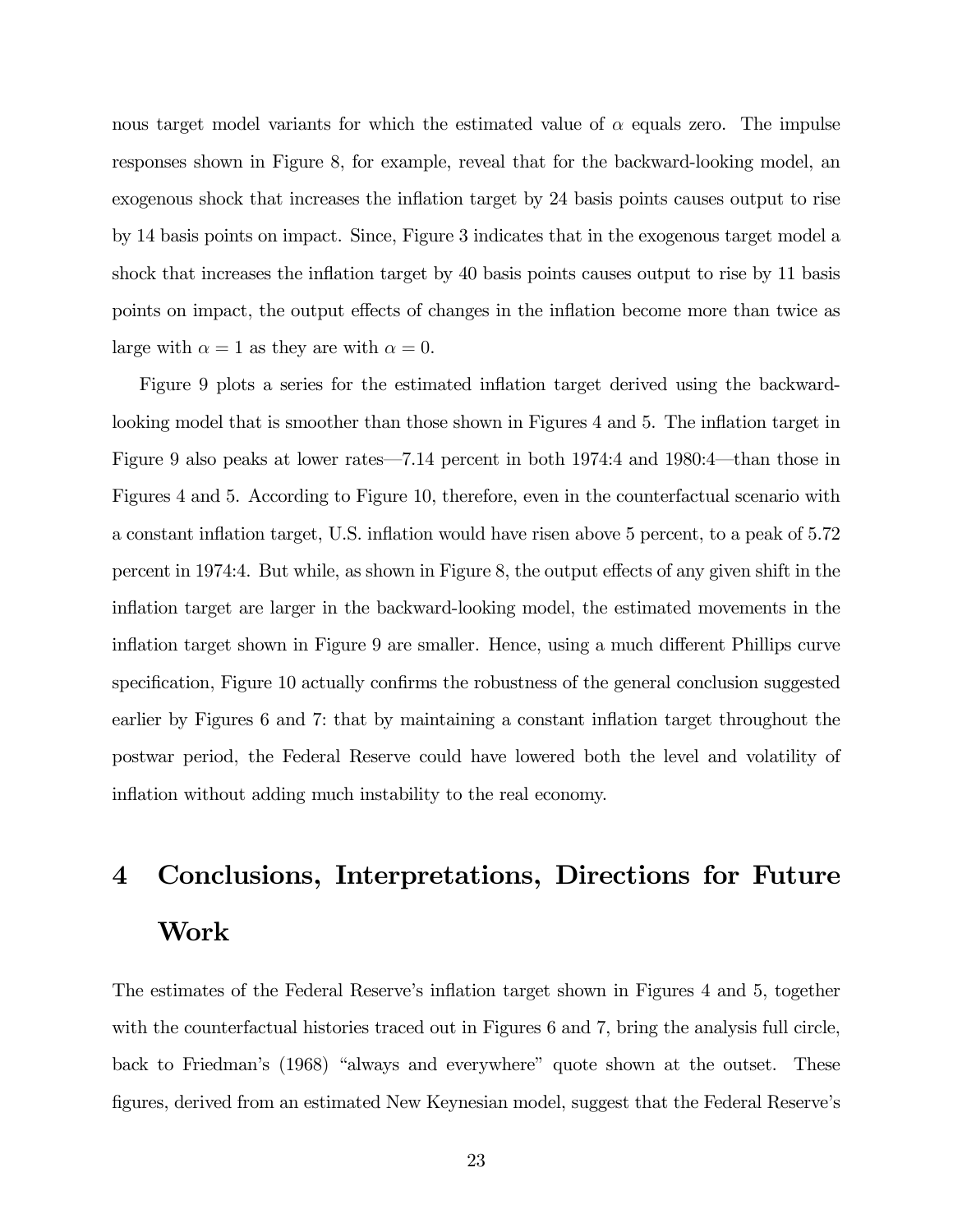nous target model variants for which the estimated value of $\alpha$ equals zero. The impulse responses shown in Figure 8, for example, reveal that for the backward-looking model, an exogenous shock that increases the inflation target by 24 basis points causes output to rise by 14 basis points on impact. Since, Figure 3 indicates that in the exogenous target model a shock that increases the inflation target by 40 basis points causes output to rise by 11 basis points on impact, the output effects of changes in the inflation become more than twice as large with $\alpha = 1$ as they are with $\alpha = 0$.

Figure 9 plots a series for the estimated inflation target derived using the backward-looking model that is smoother than those shown in Figures 4 and 5. The inflation target in Figure 9 also peaks at lower rates—7.14 percent in both 1974:4 and 1980:4—than those in Figures 4 and 5. According to Figure 10, therefore, even in the counterfactual scenario with a constant inflation target, U.S. inflation would have risen above 5 percent, to a peak of 5.72 percent in 1974:4. But while, as shown in Figure 8, the output effects of any given shift in the inflation target are larger in the backward-looking model, the estimated movements in the inflation target shown in Figure 9 are smaller. Hence, using a much different Phillips curve specification, Figure 10 actually confirms the robustness of the general conclusion suggested earlier by Figures 6 and 7: that by maintaining a constant inflation target throughout the postwar period, the Federal Reserve could have lowered both the level and volatility of inflation without adding much instability to the real economy.

# 4 Conclusions, Interpretations, Directions for Future Work

The estimates of the Federal Reserve's inflation target shown in Figures 4 and 5, together with the counterfactual histories traced out in Figures 6 and 7, bring the analysis full circle, back to Friedman's (1968) "always and everywhere" quote shown at the outset. These figures, derived from an estimated New Keynesian model, suggest that the Federal Reserve's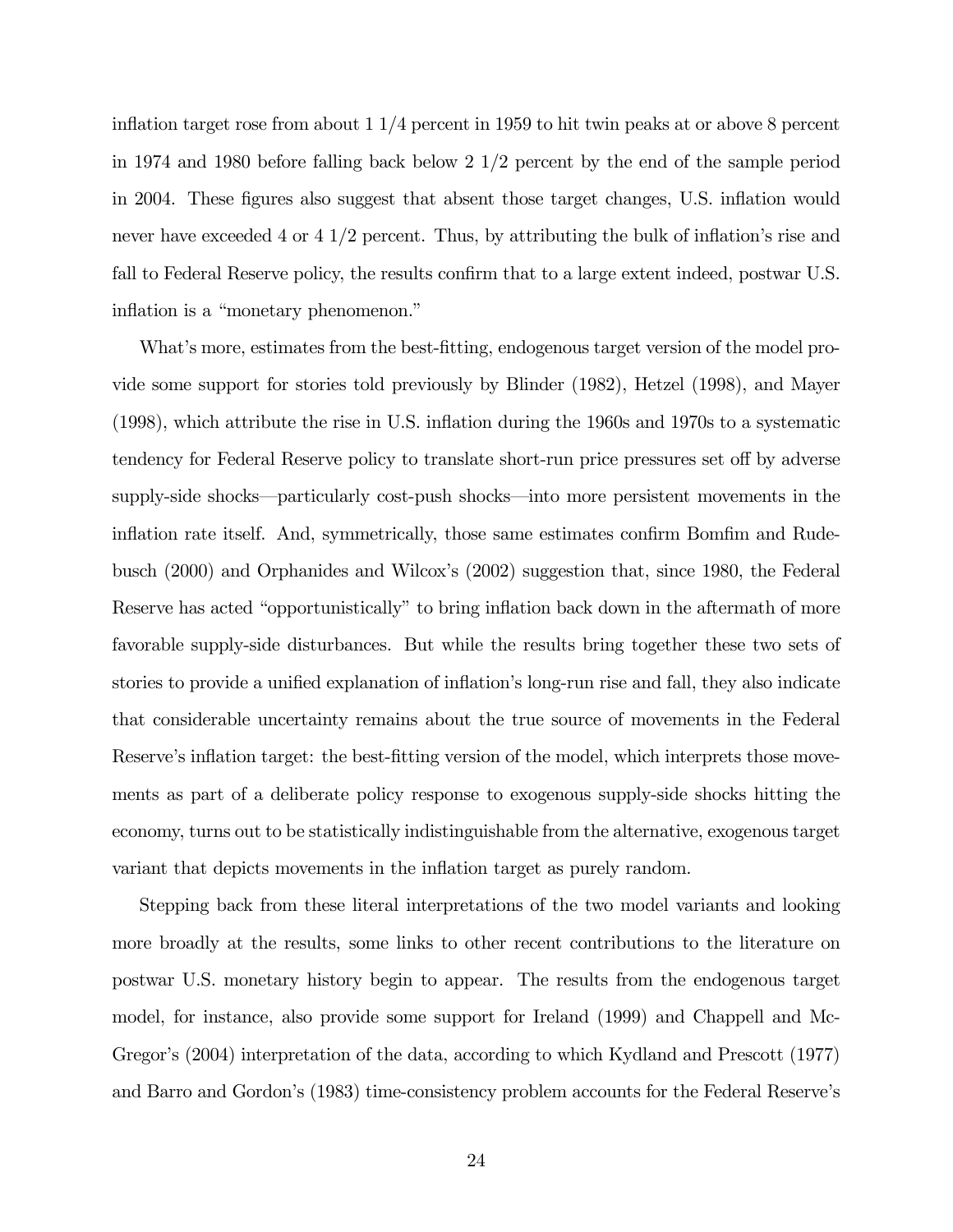inflation target rose from about 1 1/4 percent in 1959 to hit twin peaks at or above 8 percent in 1974 and 1980 before falling back below 2 1/2 percent by the end of the sample period in 2004. These figures also suggest that absent those target changes, U.S. inflation would never have exceeded 4 or 4 1/2 percent. Thus, by attributing the bulk of inflation's rise and fall to Federal Reserve policy, the results confirm that to a large extent indeed, postwar U.S. inflation is a "monetary phenomenon."

What's more, estimates from the best-fitting, endogenous target version of the model provide some support for stories told previously by Blinder (1982), Hetzel (1998), and Mayer (1998), which attribute the rise in U.S. inflation during the 1960s and 1970s to a systematic tendency for Federal Reserve policy to translate short-run price pressures set off by adverse supply-side shocks—particularly cost-push shocks—into more persistent movements in the inflation rate itself. And, symmetrically, those same estimates confirm Bomfim and Rudebusch (2000) and Orphanides and Wilcox's (2002) suggestion that, since 1980, the Federal Reserve has acted "opportunistically" to bring inflation back down in the aftermath of more favorable supply-side disturbances. But while the results bring together these two sets of stories to provide a unified explanation of inflation's long-run rise and fall, they also indicate that considerable uncertainty remains about the true source of movements in the Federal Reserve's inflation target: the best-fitting version of the model, which interprets those movements as part of a deliberate policy response to exogenous supply-side shocks hitting the economy, turns out to be statistically indistinguishable from the alternative, exogenous target variant that depicts movements in the inflation target as purely random.

Stepping back from these literal interpretations of the two model variants and looking more broadly at the results, some links to other recent contributions to the literature on postwar U.S. monetary history begin to appear. The results from the endogenous target model, for instance, also provide some support for Ireland (1999) and Chappell and McGregor's (2004) interpretation of the data, according to which Kydland and Prescott (1977) and Barro and Gordon's (1983) time-consistency problem accounts for the Federal Reserve's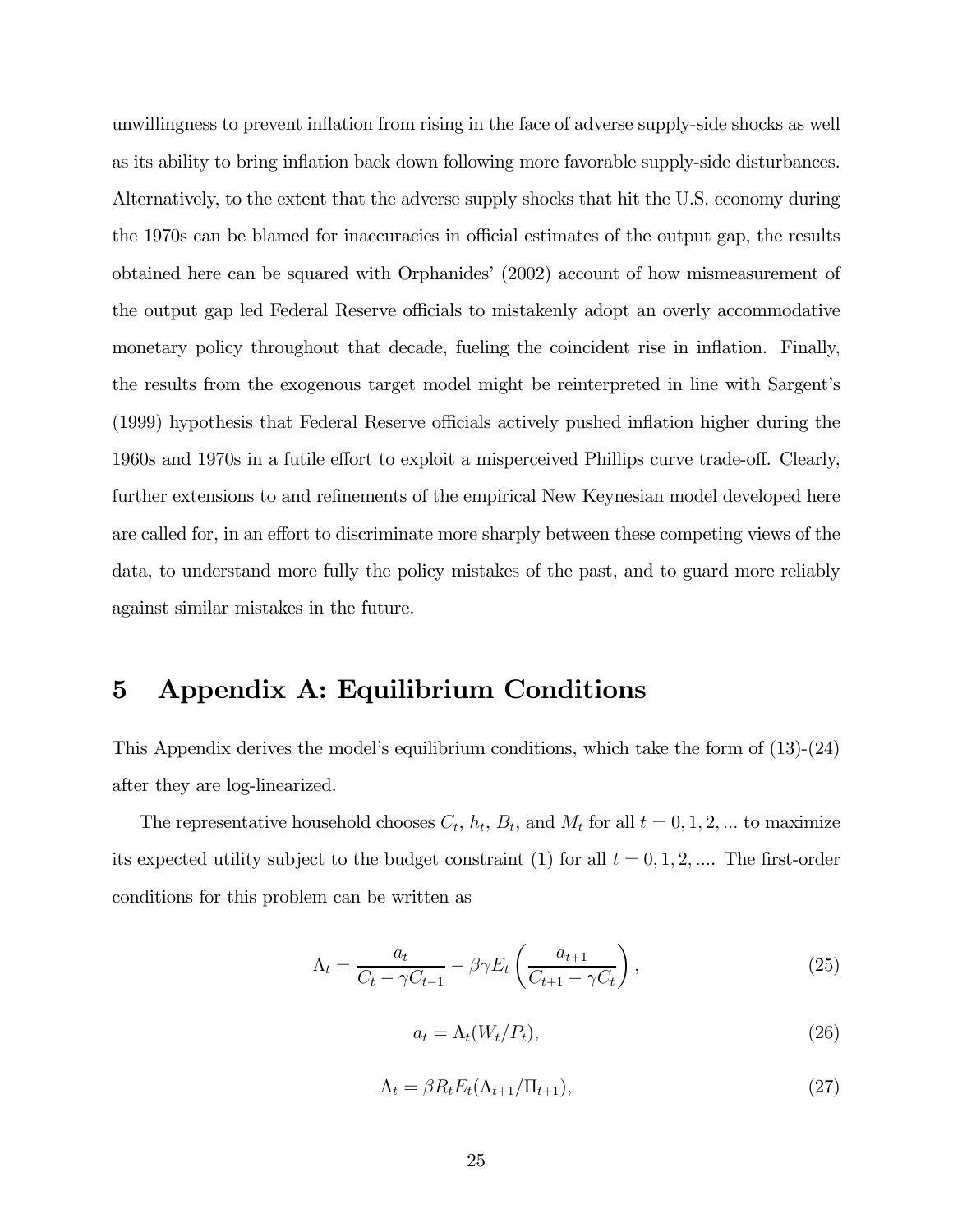unwillingness to prevent inflation from rising in the face of adverse supply-side shocks as well as its ability to bring inflation back down following more favorable supply-side disturbances. Alternatively, to the extent that the adverse supply shocks that hit the U.S. economy during the 1970s can be blamed for inaccuracies in official estimates of the output gap, the results obtained here can be squared with Orphanides' (2002) account of how mismeasurement of the output gap led Federal Reserve officials to mistakenly adopt an overly accommodative monetary policy throughout that decade, fueling the coincident rise in inflation. Finally, the results from the exogenous target model might be reinterpreted in line with Sargent's (1999) hypothesis that Federal Reserve officials actively pushed inflation higher during the 1960s and 1970s in a futile effort to exploit a misperceived Phillips curve trade-off. Clearly, further extensions to and refinements of the empirical New Keynesian model developed here are called for, in an effort to discriminate more sharply between these competing views of the data, to understand more fully the policy mistakes of the past, and to guard more reliably against similar mistakes in the future.

# 5 Appendix A: Equilibrium Conditions

This Appendix derives the model's equilibrium conditions, which take the form of (13)-(24) after they are log-linearized.

The representative household chooses $C_t$, $h_t$, $B_t$, and $M_t$ for all $t = 0, 1, 2, ...$ to maximize its expected utility subject to the budget constraint (1) for all $t = 0, 1, 2, ....$ The first-order conditions for this problem can be written as

$$\Lambda_t = \frac{a_t}{C_t - \gamma C_{t-1}} - \beta \gamma E_t \left( \frac{a_{t+1}}{C_{t+1} - \gamma C_t} \right), \tag{25}$$

$$a_t = \Lambda_t (W_t / P_t), \tag{26}$$

$$\Lambda_t = \beta R_t E_t (\Lambda_{t+1} / \Pi_{t+1}), \tag{27}$$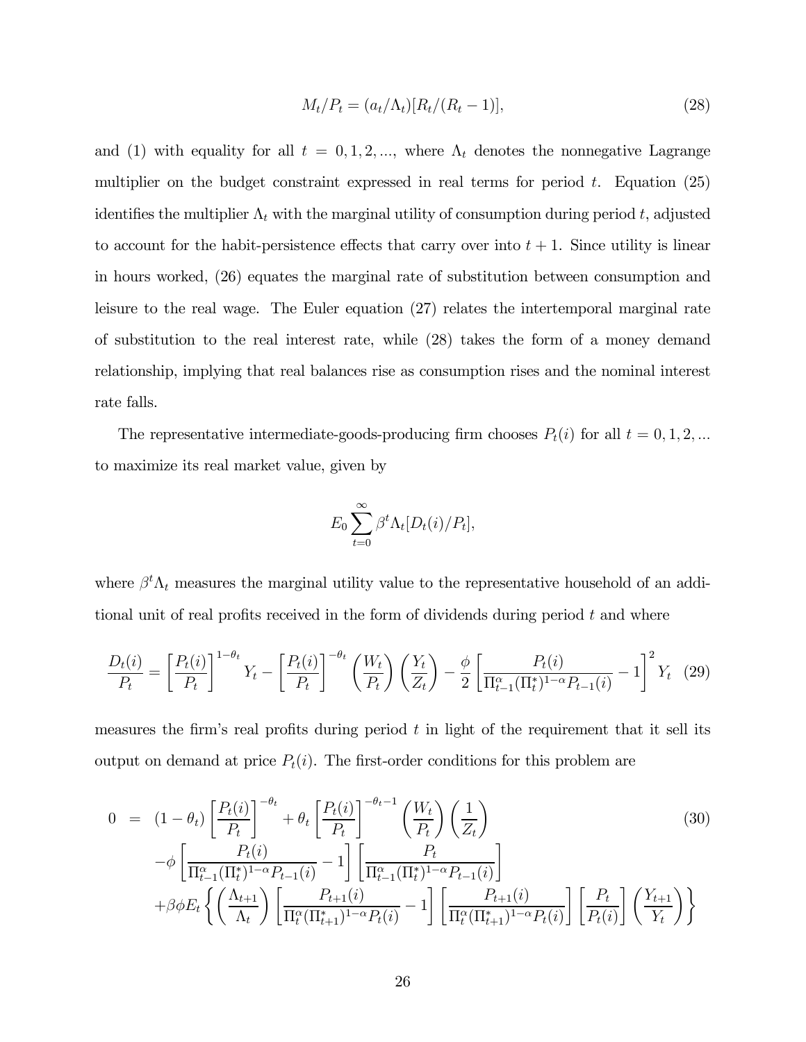$$M_t/P_t = (a_t/\Lambda_t)[R_t/(R_t - 1)], \tag{28}$$

and (1) with equality for all $t = 0, 1, 2, ...$, where $\Lambda_t$ denotes the nonnegative Lagrange multiplier on the budget constraint expressed in real terms for period $t$. Equation (25) identifies the multiplier $\Lambda_t$ with the marginal utility of consumption during period $t$, adjusted to account for the habit-persistence effects that carry over into $t + 1$. Since utility is linear in hours worked, (26) equates the marginal rate of substitution between consumption and leisure to the real wage. The Euler equation (27) relates the intertemporal marginal rate of substitution to the real interest rate, while (28) takes the form of a money demand relationship, implying that real balances rise as consumption rises and the nominal interest rate falls.

The representative intermediate-goods-producing firm chooses $P_t(i)$ for all $t = 0, 1, 2, ...$ to maximize its real market value, given by

$$E_0 \sum_{t=0}^{\infty} \beta^t \Lambda_t [D_t(i)/P_t],$$

where $\beta^t \Lambda_t$ measures the marginal utility value to the representative household of an additional unit of real profits received in the form of dividends during period $t$ and where

$$\frac{D_t(i)}{P_t} = \left[\frac{P_t(i)}{P_t}\right]^{1-\theta_t} Y_t - \left[\frac{P_t(i)}{P_t}\right]^{-\theta_t} \left(\frac{W_t}{P_t}\right)\left(\frac{Y_t}{Z_t}\right) - \frac{\phi}{2}\left[\frac{P_t(i)}{\Pi_{t-1}^{\alpha}(\Pi_t^*)^{1-\alpha} P_{t-1}(i)} - 1\right]^2 Y_t \tag{29}$$

measures the firm's real profits during period $t$ in light of the requirement that it sell its output on demand at price $P_t(i)$. The first-order conditions for this problem are

$$\begin{aligned} 0 \;=\; & (1-\theta_t)\left[\frac{P_t(i)}{P_t}\right]^{-\theta_t} + \theta_t \left[\frac{P_t(i)}{P_t}\right]^{-\theta_t - 1}\left(\frac{W_t}{P_t}\right)\left(\frac{1}{Z_t}\right) \\ & -\phi\left[\frac{P_t(i)}{\Pi_{t-1}^{\alpha}(\Pi_t^*)^{1-\alpha} P_{t-1}(i)} - 1\right]\left[\frac{P_t}{\Pi_{t-1}^{\alpha}(\Pi_t^*)^{1-\alpha} P_{t-1}(i)}\right] \\ & +\beta\phi E_t\left\{\left(\frac{\Lambda_{t+1}}{\Lambda_t}\right)\left[\frac{P_{t+1}(i)}{\Pi_t^{\alpha}(\Pi_{t+1}^*)^{1-\alpha} P_t(i)} - 1\right]\left[\frac{P_{t+1}(i)}{\Pi_t^{\alpha}(\Pi_{t+1}^*)^{1-\alpha} P_t(i)}\right]\left[\frac{P_t}{P_t(i)}\right]\left(\frac{Y_{t+1}}{Y_t}\right)\right\} \end{aligned} \tag{30}$$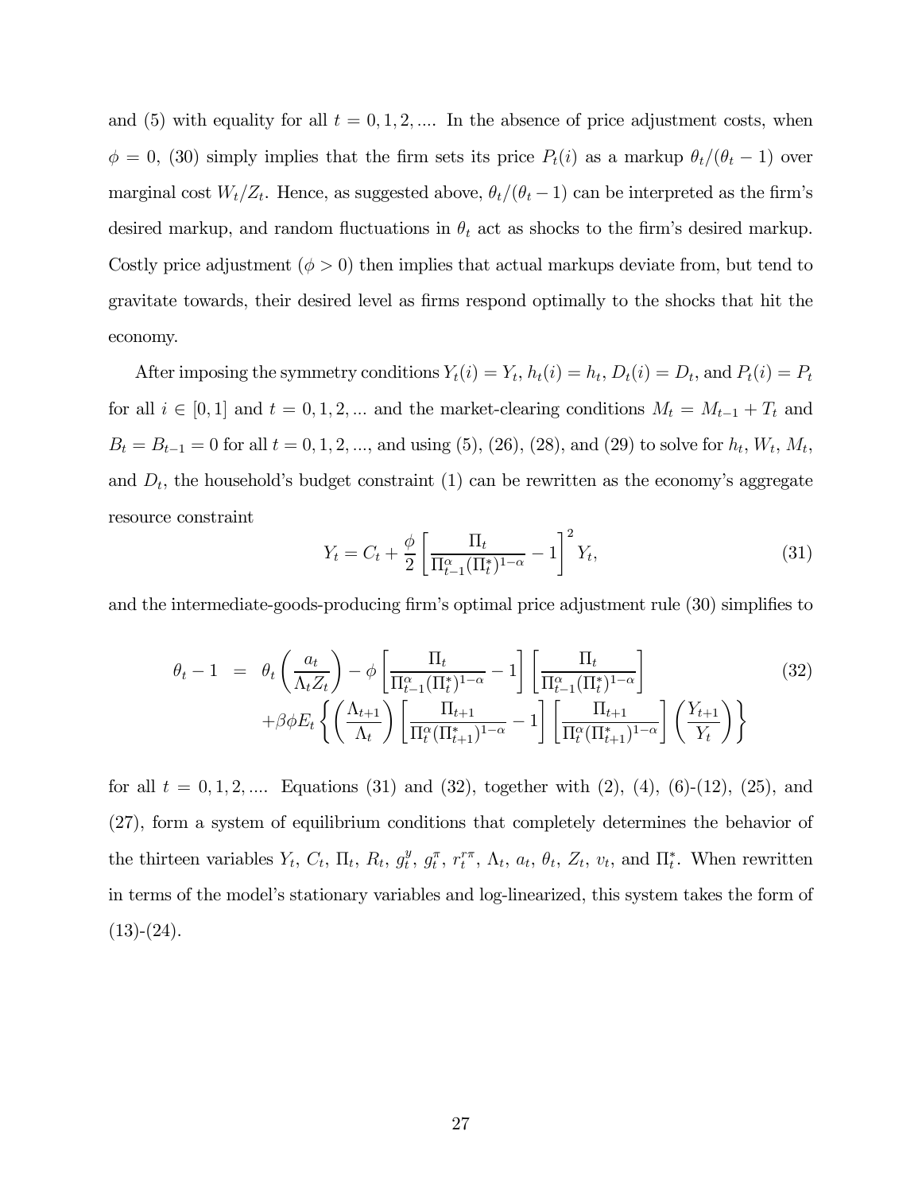and (5) with equality for all $t = 0, 1, 2, ....$ In the absence of price adjustment costs, when $\phi = 0$, (30) simply implies that the firm sets its price $P_t(i)$ as a markup $\theta_t/(\theta_t - 1)$ over marginal cost $W_t/Z_t$. Hence, as suggested above, $\theta_t/(\theta_t - 1)$ can be interpreted as the firm's desired markup, and random fluctuations in $\theta_t$ act as shocks to the firm's desired markup. Costly price adjustment ($\phi > 0$) then implies that actual markups deviate from, but tend to gravitate towards, their desired level as firms respond optimally to the shocks that hit the economy.

After imposing the symmetry conditions $Y_t(i) = Y_t$, $h_t(i) = h_t$, $D_t(i) = D_t$, and $P_t(i) = P_t$ for all $i \in [0, 1]$ and $t = 0, 1, 2, ...$ and the market-clearing conditions $M_t = M_{t-1} + T_t$ and $B_t = B_{t-1} = 0$ for all $t = 0, 1, 2, ...$, and using (5), (26), (28), and (29) to solve for $h_t$, $W_t$, $M_t$, and $D_t$, the household's budget constraint (1) can be rewritten as the economy's aggregate resource constraint

$$Y_t = C_t + \frac{\phi}{2}\left[\frac{\Pi_t}{\Pi_{t-1}^{\alpha}(\Pi_t^*)^{1-\alpha}} - 1\right]^2 Y_t, \tag{31}$$

and the intermediate-goods-producing firm's optimal price adjustment rule (30) simplifies to

$$\begin{aligned}
\theta_t - 1 &= \theta_t\left(\frac{a_t}{\Lambda_t Z_t}\right) - \phi\left[\frac{\Pi_t}{\Pi_{t-1}^{\alpha}(\Pi_t^*)^{1-\alpha}} - 1\right]\left[\frac{\Pi_t}{\Pi_{t-1}^{\alpha}(\Pi_t^*)^{1-\alpha}}\right] \\
&\quad + \beta\phi E_t\left\{\left(\frac{\Lambda_{t+1}}{\Lambda_t}\right)\left[\frac{\Pi_{t+1}}{\Pi_t^{\alpha}(\Pi_{t+1}^*)^{1-\alpha}} - 1\right]\left[\frac{\Pi_{t+1}}{\Pi_t^{\alpha}(\Pi_{t+1}^*)^{1-\alpha}}\right]\left(\frac{Y_{t+1}}{Y_t}\right)\right\}
\end{aligned} \tag{32}$$

for all $t = 0, 1, 2, ....$ Equations (31) and (32), together with (2), (4), (6)-(12), (25), and (27), form a system of equilibrium conditions that completely determines the behavior of the thirteen variables $Y_t$, $C_t$, $\Pi_t$, $R_t$, $g_t^y$, $g_t^{\pi}$, $r_t^{r\pi}$, $\Lambda_t$, $a_t$, $\theta_t$, $Z_t$, $v_t$, and $\Pi_t^*$. When rewritten in terms of the model's stationary variables and log-linearized, this system takes the form of (13)-(24).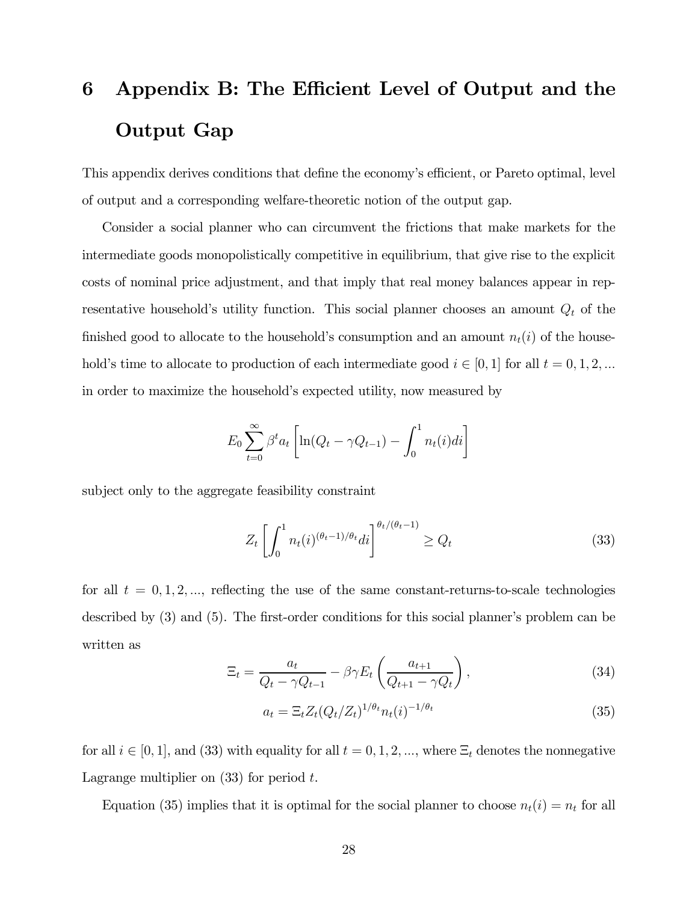# 6 Appendix B: The Efficient Level of Output and the Output Gap

This appendix derives conditions that define the economy's efficient, or Pareto optimal, level of output and a corresponding welfare-theoretic notion of the output gap.

Consider a social planner who can circumvent the frictions that make markets for the intermediate goods monopolistically competitive in equilibrium, that give rise to the explicit costs of nominal price adjustment, and that imply that real money balances appear in representative household's utility function. This social planner chooses an amount $Q_t$ of the finished good to allocate to the household's consumption and an amount $n_t(i)$ of the household's time to allocate to production of each intermediate good $i \in [0,1]$ for all $t = 0, 1, 2, ...$ in order to maximize the household's expected utility, now measured by

$$E_0 \sum_{t=0}^{\infty} \beta^t a_t \left[ \ln(Q_t - \gamma Q_{t-1}) - \int_0^1 n_t(i) di \right]$$

subject only to the aggregate feasibility constraint

$$Z_t \left[ \int_0^1 n_t(i)^{(\theta_t - 1)/\theta_t} di \right]^{\theta_t/(\theta_t - 1)} \geq Q_t \tag{33}$$

for all $t = 0, 1, 2, ...$, reflecting the use of the same constant-returns-to-scale technologies described by (3) and (5). The first-order conditions for this social planner's problem can be written as

$$\Xi_t = \frac{a_t}{Q_t - \gamma Q_{t-1}} - \beta \gamma E_t \left( \frac{a_{t+1}}{Q_{t+1} - \gamma Q_t} \right), \tag{34}$$

$$a_t = \Xi_t Z_t (Q_t / Z_t)^{1/\theta_t} n_t(i)^{-1/\theta_t} \tag{35}$$

for all $i \in [0,1]$, and (33) with equality for all $t = 0, 1, 2, ...$, where $\Xi_t$ denotes the nonnegative Lagrange multiplier on (33) for period $t$.

Equation (35) implies that it is optimal for the social planner to choose $n_t(i) = n_t$ for all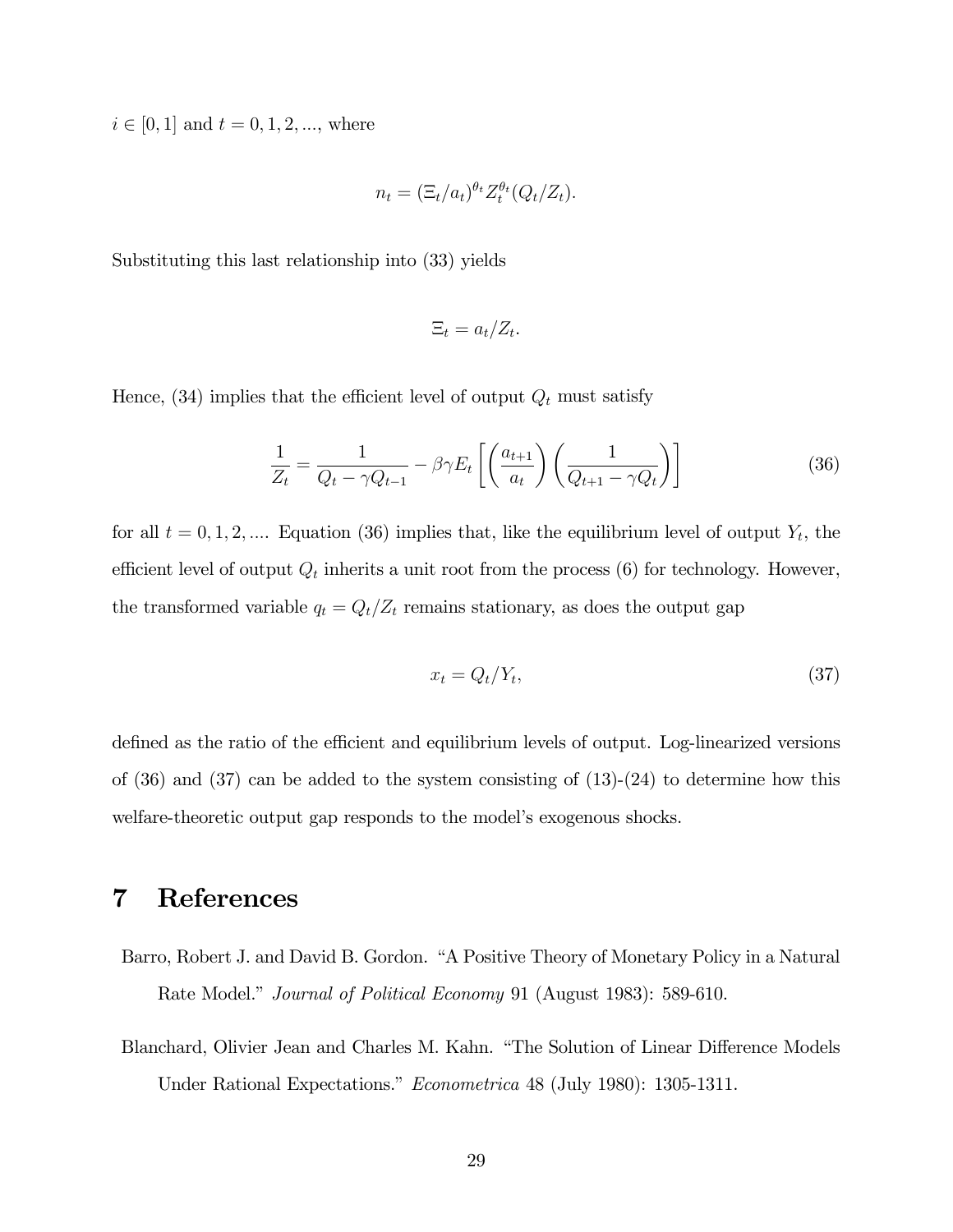$i \in [0,1]$ and $t = 0, 1, 2, \ldots$, where

$$n_t = (\Xi_t/a_t)^{\theta_t} Z_t^{\theta_t} (Q_t/Z_t).$$

Substituting this last relationship into (33) yields

$$\Xi_t = a_t/Z_t.$$

Hence, (34) implies that the efficient level of output $Q_t$ must satisfy

$$\frac{1}{Z_t} = \frac{1}{Q_t - \gamma Q_{t-1}} - \beta\gamma E_t \left[ \left( \frac{a_{t+1}}{a_t} \right) \left( \frac{1}{Q_{t+1} - \gamma Q_t} \right) \right] \tag{36}$$

for all $t = 0, 1, 2, \ldots$. Equation (36) implies that, like the equilibrium level of output $Y_t$, the efficient level of output $Q_t$ inherits a unit root from the process (6) for technology. However, the transformed variable $q_t = Q_t/Z_t$ remains stationary, as does the output gap

$$x_t = Q_t/Y_t, \tag{37}$$

defined as the ratio of the efficient and equilibrium levels of output. Log-linearized versions of (36) and (37) can be added to the system consisting of (13)-(24) to determine how this welfare-theoretic output gap responds to the model's exogenous shocks.

# 7 References

Barro, Robert J. and David B. Gordon. "A Positive Theory of Monetary Policy in a Natural Rate Model." *Journal of Political Economy* 91 (August 1983): 589-610.

Blanchard, Olivier Jean and Charles M. Kahn. "The Solution of Linear Difference Models Under Rational Expectations." *Econometrica* 48 (July 1980): 1305-1311.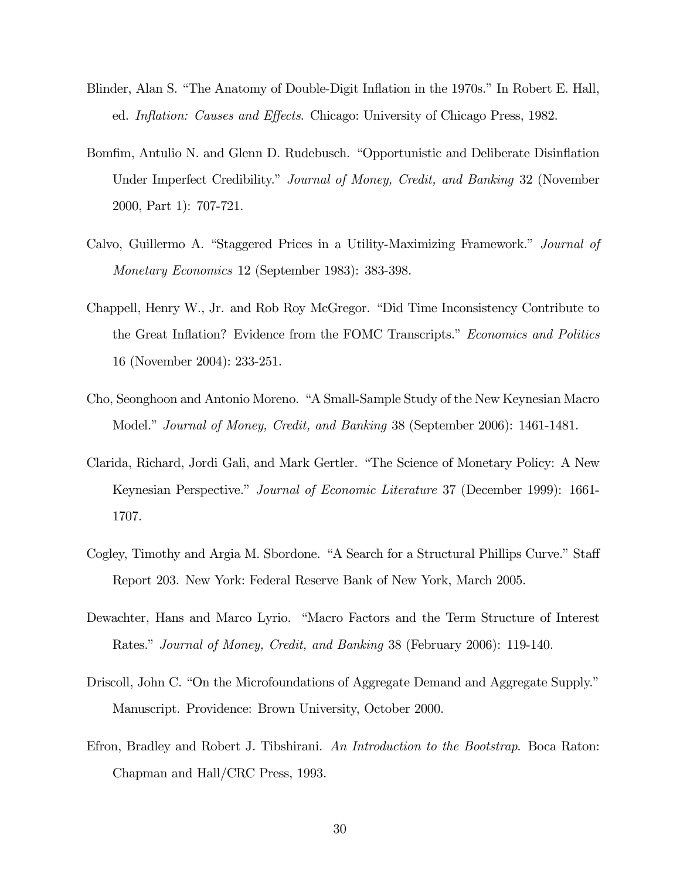Blinder, Alan S. "The Anatomy of Double-Digit Inflation in the 1970s." In Robert E. Hall, ed. *Inflation: Causes and Effects*. Chicago: University of Chicago Press, 1982.

Bomfim, Antulio N. and Glenn D. Rudebusch. "Opportunistic and Deliberate Disinflation Under Imperfect Credibility." *Journal of Money, Credit, and Banking* 32 (November 2000, Part 1): 707-721.

Calvo, Guillermo A. "Staggered Prices in a Utility-Maximizing Framework." *Journal of Monetary Economics* 12 (September 1983): 383-398.

Chappell, Henry W., Jr. and Rob Roy McGregor. "Did Time Inconsistency Contribute to the Great Inflation? Evidence from the FOMC Transcripts." *Economics and Politics* 16 (November 2004): 233-251.

Cho, Seonghoon and Antonio Moreno. "A Small-Sample Study of the New Keynesian Macro Model." *Journal of Money, Credit, and Banking* 38 (September 2006): 1461-1481.

Clarida, Richard, Jordi Gali, and Mark Gertler. "The Science of Monetary Policy: A New Keynesian Perspective." *Journal of Economic Literature* 37 (December 1999): 1661-1707.

Cogley, Timothy and Argia M. Sbordone. "A Search for a Structural Phillips Curve." Staff Report 203. New York: Federal Reserve Bank of New York, March 2005.

Dewachter, Hans and Marco Lyrio. "Macro Factors and the Term Structure of Interest Rates." *Journal of Money, Credit, and Banking* 38 (February 2006): 119-140.

Driscoll, John C. "On the Microfoundations of Aggregate Demand and Aggregate Supply." Manuscript. Providence: Brown University, October 2000.

Efron, Bradley and Robert J. Tibshirani. *An Introduction to the Bootstrap*. Boca Raton: Chapman and Hall/CRC Press, 1993.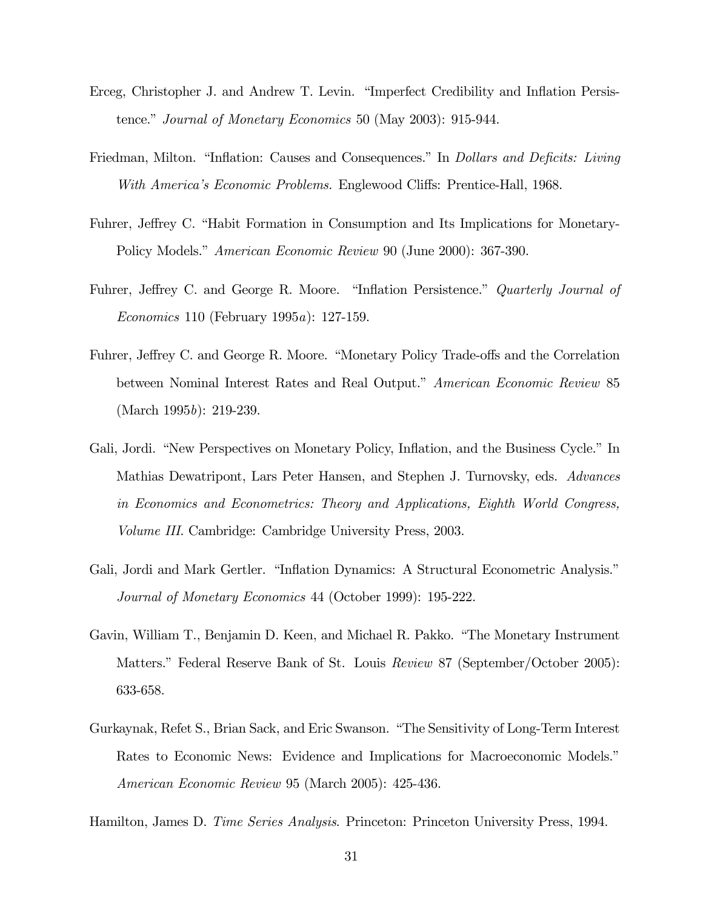Erceg, Christopher J. and Andrew T. Levin. "Imperfect Credibility and Inflation Persistence." *Journal of Monetary Economics* 50 (May 2003): 915-944.

Friedman, Milton. "Inflation: Causes and Consequences." In *Dollars and Deficits: Living With America's Economic Problems.* Englewood Cliffs: Prentice-Hall, 1968.

Fuhrer, Jeffrey C. "Habit Formation in Consumption and Its Implications for Monetary-Policy Models." *American Economic Review* 90 (June 2000): 367-390.

Fuhrer, Jeffrey C. and George R. Moore. "Inflation Persistence." *Quarterly Journal of Economics* 110 (February 1995*a*): 127-159.

Fuhrer, Jeffrey C. and George R. Moore. "Monetary Policy Trade-offs and the Correlation between Nominal Interest Rates and Real Output." *American Economic Review* 85 (March 1995*b*): 219-239.

Gali, Jordi. "New Perspectives on Monetary Policy, Inflation, and the Business Cycle." In Mathias Dewatripont, Lars Peter Hansen, and Stephen J. Turnovsky, eds. *Advances in Economics and Econometrics: Theory and Applications, Eighth World Congress, Volume III.* Cambridge: Cambridge University Press, 2003.

Gali, Jordi and Mark Gertler. "Inflation Dynamics: A Structural Econometric Analysis." *Journal of Monetary Economics* 44 (October 1999): 195-222.

Gavin, William T., Benjamin D. Keen, and Michael R. Pakko. "The Monetary Instrument Matters." Federal Reserve Bank of St. Louis *Review* 87 (September/October 2005): 633-658.

Gurkaynak, Refet S., Brian Sack, and Eric Swanson. "The Sensitivity of Long-Term Interest Rates to Economic News: Evidence and Implications for Macroeconomic Models." *American Economic Review* 95 (March 2005): 425-436.

Hamilton, James D. *Time Series Analysis*. Princeton: Princeton University Press, 1994.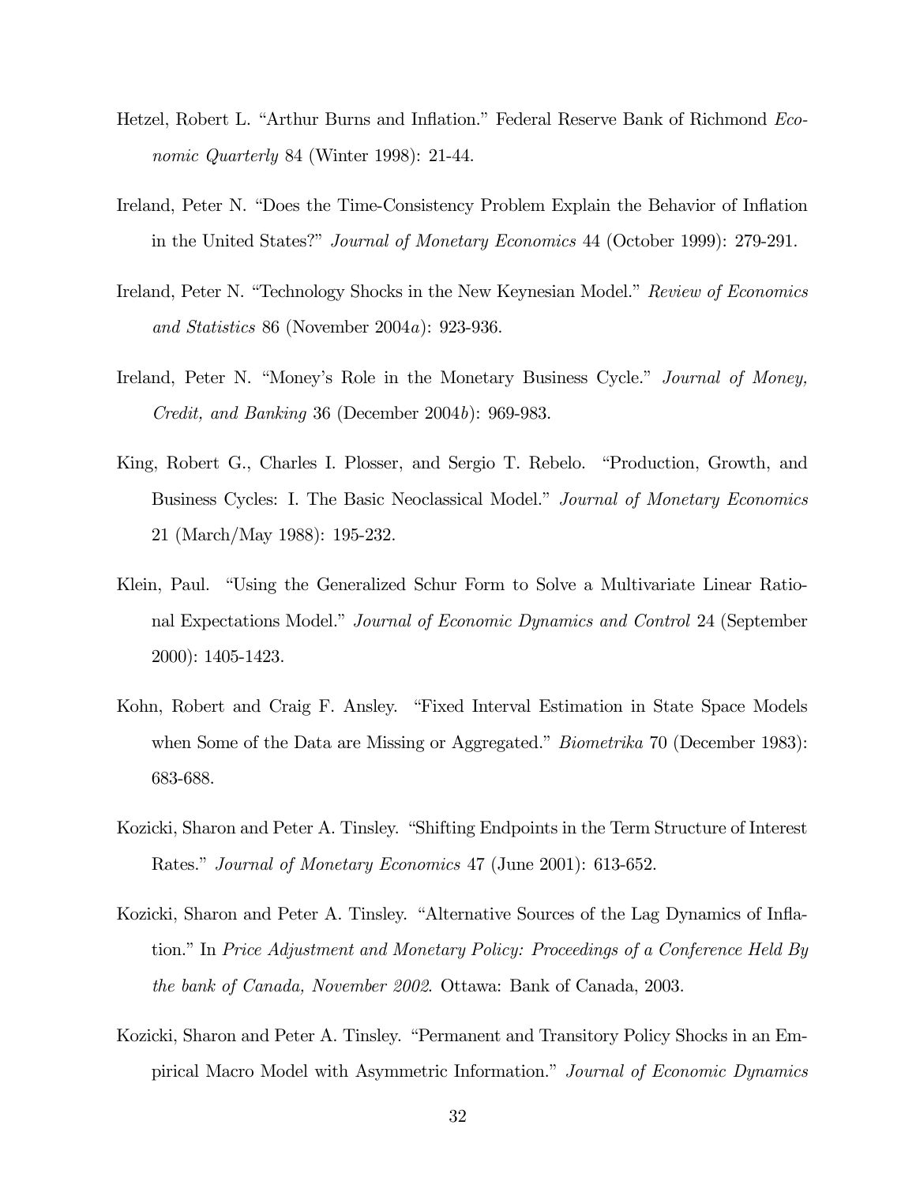Hetzel, Robert L. "Arthur Burns and Inflation." Federal Reserve Bank of Richmond *Economic Quarterly* 84 (Winter 1998): 21-44.

Ireland, Peter N. "Does the Time-Consistency Problem Explain the Behavior of Inflation in the United States?" *Journal of Monetary Economics* 44 (October 1999): 279-291.

Ireland, Peter N. "Technology Shocks in the New Keynesian Model." *Review of Economics and Statistics* 86 (November 2004*a*): 923-936.

Ireland, Peter N. "Money's Role in the Monetary Business Cycle." *Journal of Money, Credit, and Banking* 36 (December 2004*b*): 969-983.

King, Robert G., Charles I. Plosser, and Sergio T. Rebelo. "Production, Growth, and Business Cycles: I. The Basic Neoclassical Model." *Journal of Monetary Economics* 21 (March/May 1988): 195-232.

Klein, Paul. "Using the Generalized Schur Form to Solve a Multivariate Linear Rational Expectations Model." *Journal of Economic Dynamics and Control* 24 (September 2000): 1405-1423.

Kohn, Robert and Craig F. Ansley. "Fixed Interval Estimation in State Space Models when Some of the Data are Missing or Aggregated." *Biometrika* 70 (December 1983): 683-688.

Kozicki, Sharon and Peter A. Tinsley. "Shifting Endpoints in the Term Structure of Interest Rates." *Journal of Monetary Economics* 47 (June 2001): 613-652.

Kozicki, Sharon and Peter A. Tinsley. "Alternative Sources of the Lag Dynamics of Inflation." In *Price Adjustment and Monetary Policy: Proceedings of a Conference Held By the bank of Canada, November 2002*. Ottawa: Bank of Canada, 2003.

Kozicki, Sharon and Peter A. Tinsley. "Permanent and Transitory Policy Shocks in an Empirical Macro Model with Asymmetric Information." *Journal of Economic Dynamics*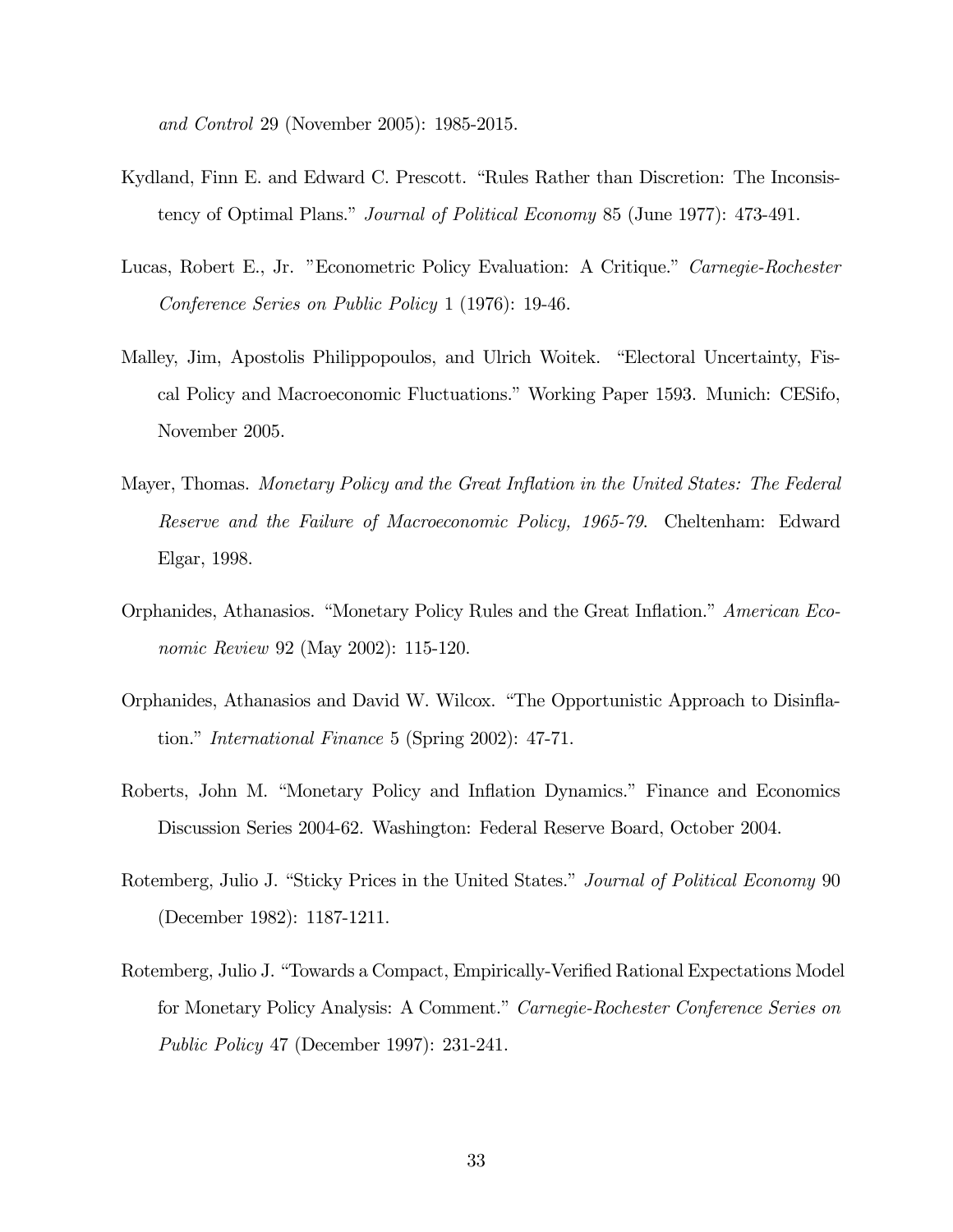*and Control* 29 (November 2005): 1985-2015.

Kydland, Finn E. and Edward C. Prescott. "Rules Rather than Discretion: The Inconsistency of Optimal Plans." *Journal of Political Economy* 85 (June 1977): 473-491.

Lucas, Robert E., Jr. "Econometric Policy Evaluation: A Critique." *Carnegie-Rochester Conference Series on Public Policy* 1 (1976): 19-46.

Malley, Jim, Apostolis Philippopoulos, and Ulrich Woitek. "Electoral Uncertainty, Fiscal Policy and Macroeconomic Fluctuations." Working Paper 1593. Munich: CESifo, November 2005.

Mayer, Thomas. *Monetary Policy and the Great Inflation in the United States: The Federal Reserve and the Failure of Macroeconomic Policy, 1965-79.* Cheltenham: Edward Elgar, 1998.

Orphanides, Athanasios. "Monetary Policy Rules and the Great Inflation." *American Economic Review* 92 (May 2002): 115-120.

Orphanides, Athanasios and David W. Wilcox. "The Opportunistic Approach to Disinflation." *International Finance* 5 (Spring 2002): 47-71.

Roberts, John M. "Monetary Policy and Inflation Dynamics." Finance and Economics Discussion Series 2004-62. Washington: Federal Reserve Board, October 2004.

Rotemberg, Julio J. "Sticky Prices in the United States." *Journal of Political Economy* 90 (December 1982): 1187-1211.

Rotemberg, Julio J. "Towards a Compact, Empirically-Verified Rational Expectations Model for Monetary Policy Analysis: A Comment." *Carnegie-Rochester Conference Series on Public Policy* 47 (December 1997): 231-241.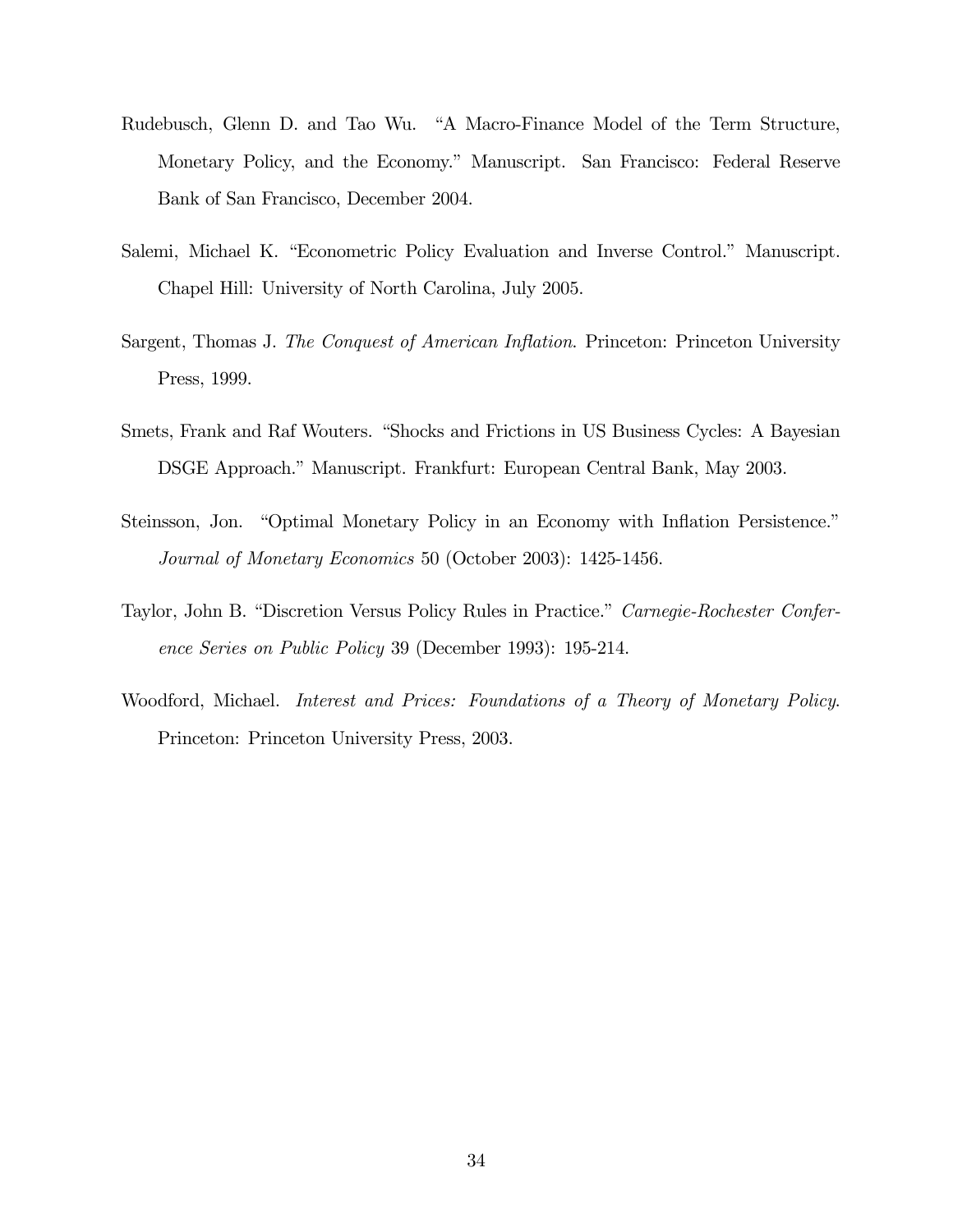Rudebusch, Glenn D. and Tao Wu. "A Macro-Finance Model of the Term Structure, Monetary Policy, and the Economy." Manuscript. San Francisco: Federal Reserve Bank of San Francisco, December 2004.

Salemi, Michael K. "Econometric Policy Evaluation and Inverse Control." Manuscript. Chapel Hill: University of North Carolina, July 2005.

Sargent, Thomas J. *The Conquest of American Inflation*. Princeton: Princeton University Press, 1999.

Smets, Frank and Raf Wouters. "Shocks and Frictions in US Business Cycles: A Bayesian DSGE Approach." Manuscript. Frankfurt: European Central Bank, May 2003.

Steinsson, Jon. "Optimal Monetary Policy in an Economy with Inflation Persistence." *Journal of Monetary Economics* 50 (October 2003): 1425-1456.

Taylor, John B. "Discretion Versus Policy Rules in Practice." *Carnegie-Rochester Conference Series on Public Policy* 39 (December 1993): 195-214.

Woodford, Michael. *Interest and Prices: Foundations of a Theory of Monetary Policy*. Princeton: Princeton University Press, 2003.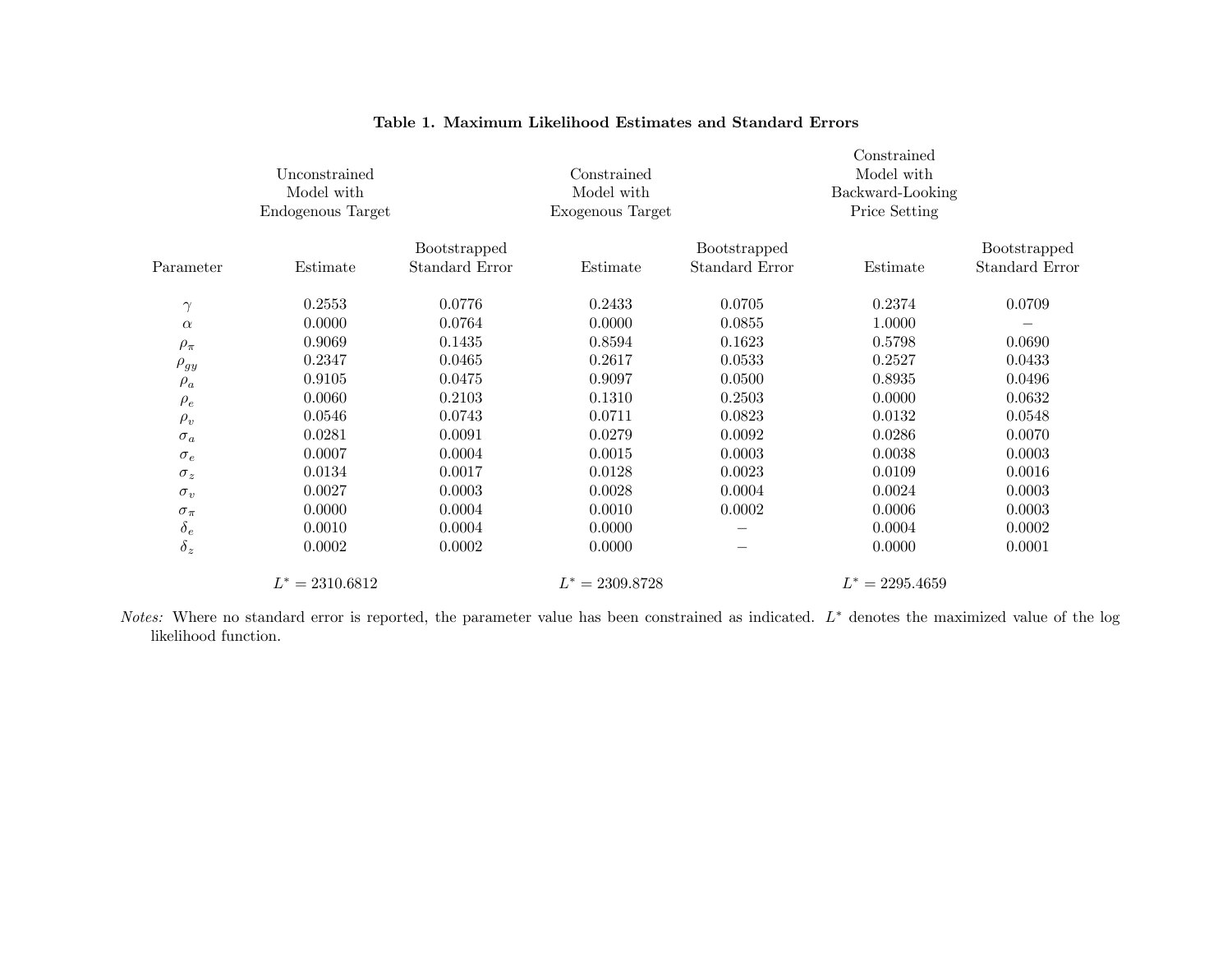**Table 1. Maximum Likelihood Estimates and Standard Errors**

| | Unconstrained Model with Endogenous Target | | Constrained Model with Exogenous Target | | Constrained Model with Backward-Looking Price Setting | |
|---|---|---|---|---|---|---|
| Parameter | Estimate | Bootstrapped Standard Error | Estimate | Bootstrapped Standard Error | Estimate | Bootstrapped Standard Error |
| $\gamma$ | 0.2553 | 0.0776 | 0.2433 | 0.0705 | 0.2374 | 0.0709 |
| $\alpha$ | 0.0000 | 0.0764 | 0.0000 | 0.0855 | 1.0000 | – |
| $\rho_\pi$ | 0.9069 | 0.1435 | 0.8594 | 0.1623 | 0.5798 | 0.0690 |
| $\rho_{gy}$ | 0.2347 | 0.0465 | 0.2617 | 0.0533 | 0.2527 | 0.0433 |
| $\rho_a$ | 0.9105 | 0.0475 | 0.9097 | 0.0500 | 0.8935 | 0.0496 |
| $\rho_e$ | 0.0060 | 0.2103 | 0.1310 | 0.2503 | 0.0000 | 0.0632 |
| $\rho_v$ | 0.0546 | 0.0743 | 0.0711 | 0.0823 | 0.0132 | 0.0548 |
| $\sigma_a$ | 0.0281 | 0.0091 | 0.0279 | 0.0092 | 0.0286 | 0.0070 |
| $\sigma_e$ | 0.0007 | 0.0004 | 0.0015 | 0.0003 | 0.0038 | 0.0003 |
| $\sigma_z$ | 0.0134 | 0.0017 | 0.0128 | 0.0023 | 0.0109 | 0.0016 |
| $\sigma_v$ | 0.0027 | 0.0003 | 0.0028 | 0.0004 | 0.0024 | 0.0003 |
| $\sigma_\pi$ | 0.0000 | 0.0004 | 0.0010 | 0.0002 | 0.0006 | 0.0003 |
| $\delta_e$ | 0.0010 | 0.0004 | 0.0000 | – | 0.0004 | 0.0002 |
| $\delta_z$ | 0.0002 | 0.0002 | 0.0000 | – | 0.0000 | 0.0001 |
| | $L^* = 2310.6812$ | | $L^* = 2309.8728$ | | $L^* = 2295.4659$ | |

*Notes:* Where no standard error is reported, the parameter value has been constrained as indicated. $L^*$ denotes the maximized value of the log likelihood function.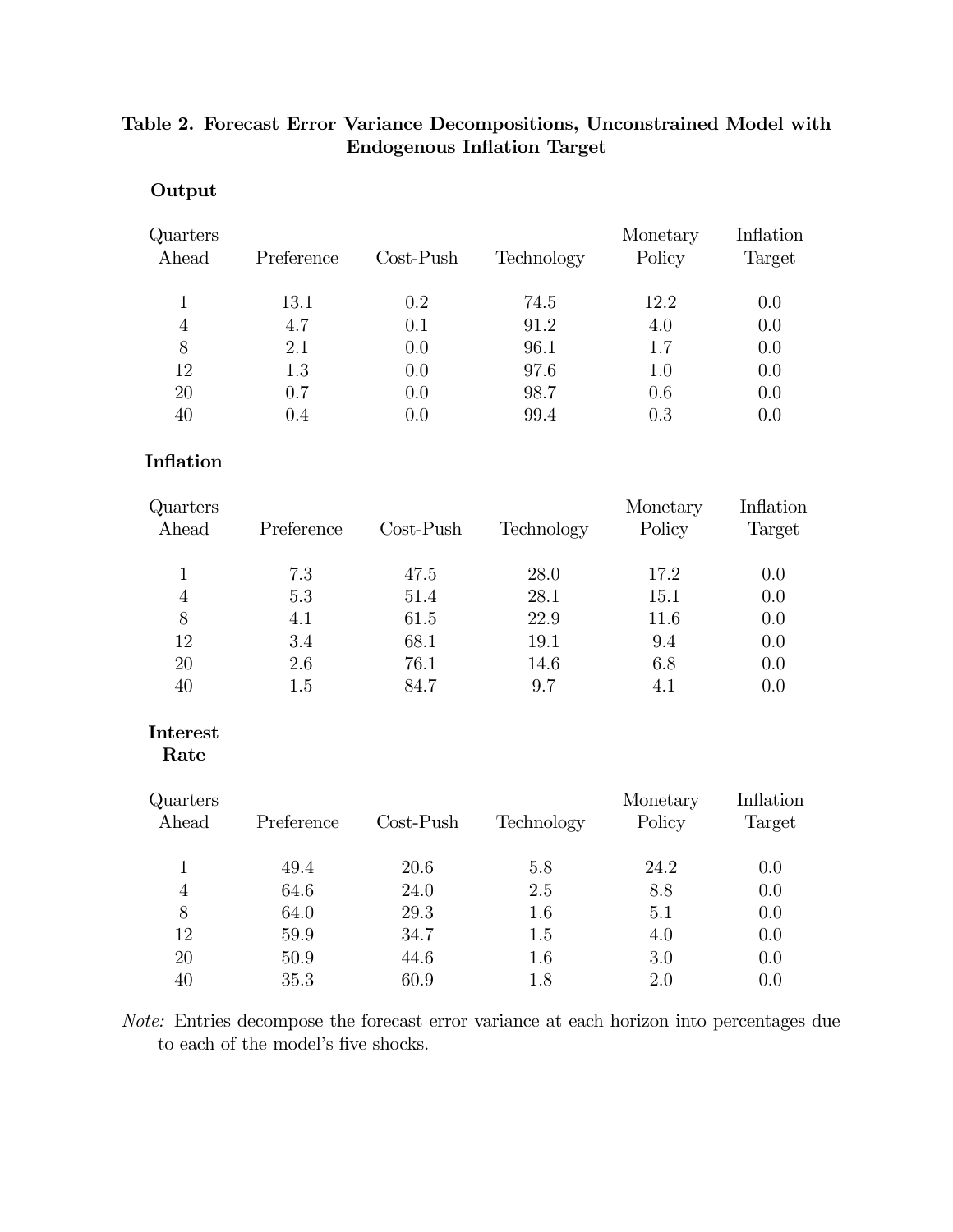**Table 2. Forecast Error Variance Decompositions, Unconstrained Model with Endogenous Inflation Target**

**Output**

| Quarters Ahead | Preference | Cost-Push | Technology | Monetary Policy | Inflation Target |
|---|---|---|---|---|---|
| 1 | 13.1 | 0.2 | 74.5 | 12.2 | 0.0 |
| 4 | 4.7 | 0.1 | 91.2 | 4.0 | 0.0 |
| 8 | 2.1 | 0.0 | 96.1 | 1.7 | 0.0 |
| 12 | 1.3 | 0.0 | 97.6 | 1.0 | 0.0 |
| 20 | 0.7 | 0.0 | 98.7 | 0.6 | 0.0 |
| 40 | 0.4 | 0.0 | 99.4 | 0.3 | 0.0 |

**Inflation**

| Quarters Ahead | Preference | Cost-Push | Technology | Monetary Policy | Inflation Target |
|---|---|---|---|---|---|
| 1 | 7.3 | 47.5 | 28.0 | 17.2 | 0.0 |
| 4 | 5.3 | 51.4 | 28.1 | 15.1 | 0.0 |
| 8 | 4.1 | 61.5 | 22.9 | 11.6 | 0.0 |
| 12 | 3.4 | 68.1 | 19.1 | 9.4 | 0.0 |
| 20 | 2.6 | 76.1 | 14.6 | 6.8 | 0.0 |
| 40 | 1.5 | 84.7 | 9.7 | 4.1 | 0.0 |

**Interest Rate**

| Quarters Ahead | Preference | Cost-Push | Technology | Monetary Policy | Inflation Target |
|---|---|---|---|---|---|
| 1 | 49.4 | 20.6 | 5.8 | 24.2 | 0.0 |
| 4 | 64.6 | 24.0 | 2.5 | 8.8 | 0.0 |
| 8 | 64.0 | 29.3 | 1.6 | 5.1 | 0.0 |
| 12 | 59.9 | 34.7 | 1.5 | 4.0 | 0.0 |
| 20 | 50.9 | 44.6 | 1.6 | 3.0 | 0.0 |
| 40 | 35.3 | 60.9 | 1.8 | 2.0 | 0.0 |

*Note:* Entries decompose the forecast error variance at each horizon into percentages due to each of the model's five shocks.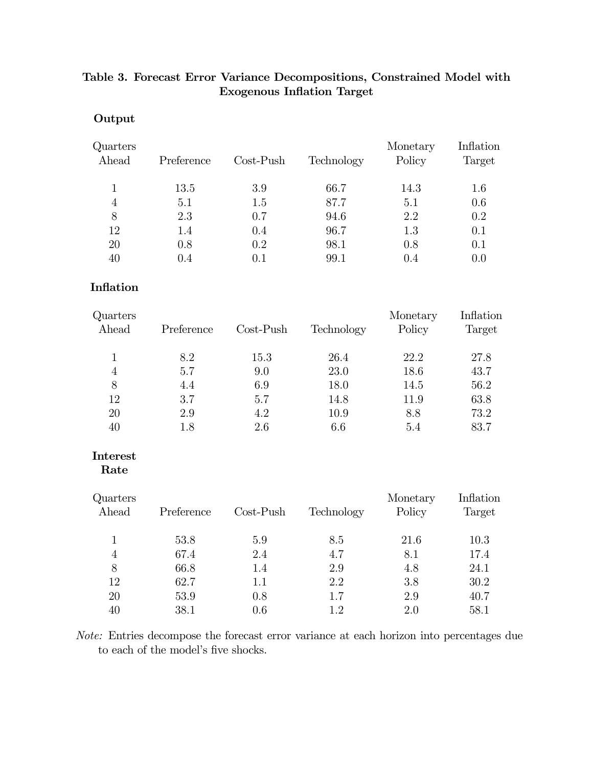**Table 3. Forecast Error Variance Decompositions, Constrained Model with Exogenous Inflation Target**

**Output**

| Quarters Ahead | Preference | Cost-Push | Technology | Monetary Policy | Inflation Target |
|---|---|---|---|---|---|
| 1 | 13.5 | 3.9 | 66.7 | 14.3 | 1.6 |
| 4 | 5.1 | 1.5 | 87.7 | 5.1 | 0.6 |
| 8 | 2.3 | 0.7 | 94.6 | 2.2 | 0.2 |
| 12 | 1.4 | 0.4 | 96.7 | 1.3 | 0.1 |
| 20 | 0.8 | 0.2 | 98.1 | 0.8 | 0.1 |
| 40 | 0.4 | 0.1 | 99.1 | 0.4 | 0.0 |

**Inflation**

| Quarters Ahead | Preference | Cost-Push | Technology | Monetary Policy | Inflation Target |
|---|---|---|---|---|---|
| 1 | 8.2 | 15.3 | 26.4 | 22.2 | 27.8 |
| 4 | 5.7 | 9.0 | 23.0 | 18.6 | 43.7 |
| 8 | 4.4 | 6.9 | 18.0 | 14.5 | 56.2 |
| 12 | 3.7 | 5.7 | 14.8 | 11.9 | 63.8 |
| 20 | 2.9 | 4.2 | 10.9 | 8.8 | 73.2 |
| 40 | 1.8 | 2.6 | 6.6 | 5.4 | 83.7 |

**Interest Rate**

| Quarters Ahead | Preference | Cost-Push | Technology | Monetary Policy | Inflation Target |
|---|---|---|---|---|---|
| 1 | 53.8 | 5.9 | 8.5 | 21.6 | 10.3 |
| 4 | 67.4 | 2.4 | 4.7 | 8.1 | 17.4 |
| 8 | 66.8 | 1.4 | 2.9 | 4.8 | 24.1 |
| 12 | 62.7 | 1.1 | 2.2 | 3.8 | 30.2 |
| 20 | 53.9 | 0.8 | 1.7 | 2.9 | 40.7 |
| 40 | 38.1 | 0.6 | 1.2 | 2.0 | 58.1 |

*Note:* Entries decompose the forecast error variance at each horizon into percentages due to each of the model's five shocks.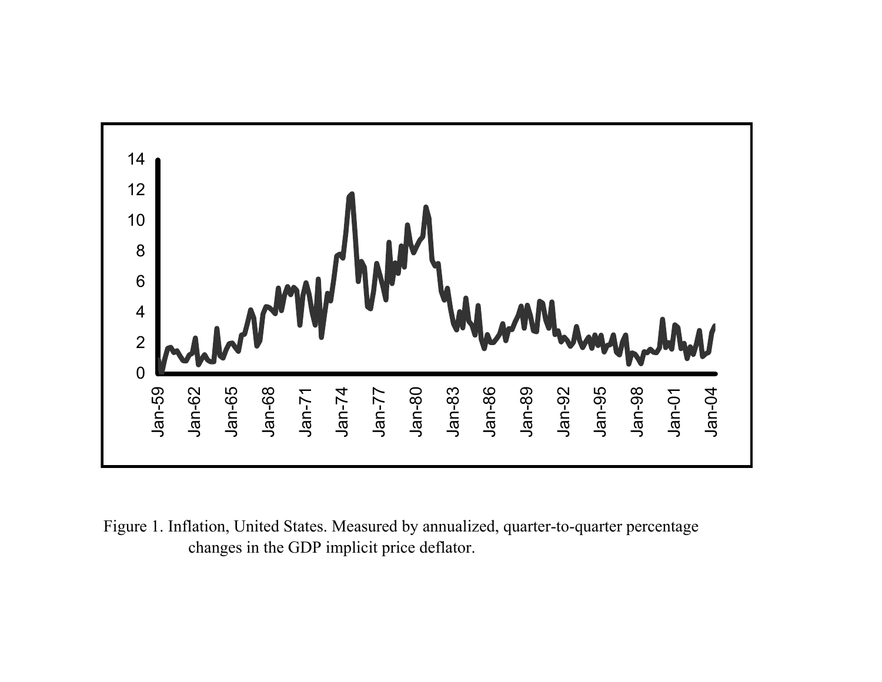14
12
10
8
6
4
2
0

Jan-59
Jan-62
Jan-65
Jan-68
Jan-71
Jan-74
Jan-77
Jan-80
Jan-83
Jan-86
Jan-89
Jan-92
Jan-95
Jan-98
Jan-01
Jan-04

Figure 1. Inflation, United States. Measured by annualized, quarter-to-quarter percentage changes in the GDP implicit price deflator.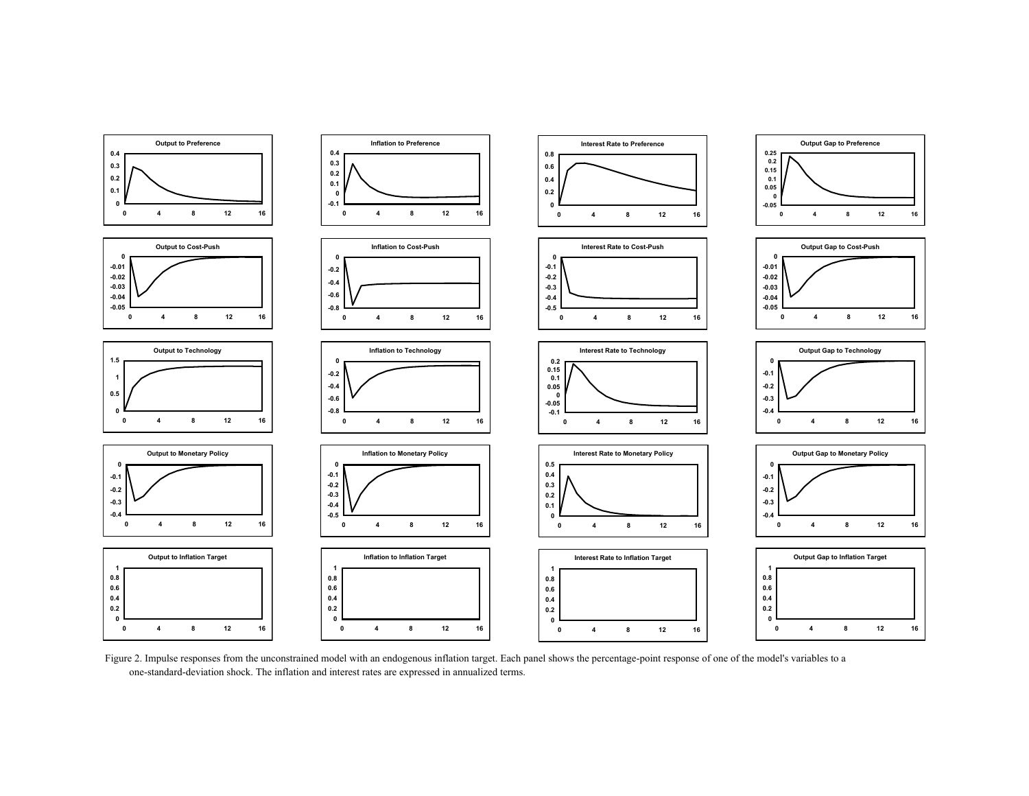Output to Preference

0.4
0.3
0.2
0.1
0

0 4 8 12 16

Inflation to Preference

0.4
0.3
0.2
0.1
0
-0.1

0 4 8 12 16

Interest Rate to Preference

0.8
0.6
0.4
0.2
0

0 4 8 12 16

Output Gap to Preference

0.25
0.2
0.15
0.1
0.05
0
-0.05

0 4 8 12 16

Output to Cost-Push

0
-0.01
-0.02
-0.03
-0.04
-0.05

0 4 8 12 16

Inflation to Cost-Push

0
-0.2
-0.4
-0.6
-0.8

0 4 8 12 16

Interest Rate to Cost-Push

0
-0.1
-0.2
-0.3
-0.4
-0.5

0 4 8 12 16

Output Gap to Cost-Push

0
-0.01
-0.02
-0.03
-0.04
-0.05

0 4 8 12 16

Output to Technology

1.5
1
0.5
0

0 4 8 12 16

Inflation to Technology

0
-0.2
-0.4
-0.6
-0.8

0 4 8 12 16

Interest Rate to Technology

0.2
0.15
0.1
0.05
0
-0.05
-0.1

0 4 8 12 16

Output Gap to Technology

0
-0.1
-0.2
-0.3
-0.4

0 4 8 12 16

Output to Monetary Policy

0
-0.1
-0.2
-0.3
-0.4

0 4 8 12 16

Inflation to Monetary Policy

0
-0.1
-0.2
-0.3
-0.4
-0.5

0 4 8 12 16

Interest Rate to Monetary Policy

0.5
0.4
0.3
0.2
0.1
0

0 4 8 12 16

Output Gap to Monetary Policy

0
-0.1
-0.2
-0.3
-0.4

0 4 8 12 16

Output to Inflation Target

1
0.8
0.6
0.4
0.2
0

0 4 8 12 16

Inflation to Inflation Target

1
0.8
0.6
0.4
0.2
0

0 4 8 12 16

Interest Rate to Inflation Target

1
0.8
0.6
0.4
0.2
0

0 4 8 12 16

Output Gap to Inflation Target

1
0.8
0.6
0.4
0.2
0

0 4 8 12 16

Figure 2. Impulse responses from the unconstrained model with an endogenous inflation target. Each panel shows the percentage-point response of one of the model's variables to a one-standard-deviation shock. The inflation and interest rates are expressed in annualized terms.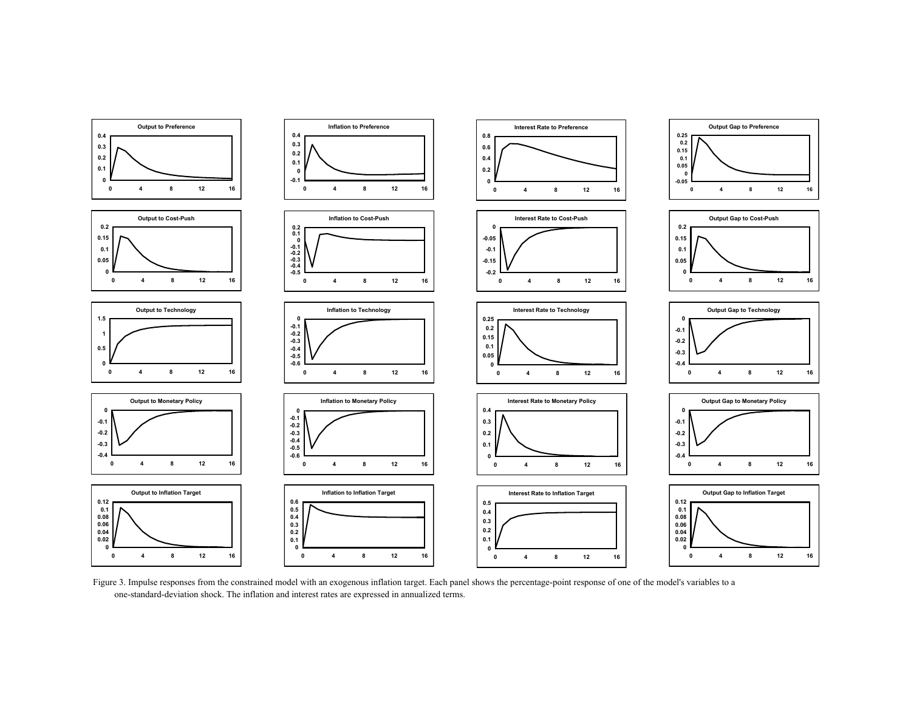Output to Preference
0.4
0.3
0.2
0.1
0
0 4 8 12 16

Inflation to Preference
0.4
0.3
0.2
0.1
0
-0.1
0 4 8 12 16

Interest Rate to Preference
0.8
0.6
0.4
0.2
0
0 4 8 12 16

Output Gap to Preference
0.25
0.2
0.15
0.1
0.05
0
-0.05
0 4 8 12 16

Output to Cost-Push
0.2
0.15
0.1
0.05
0
0 4 8 12 16

Inflation to Cost-Push
0.2
0.1
0
-0.1
-0.2
-0.3
-0.4
-0.5
0 4 8 12 16

Interest Rate to Cost-Push
0
-0.05
-0.1
-0.15
-0.2
0 4 8 12 16

Output Gap to Cost-Push
0.2
0.15
0.1
0.05
0
0 4 8 12 16

Output to Technology
1.5
1
0.5
0
0 4 8 12 16

Inflation to Technology
0
-0.1
-0.2
-0.3
-0.4
-0.5
-0.6
0 4 8 12 16

Interest Rate to Technology
0.25
0.2
0.15
0.1
0.05
0
0 4 8 12 16

Output Gap to Technology
0
-0.1
-0.2
-0.3
-0.4
0 4 8 12 16

Output to Monetary Policy
0
-0.1
-0.2
-0.3
-0.4
0 4 8 12 16

Inflation to Monetary Policy
0
-0.1
-0.2
-0.3
-0.4
-0.5
-0.6
0 4 8 12 16

Interest Rate to Monetary Policy
0.4
0.3
0.2
0.1
0
0 4 8 12 16

Output Gap to Monetary Policy
0
-0.1
-0.2
-0.3
-0.4
0 4 8 12 16

Output to Inflation Target
0.12
0.1
0.08
0.06
0.04
0.02
0
0 4 8 12 16

Inflation to Inflation Target
0.6
0.5
0.4
0.3
0.2
0.1
0
0 4 8 12 16

Interest Rate to Inflation Target
0.5
0.4
0.3
0.2
0.1
0
0 4 8 12 16

Output Gap to Inflation Target
0.12
0.1
0.08
0.06
0.04
0.02
0
0 4 8 12 16

Figure 3. Impulse responses from the constrained model with an exogenous inflation target. Each panel shows the percentage-point response of one of the model's variables to a one-standard-deviation shock. The inflation and interest rates are expressed in annualized terms.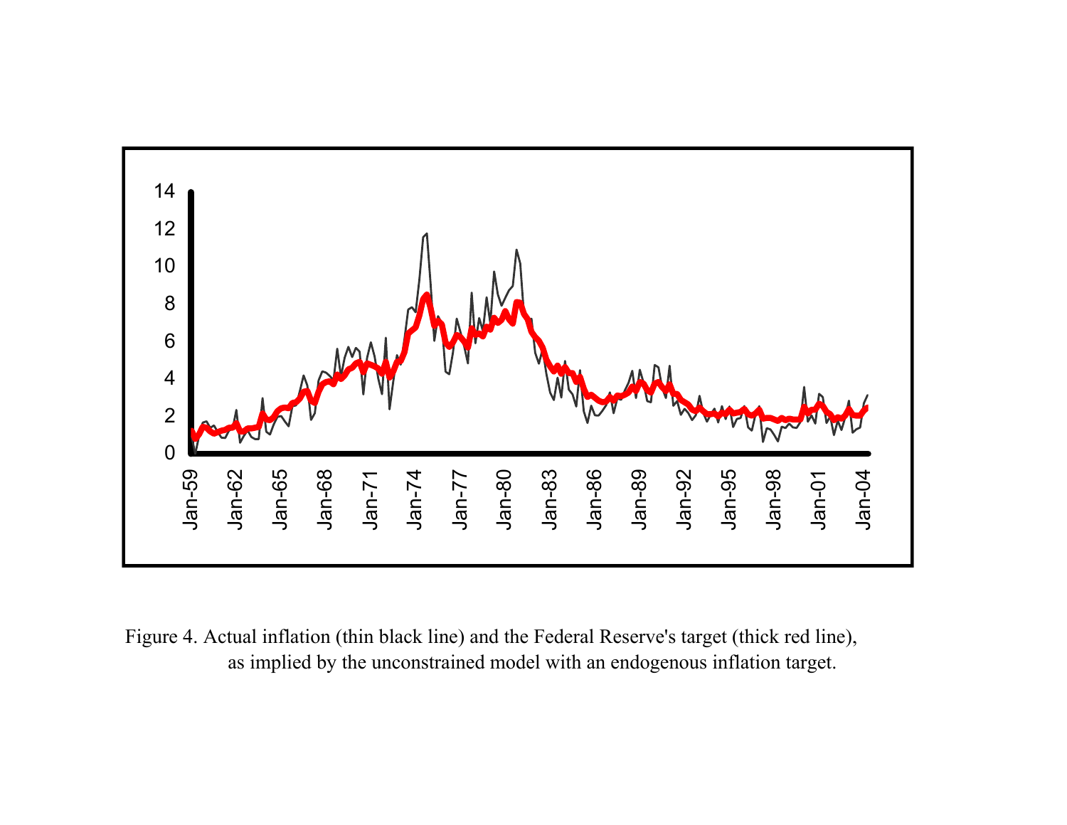14
12
10
8
6
4
2
0

Jan-59
Jan-62
Jan-65
Jan-68
Jan-71
Jan-74
Jan-77
Jan-80
Jan-83
Jan-86
Jan-89
Jan-92
Jan-95
Jan-98
Jan-01
Jan-04

Figure 4. Actual inflation (thin black line) and the Federal Reserve's target (thick red line), as implied by the unconstrained model with an endogenous inflation target.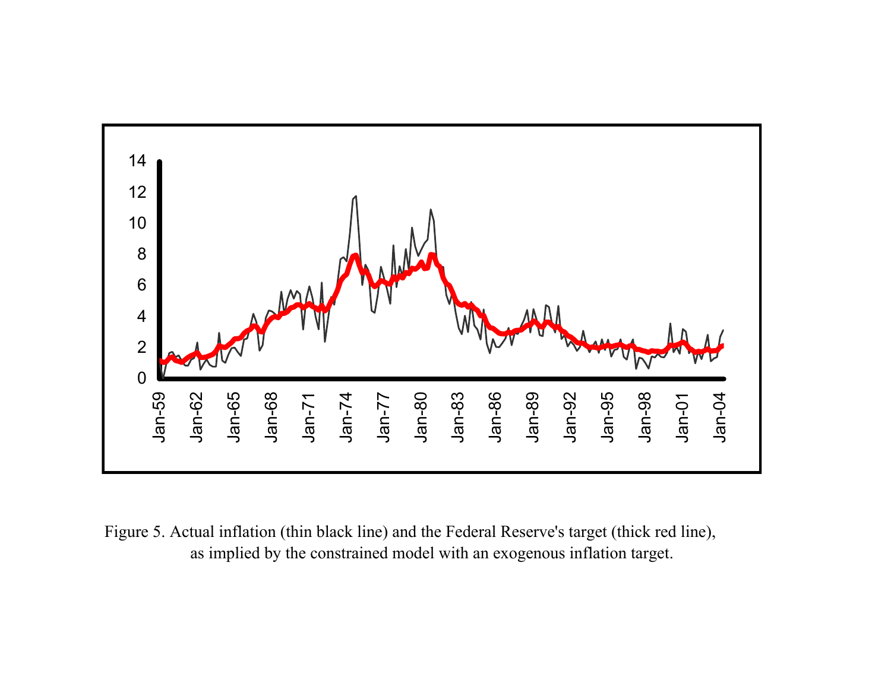14
12
10
8
6
4
2
0

Jan-59
Jan-62
Jan-65
Jan-68
Jan-71
Jan-74
Jan-77
Jan-80
Jan-83
Jan-86
Jan-89
Jan-92
Jan-95
Jan-98
Jan-01
Jan-04

Figure 5. Actual inflation (thin black line) and the Federal Reserve's target (thick red line), as implied by the constrained model with an exogenous inflation target.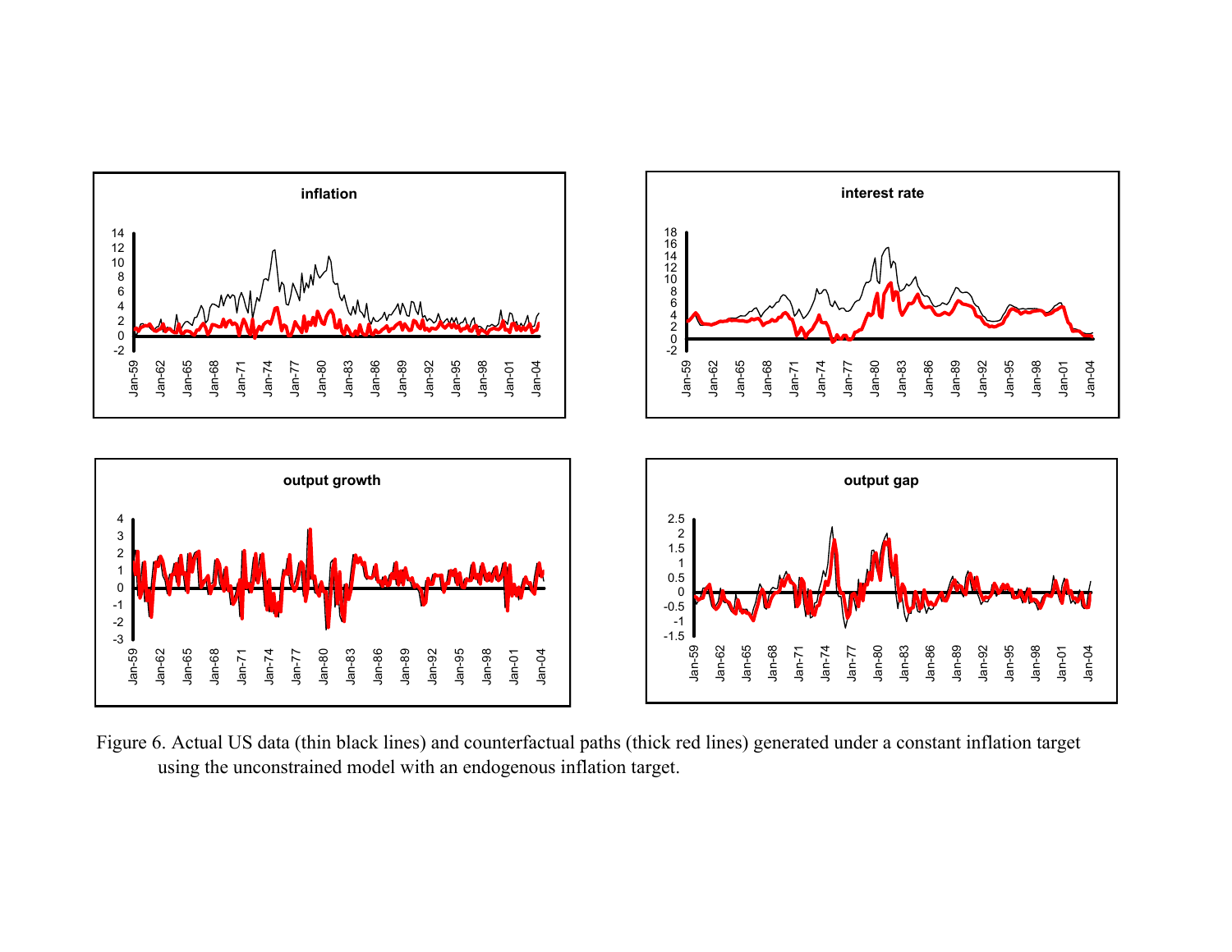inflation

14
12
10
8
6
4
2
0
-2

Jan-59 Jan-62 Jan-65 Jan-68 Jan-71 Jan-74 Jan-77 Jan-80 Jan-83 Jan-86 Jan-89 Jan-92 Jan-95 Jan-98 Jan-01 Jan-04

interest rate

18
16
14
12
10
8
6
4
2
0
-2

Jan-59 Jan-62 Jan-65 Jan-68 Jan-71 Jan-74 Jan-77 Jan-80 Jan-83 Jan-86 Jan-89 Jan-92 Jan-95 Jan-98 Jan-01 Jan-04

output growth

4
3
2
1
0
-1
-2
-3

Jan-59 Jan-62 Jan-65 Jan-68 Jan-71 Jan-74 Jan-77 Jan-80 Jan-83 Jan-86 Jan-89 Jan-92 Jan-95 Jan-98 Jan-01 Jan-04

output gap

2.5
2
1.5
1
0.5
0
-0.5
-1
-1.5

Jan-59 Jan-62 Jan-65 Jan-68 Jan-71 Jan-74 Jan-77 Jan-80 Jan-83 Jan-86 Jan-89 Jan-92 Jan-95 Jan-98 Jan-01 Jan-04

Figure 6. Actual US data (thin black lines) and counterfactual paths (thick red lines) generated under a constant inflation target using the unconstrained model with an endogenous inflation target.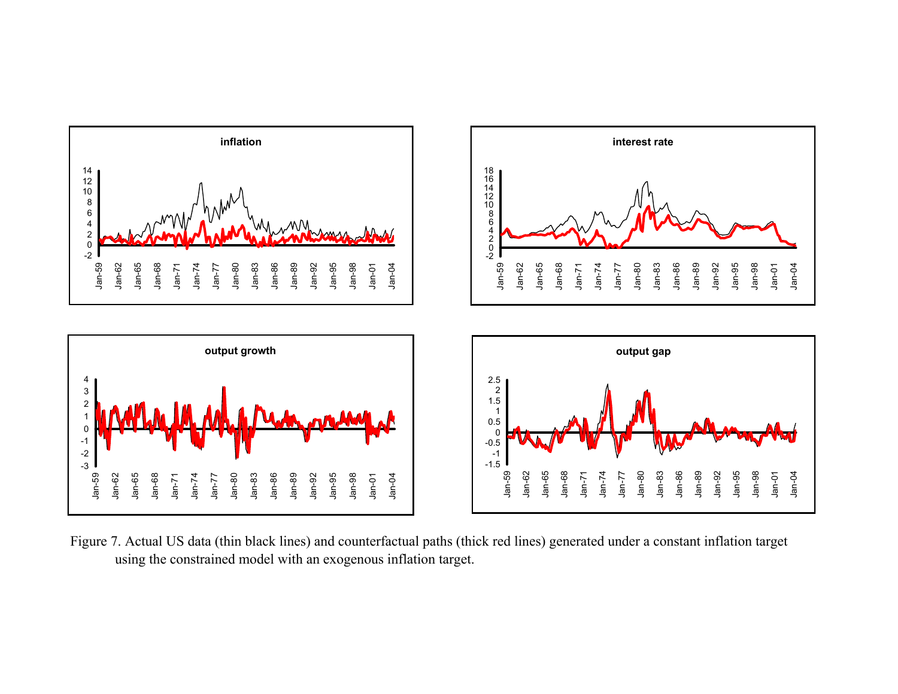inflation

14
12
10
8
6
4
2
0
-2

Jan-59 Jan-62 Jan-65 Jan-68 Jan-71 Jan-74 Jan-77 Jan-80 Jan-83 Jan-86 Jan-89 Jan-92 Jan-95 Jan-98 Jan-01 Jan-04

interest rate

18
16
14
12
10
8
6
4
2
0
-2

Jan-59 Jan-62 Jan-65 Jan-68 Jan-71 Jan-74 Jan-77 Jan-80 Jan-83 Jan-86 Jan-89 Jan-92 Jan-95 Jan-98 Jan-01 Jan-04

output growth

4
3
2
1
0
-1
-2
-3

Jan-59 Jan-62 Jan-65 Jan-68 Jan-71 Jan-74 Jan-77 Jan-80 Jan-83 Jan-86 Jan-89 Jan-92 Jan-95 Jan-98 Jan-01 Jan-04

output gap

2.5
2
1.5
1
0.5
0
-0.5
-1
-1.5

Jan-59 Jan-62 Jan-65 Jan-68 Jan-71 Jan-74 Jan-77 Jan-80 Jan-83 Jan-86 Jan-89 Jan-92 Jan-95 Jan-98 Jan-01 Jan-04

Figure 7. Actual US data (thin black lines) and counterfactual paths (thick red lines) generated under a constant inflation target using the constrained model with an exogenous inflation target.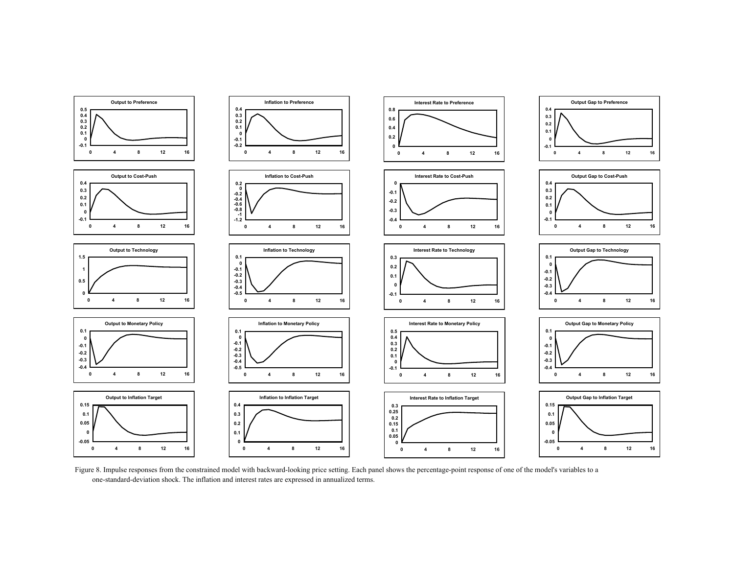Output to Preference
0.5
0.4
0.3
0.2
0.1
0
-0.1
0 4 8 12 16

Inflation to Preference
0.4
0.3
0.2
0.1
0
-0.1
-0.2
0 4 8 12 16

Interest Rate to Preference
0.8
0.6
0.4
0.2
0
0 4 8 12 16

Output Gap to Preference
0.4
0.3
0.2
0.1
0
-0.1
0 4 8 12 16

Output to Cost-Push
0.4
0.3
0.2
0.1
0
-0.1
0 4 8 12 16

Inflation to Cost-Push
0.2
0
-0.2
-0.4
-0.6
-0.8
-1
-1.2
0 4 8 12 16

Interest Rate to Cost-Push
0
-0.1
-0.2
-0.3
-0.4
0 4 8 12 16

Output Gap to Cost-Push
0.4
0.3
0.2
0.1
0
-0.1
0 4 8 12 16

Output to Technology
1.5
1
0.5
0
0 4 8 12 16

Inflation to Technology
0.1
0
-0.1
-0.2
-0.3
-0.4
-0.5
0 4 8 12 16

Interest Rate to Technology
0.3
0.2
0.1
0
-0.1
0 4 8 12 16

Output Gap to Technology
0.1
0
-0.1
-0.2
-0.3
-0.4
0 4 8 12 16

Output to Monetary Policy
0.1
0
-0.1
-0.2
-0.3
-0.4
0 4 8 12 16

Inflation to Monetary Policy
0.1
0
-0.1
-0.2
-0.3
-0.4
-0.5
0 4 8 12 16

Interest Rate to Monetary Policy
0.5
0.4
0.3
0.2
0.1
0
-0.1
0 4 8 12 16

Output Gap to Monetary Policy
0.1
0
-0.1
-0.2
-0.3
-0.4
0 4 8 12 16

Output to Inflation Target
0.15
0.1
0.05
0
-0.05
0 4 8 12 16

Inflation to Inflation Target
0.4
0.3
0.2
0.1
0
0 4 8 12 16

Interest Rate to Inflation Target
0.3
0.25
0.2
0.15
0.1
0.05
0
0 4 8 12 16

Output Gap to Inflation Target
0.15
0.1
0.05
0
-0.05
0 4 8 12 16

Figure 8. Impulse responses from the constrained model with backward-looking price setting. Each panel shows the percentage-point response of one of the model's variables to a one-standard-deviation shock. The inflation and interest rates are expressed in annualized terms.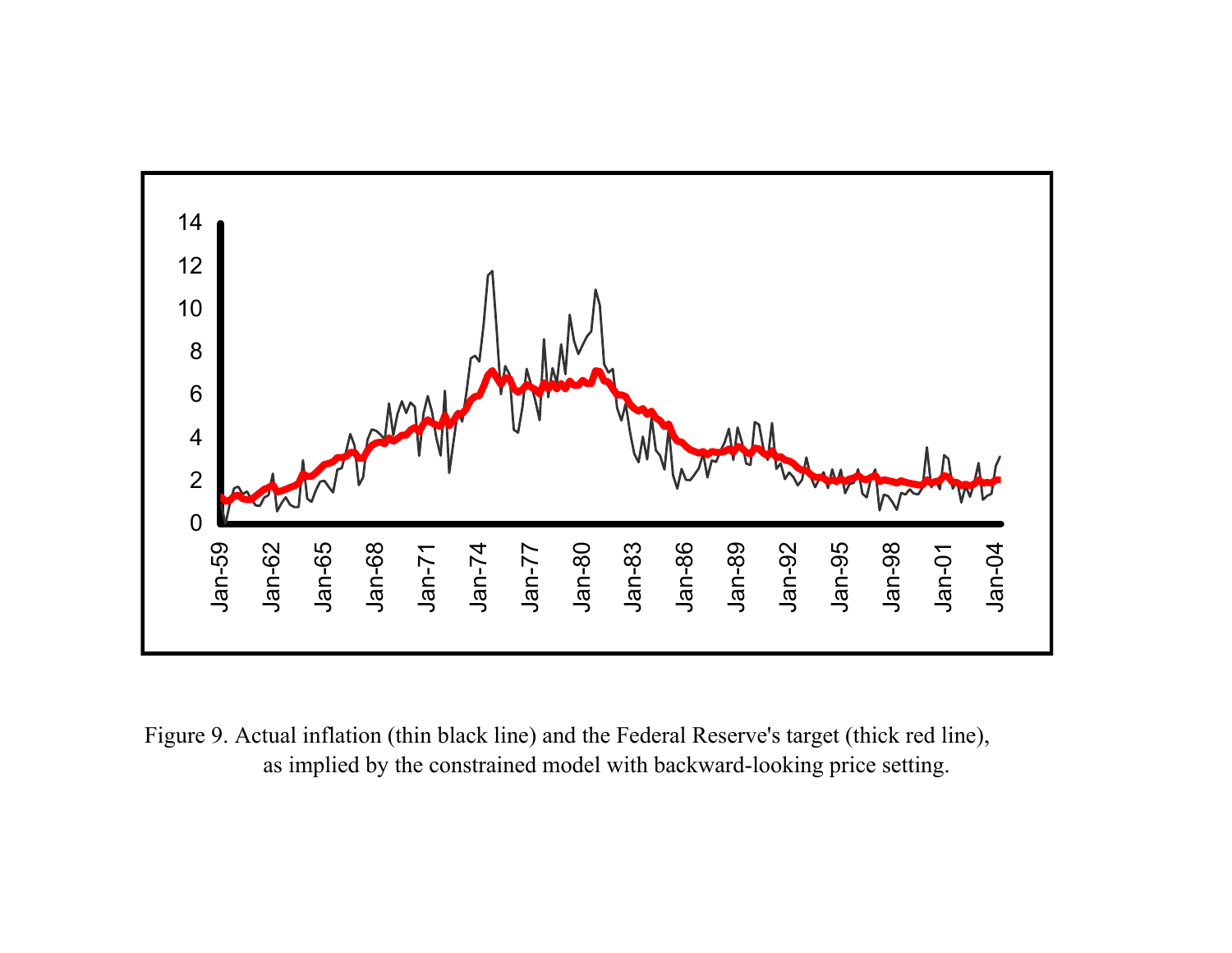14
12
10
8
6
4
2
0

Jan-59
Jan-62
Jan-65
Jan-68
Jan-71
Jan-74
Jan-77
Jan-80
Jan-83
Jan-86
Jan-89
Jan-92
Jan-95
Jan-98
Jan-01
Jan-04

Figure 9. Actual inflation (thin black line) and the Federal Reserve's target (thick red line), as implied by the constrained model with backward-looking price setting.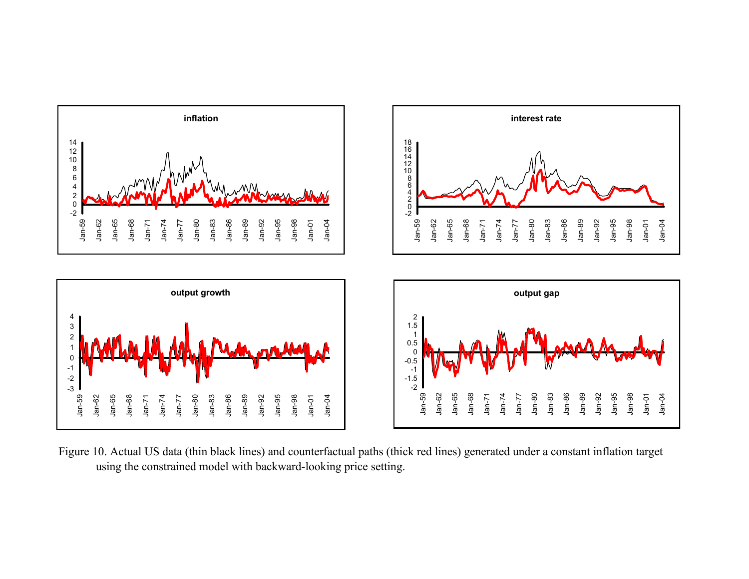inflation

14
12
10
8
6
4
2
0
-2

Jan-59 Jan-62 Jan-65 Jan-68 Jan-71 Jan-74 Jan-77 Jan-80 Jan-83 Jan-86 Jan-89 Jan-92 Jan-95 Jan-98 Jan-01 Jan-04

interest rate

18
16
14
12
10
8
6
4
2
0
-2

Jan-59 Jan-62 Jan-65 Jan-68 Jan-71 Jan-74 Jan-77 Jan-80 Jan-83 Jan-86 Jan-89 Jan-92 Jan-95 Jan-98 Jan-01 Jan-04

output growth

4
3
2
1
0
-1
-2
-3

Jan-59 Jan-62 Jan-65 Jan-68 Jan-71 Jan-74 Jan-77 Jan-80 Jan-83 Jan-86 Jan-89 Jan-92 Jan-95 Jan-98 Jan-01 Jan-04

output gap

2
1.5
1
0.5
0
-0.5
-1
-1.5
-2

Jan-59 Jan-62 Jan-65 Jan-68 Jan-71 Jan-74 Jan-77 Jan-80 Jan-83 Jan-86 Jan-89 Jan-92 Jan-95 Jan-98 Jan-01 Jan-04

Figure 10. Actual US data (thin black lines) and counterfactual paths (thick red lines) generated under a constant inflation target using the constrained model with backward-looking price setting.